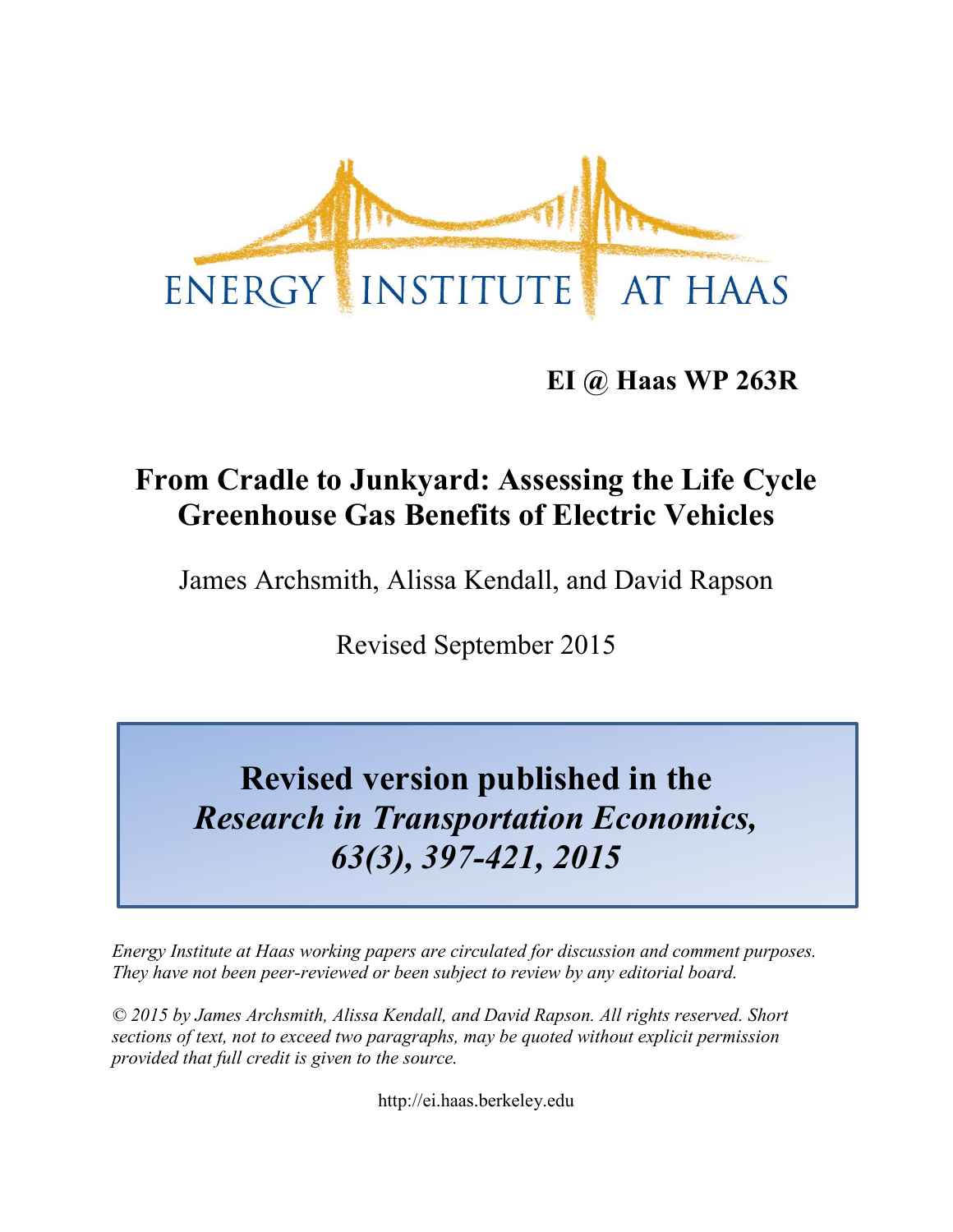ENERGY INSTITUTE AT HAAS

**EI @ Haas WP 263R**

# From Cradle to Junkyard: Assessing the Life Cycle Greenhouse Gas Benefits of Electric Vehicles

James Archsmith, Alissa Kendall, and David Rapson

Revised September 2015

**Revised version published in the *Research in Transportation Economics, 63(3), 397-421, 2015***

*Energy Institute at Haas working papers are circulated for discussion and comment purposes. They have not been peer-reviewed or been subject to review by any editorial board.*

*© 2015 by James Archsmith, Alissa Kendall, and David Rapson. All rights reserved. Short sections of text, not to exceed two paragraphs, may be quoted without explicit permission provided that full credit is given to the source.*

http://ei.haas.berkeley.edu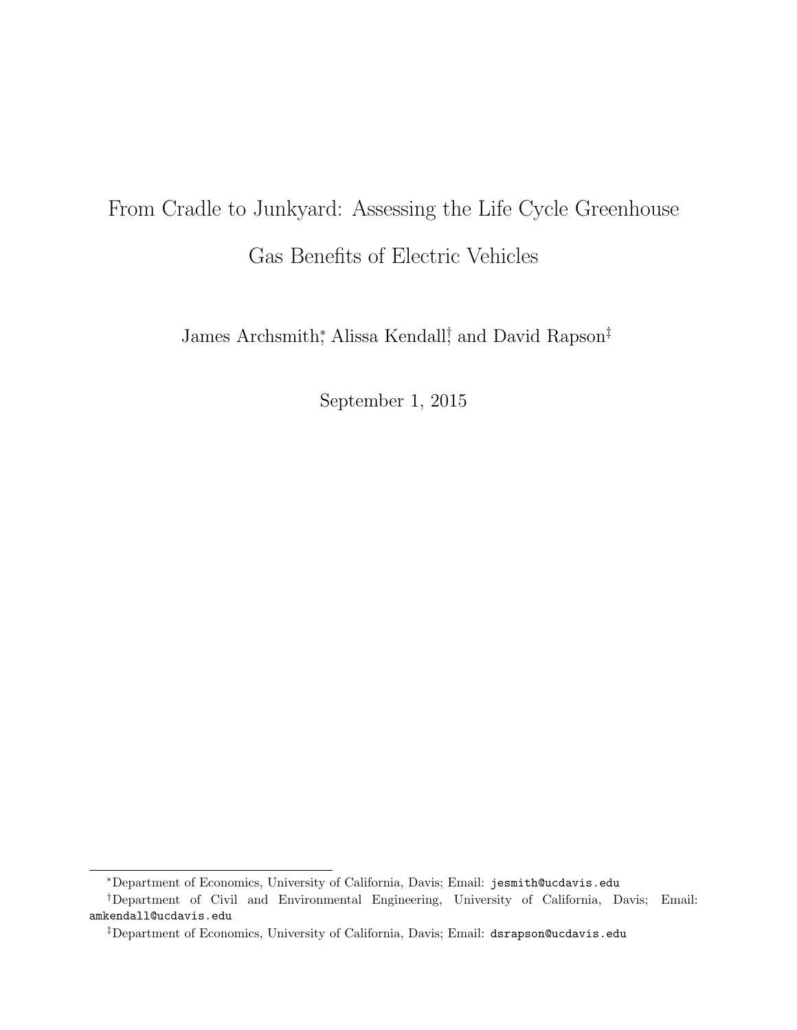# From Cradle to Junkyard: Assessing the Life Cycle Greenhouse Gas Benefits of Electric Vehicles

James Archsmith[*], Alissa Kendall[†], and David Rapson[‡]

September 1, 2015

---

[*] Department of Economics, University of California, Davis; Email: jesmith@ucdavis.edu

[†] Department of Civil and Environmental Engineering, University of California, Davis; Email: amkendall@ucdavis.edu

[‡] Department of Economics, University of California, Davis; Email: dsrapson@ucdavis.edu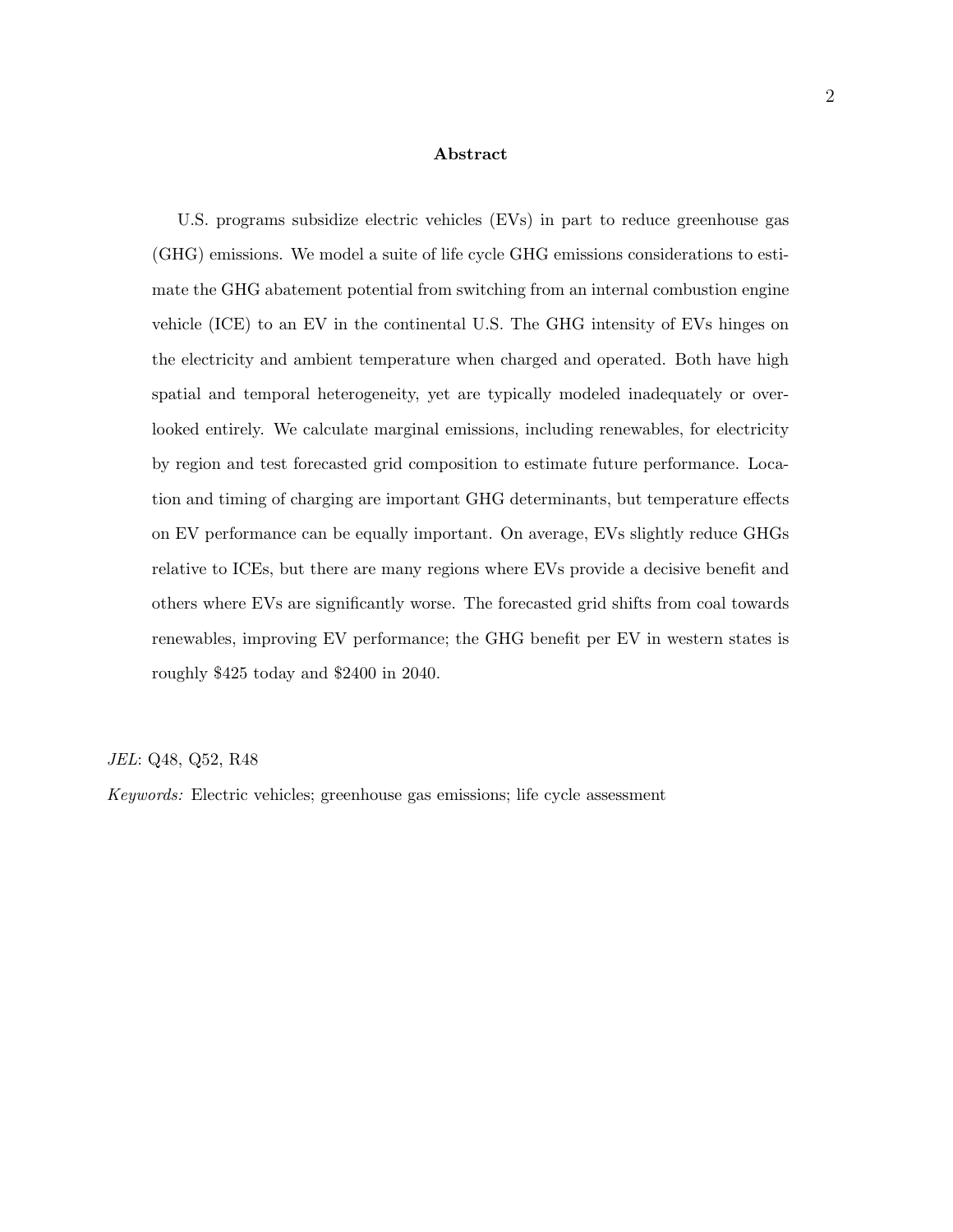## Abstract

U.S. programs subsidize electric vehicles (EVs) in part to reduce greenhouse gas (GHG) emissions. We model a suite of life cycle GHG emissions considerations to estimate the GHG abatement potential from switching from an internal combustion engine vehicle (ICE) to an EV in the continental U.S. The GHG intensity of EVs hinges on the electricity and ambient temperature when charged and operated. Both have high spatial and temporal heterogeneity, yet are typically modeled inadequately or overlooked entirely. We calculate marginal emissions, including renewables, for electricity by region and test forecasted grid composition to estimate future performance. Location and timing of charging are important GHG determinants, but temperature effects on EV performance can be equally important. On average, EVs slightly reduce GHGs relative to ICEs, but there are many regions where EVs provide a decisive benefit and others where EVs are significantly worse. The forecasted grid shifts from coal towards renewables, improving EV performance; the GHG benefit per EV in western states is roughly $425 today and $2400 in 2040.

*JEL*: Q48, Q52, R48

*Keywords:* Electric vehicles; greenhouse gas emissions; life cycle assessment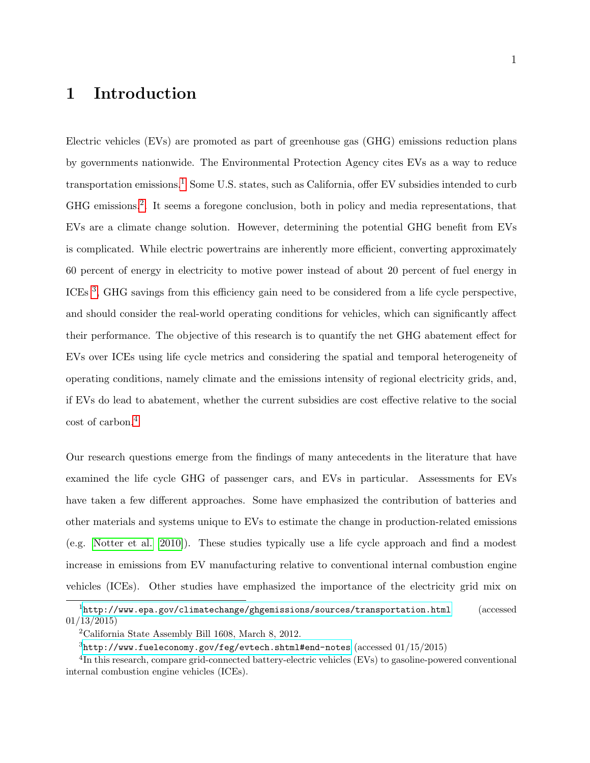# 1 Introduction

Electric vehicles (EVs) are promoted as part of greenhouse gas (GHG) emissions reduction plans by governments nationwide. The Environmental Protection Agency cites EVs as a way to reduce transportation emissions.[1] Some U.S. states, such as California, offer EV subsidies intended to curb GHG emissions.[2]. It seems a foregone conclusion, both in policy and media representations, that EVs are a climate change solution. However, determining the potential GHG benefit from EVs is complicated. While electric powertrains are inherently more efficient, converting approximately 60 percent of energy in electricity to motive power instead of about 20 percent of fuel energy in ICEs [3], GHG savings from this efficiency gain need to be considered from a life cycle perspective, and should consider the real-world operating conditions for vehicles, which can significantly affect their performance. The objective of this research is to quantify the net GHG abatement effect for EVs over ICEs using life cycle metrics and considering the spatial and temporal heterogeneity of operating conditions, namely climate and the emissions intensity of regional electricity grids, and, if EVs do lead to abatement, whether the current subsidies are cost effective relative to the social cost of carbon.[4]

Our research questions emerge from the findings of many antecedents in the literature that have examined the life cycle GHG of passenger cars, and EVs in particular. Assessments for EVs have taken a few different approaches. Some have emphasized the contribution of batteries and other materials and systems unique to EVs to estimate the change in production-related emissions (e.g. Notter et al. [2010]). These studies typically use a life cycle approach and find a modest increase in emissions from EV manufacturing relative to conventional internal combustion engine vehicles (ICEs). Other studies have emphasized the importance of the electricity grid mix on

[1] http://www.epa.gov/climatechange/ghgemissions/sources/transportation.html (accessed 01/13/2015)

[2] California State Assembly Bill 1608, March 8, 2012.

[3] http://www.fueleconomy.gov/feg/evtech.shtml#end-notes (accessed 01/15/2015)

[4] In this research, compare grid-connected battery-electric vehicles (EVs) to gasoline-powered conventional internal combustion engine vehicles (ICEs).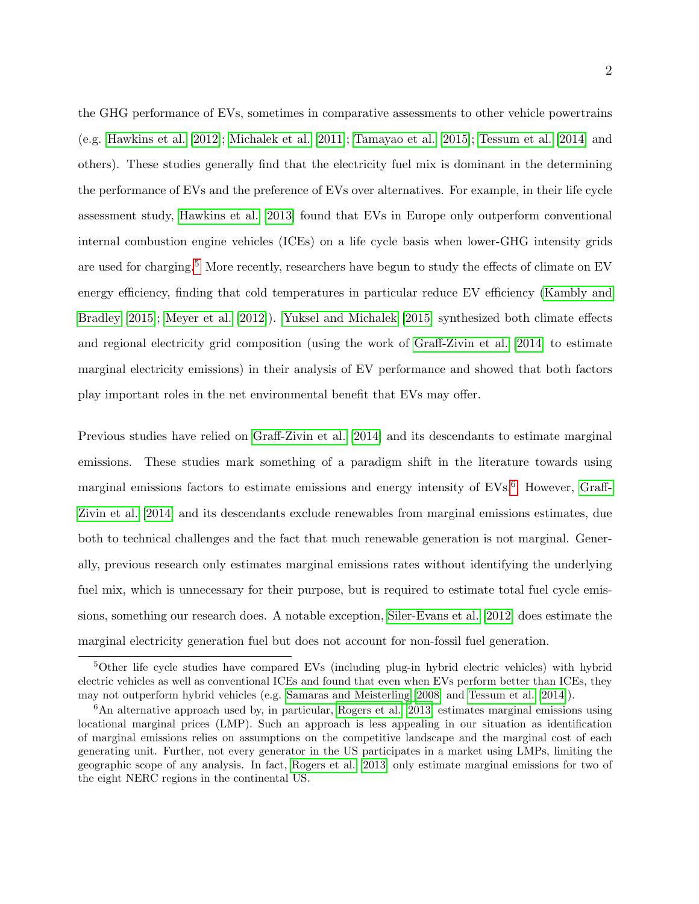the GHG performance of EVs, sometimes in comparative assessments to other vehicle powertrains (e.g. Hawkins et al. [2012]; Michalek et al. [2011]; Tamayao et al. [2015]; Tessum et al. [2014] and others). These studies generally find that the electricity fuel mix is dominant in the determining the performance of EVs and the preference of EVs over alternatives. For example, in their life cycle assessment study, Hawkins et al. [2013] found that EVs in Europe only outperform conventional internal combustion engine vehicles (ICEs) on a life cycle basis when lower-GHG intensity grids are used for charging.[5] More recently, researchers have begun to study the effects of climate on EV energy efficiency, finding that cold temperatures in particular reduce EV efficiency (Kambly and Bradley [2015]; Meyer et al. [2012]). Yuksel and Michalek [2015] synthesized both climate effects and regional electricity grid composition (using the work of Graff-Zivin et al. [2014] to estimate marginal electricity emissions) in their analysis of EV performance and showed that both factors play important roles in the net environmental benefit that EVs may offer.

Previous studies have relied on Graff-Zivin et al. [2014] and its descendants to estimate marginal emissions. These studies mark something of a paradigm shift in the literature towards using marginal emissions factors to estimate emissions and energy intensity of EVs.[6] However, Graff-Zivin et al. [2014] and its descendants exclude renewables from marginal emissions estimates, due both to technical challenges and the fact that much renewable generation is not marginal. Generally, previous research only estimates marginal emissions rates without identifying the underlying fuel mix, which is unnecessary for their purpose, but is required to estimate total fuel cycle emissions, something our research does. A notable exception, Siler-Evans et al. [2012] does estimate the marginal electricity generation fuel but does not account for non-fossil fuel generation.

[5] Other life cycle studies have compared EVs (including plug-in hybrid electric vehicles) with hybrid electric vehicles as well as conventional ICEs and found that even when EVs perform better than ICEs, they may not outperform hybrid vehicles (e.g. Samaras and Meisterling [2008] and Tessum et al. [2014]).

[6] An alternative approach used by, in particular, Rogers et al. [2013] estimates marginal emissions using locational marginal prices (LMP). Such an approach is less appealing in our situation as identification of marginal emissions relies on assumptions on the competitive landscape and the marginal cost of each generating unit. Further, not every generator in the US participates in a market using LMPs, limiting the geographic scope of any analysis. In fact, Rogers et al. [2013] only estimate marginal emissions for two of the eight NERC regions in the continental US.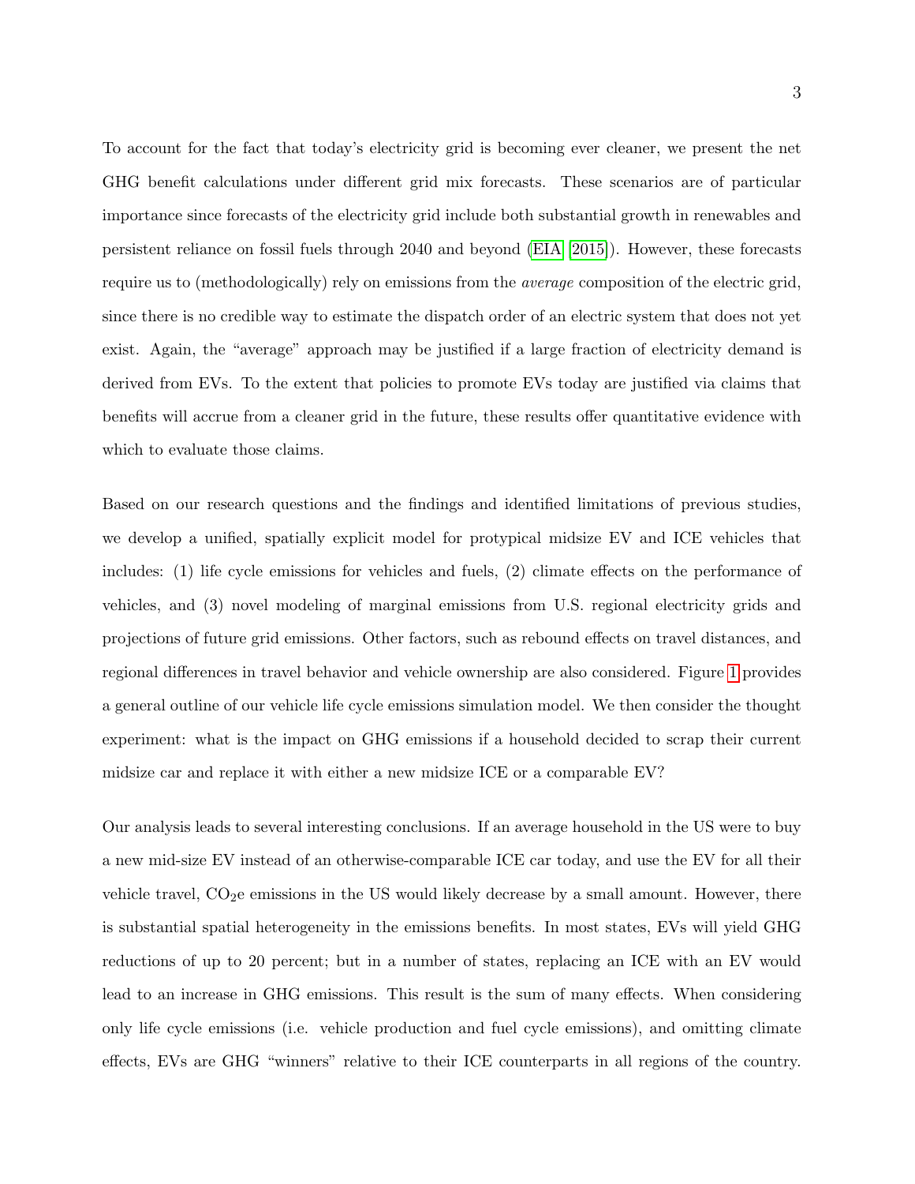To account for the fact that today's electricity grid is becoming ever cleaner, we present the net GHG benefit calculations under different grid mix forecasts. These scenarios are of particular importance since forecasts of the electricity grid include both substantial growth in renewables and persistent reliance on fossil fuels through 2040 and beyond (EIA [2015]). However, these forecasts require us to (methodologically) rely on emissions from the *average* composition of the electric grid, since there is no credible way to estimate the dispatch order of an electric system that does not yet exist. Again, the "average" approach may be justified if a large fraction of electricity demand is derived from EVs. To the extent that policies to promote EVs today are justified via claims that benefits will accrue from a cleaner grid in the future, these results offer quantitative evidence with which to evaluate those claims.

Based on our research questions and the findings and identified limitations of previous studies, we develop a unified, spatially explicit model for protypical midsize EV and ICE vehicles that includes: (1) life cycle emissions for vehicles and fuels, (2) climate effects on the performance of vehicles, and (3) novel modeling of marginal emissions from U.S. regional electricity grids and projections of future grid emissions. Other factors, such as rebound effects on travel distances, and regional differences in travel behavior and vehicle ownership are also considered. Figure 1 provides a general outline of our vehicle life cycle emissions simulation model. We then consider the thought experiment: what is the impact on GHG emissions if a household decided to scrap their current midsize car and replace it with either a new midsize ICE or a comparable EV?

Our analysis leads to several interesting conclusions. If an average household in the US were to buy a new mid-size EV instead of an otherwise-comparable ICE car today, and use the EV for all their vehicle travel, $CO_2$e emissions in the US would likely decrease by a small amount. However, there is substantial spatial heterogeneity in the emissions benefits. In most states, EVs will yield GHG reductions of up to 20 percent; but in a number of states, replacing an ICE with an EV would lead to an increase in GHG emissions. This result is the sum of many effects. When considering only life cycle emissions (i.e. vehicle production and fuel cycle emissions), and omitting climate effects, EVs are GHG "winners" relative to their ICE counterparts in all regions of the country.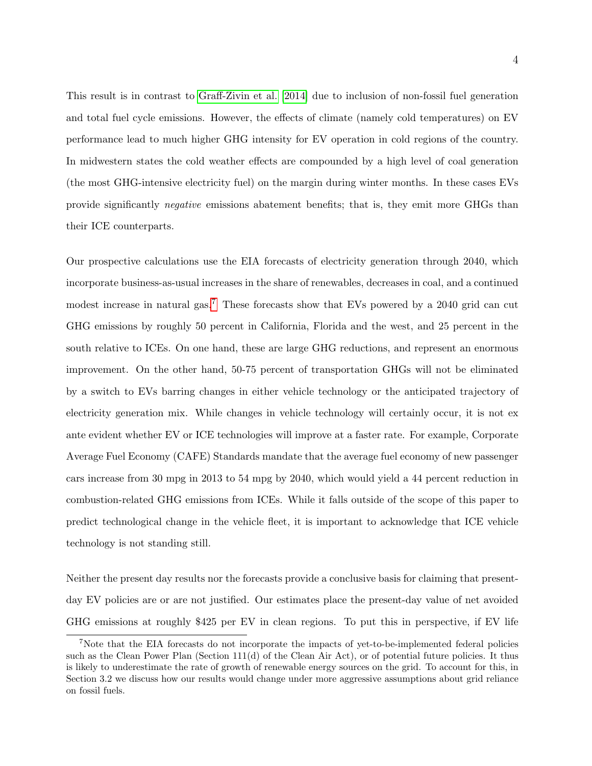This result is in contrast to Graff-Zivin et al. [2014] due to inclusion of non-fossil fuel generation and total fuel cycle emissions. However, the effects of climate (namely cold temperatures) on EV performance lead to much higher GHG intensity for EV operation in cold regions of the country. In midwestern states the cold weather effects are compounded by a high level of coal generation (the most GHG-intensive electricity fuel) on the margin during winter months. In these cases EVs provide significantly *negative* emissions abatement benefits; that is, they emit more GHGs than their ICE counterparts.

Our prospective calculations use the EIA forecasts of electricity generation through 2040, which incorporate business-as-usual increases in the share of renewables, decreases in coal, and a continued modest increase in natural gas.[7] These forecasts show that EVs powered by a 2040 grid can cut GHG emissions by roughly 50 percent in California, Florida and the west, and 25 percent in the south relative to ICEs. On one hand, these are large GHG reductions, and represent an enormous improvement. On the other hand, 50-75 percent of transportation GHGs will not be eliminated by a switch to EVs barring changes in either vehicle technology or the anticipated trajectory of electricity generation mix. While changes in vehicle technology will certainly occur, it is not ex ante evident whether EV or ICE technologies will improve at a faster rate. For example, Corporate Average Fuel Economy (CAFE) Standards mandate that the average fuel economy of new passenger cars increase from 30 mpg in 2013 to 54 mpg by 2040, which would yield a 44 percent reduction in combustion-related GHG emissions from ICEs. While it falls outside of the scope of this paper to predict technological change in the vehicle fleet, it is important to acknowledge that ICE vehicle technology is not standing still.

Neither the present day results nor the forecasts provide a conclusive basis for claiming that present-day EV policies are or are not justified. Our estimates place the present-day value of net avoided GHG emissions at roughly $425 per EV in clean regions. To put this in perspective, if EV life

[7] Note that the EIA forecasts do not incorporate the impacts of yet-to-be-implemented federal policies such as the Clean Power Plan (Section 111(d) of the Clean Air Act), or of potential future policies. It thus is likely to underestimate the rate of growth of renewable energy sources on the grid. To account for this, in Section 3.2 we discuss how our results would change under more aggressive assumptions about grid reliance on fossil fuels.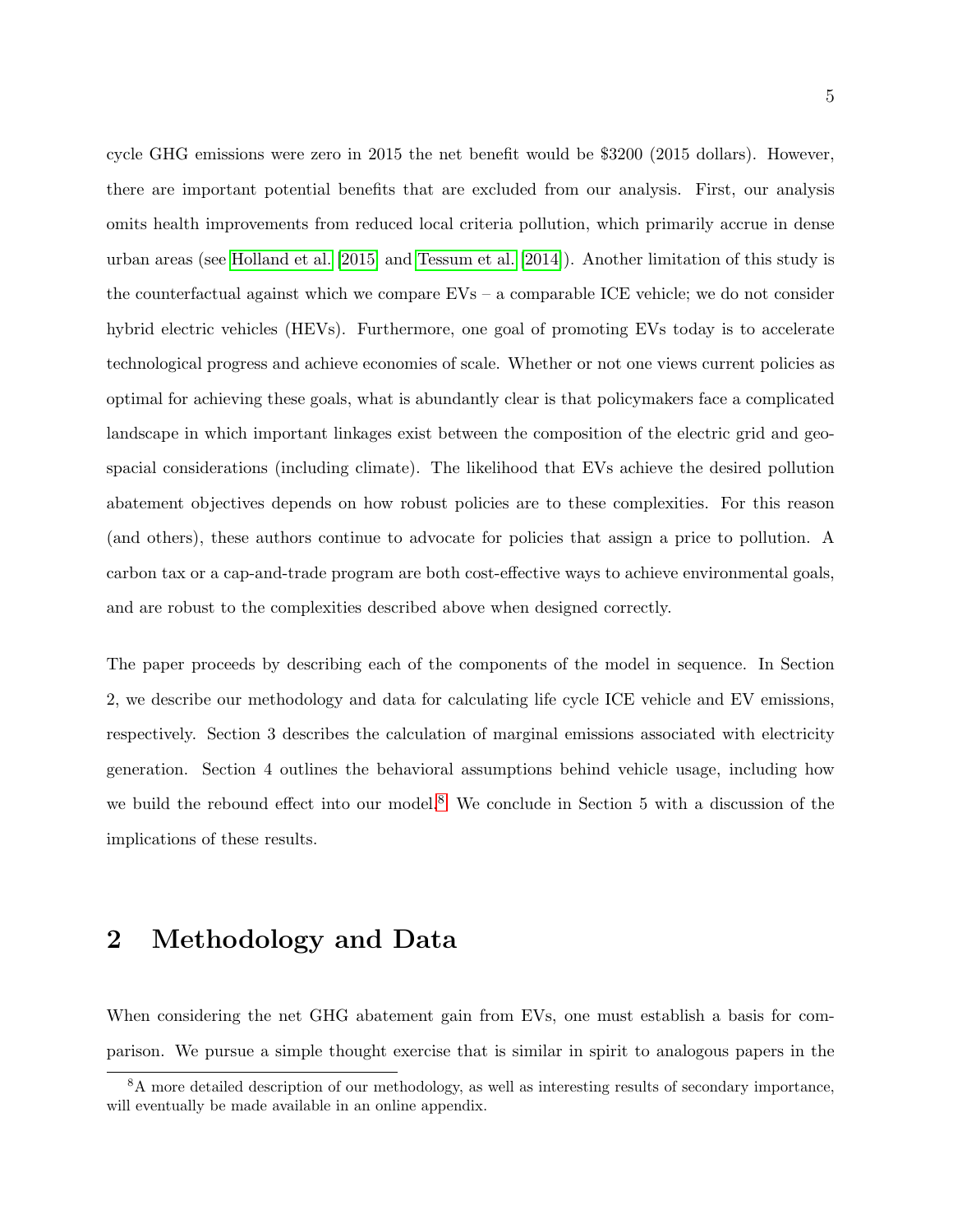cycle GHG emissions were zero in 2015 the net benefit would be $3200 (2015 dollars). However, there are important potential benefits that are excluded from our analysis. First, our analysis omits health improvements from reduced local criteria pollution, which primarily accrue in dense urban areas (see Holland et al. [2015] and Tessum et al. [2014]). Another limitation of this study is the counterfactual against which we compare EVs – a comparable ICE vehicle; we do not consider hybrid electric vehicles (HEVs). Furthermore, one goal of promoting EVs today is to accelerate technological progress and achieve economies of scale. Whether or not one views current policies as optimal for achieving these goals, what is abundantly clear is that policymakers face a complicated landscape in which important linkages exist between the composition of the electric grid and geo-spacial considerations (including climate). The likelihood that EVs achieve the desired pollution abatement objectives depends on how robust policies are to these complexities. For this reason (and others), these authors continue to advocate for policies that assign a price to pollution. A carbon tax or a cap-and-trade program are both cost-effective ways to achieve environmental goals, and are robust to the complexities described above when designed correctly.

The paper proceeds by describing each of the components of the model in sequence. In Section 2, we describe our methodology and data for calculating life cycle ICE vehicle and EV emissions, respectively. Section 3 describes the calculation of marginal emissions associated with electricity generation. Section 4 outlines the behavioral assumptions behind vehicle usage, including how we build the rebound effect into our model.[8] We conclude in Section 5 with a discussion of the implications of these results.

## 2 Methodology and Data

When considering the net GHG abatement gain from EVs, one must establish a basis for comparison. We pursue a simple thought exercise that is similar in spirit to analogous papers in the

[8] A more detailed description of our methodology, as well as interesting results of secondary importance, will eventually be made available in an online appendix.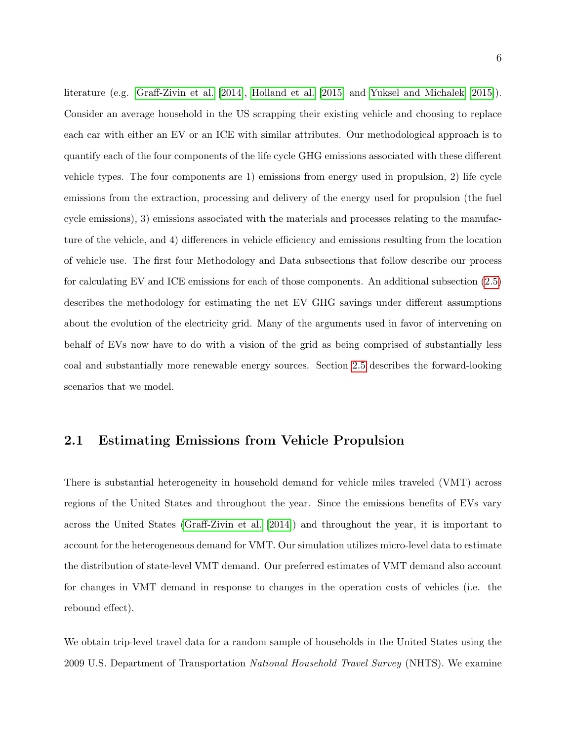literature (e.g. Graff-Zivin et al. [2014], Holland et al. [2015] and Yuksel and Michalek [2015]). Consider an average household in the US scrapping their existing vehicle and choosing to replace each car with either an EV or an ICE with similar attributes. Our methodological approach is to quantify each of the four components of the life cycle GHG emissions associated with these different vehicle types. The four components are 1) emissions from energy used in propulsion, 2) life cycle emissions from the extraction, processing and delivery of the energy used for propulsion (the fuel cycle emissions), 3) emissions associated with the materials and processes relating to the manufacture of the vehicle, and 4) differences in vehicle efficiency and emissions resulting from the location of vehicle use. The first four Methodology and Data subsections that follow describe our process for calculating EV and ICE emissions for each of those components. An additional subsection (2.5) describes the methodology for estimating the net EV GHG savings under different assumptions about the evolution of the electricity grid. Many of the arguments used in favor of intervening on behalf of EVs now have to do with a vision of the grid as being comprised of substantially less coal and substantially more renewable energy sources. Section 2.5 describes the forward-looking scenarios that we model.

## 2.1 Estimating Emissions from Vehicle Propulsion

There is substantial heterogeneity in household demand for vehicle miles traveled (VMT) across regions of the United States and throughout the year. Since the emissions benefits of EVs vary across the United States (Graff-Zivin et al. [2014]) and throughout the year, it is important to account for the heterogeneous demand for VMT. Our simulation utilizes micro-level data to estimate the distribution of state-level VMT demand. Our preferred estimates of VMT demand also account for changes in VMT demand in response to changes in the operation costs of vehicles (i.e. the rebound effect).

We obtain trip-level travel data for a random sample of households in the United States using the 2009 U.S. Department of Transportation *National Household Travel Survey* (NHTS). We examine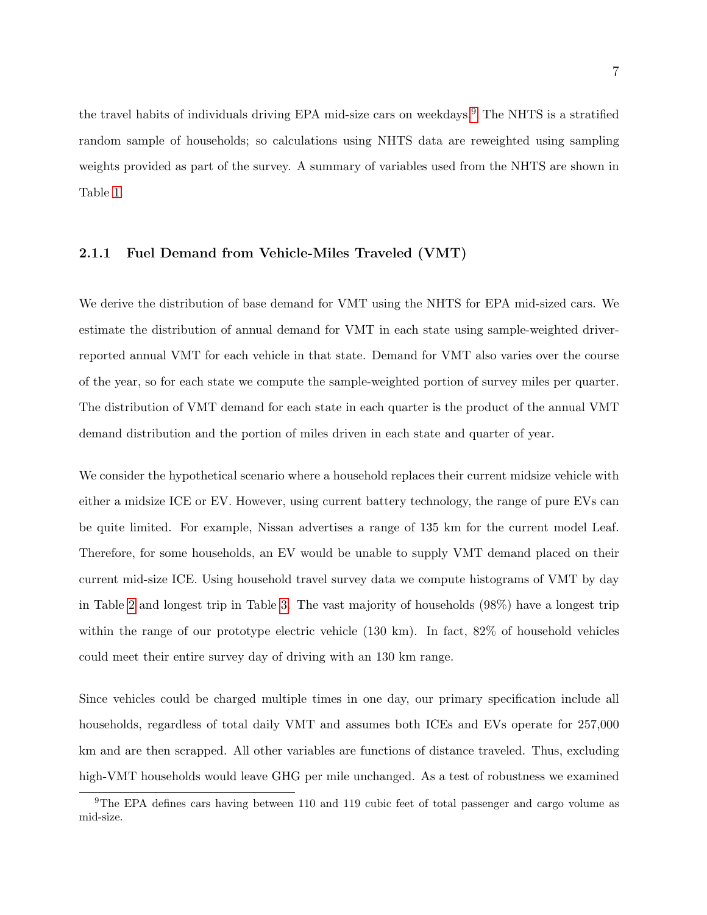the travel habits of individuals driving EPA mid-size cars on weekdays.[9] The NHTS is a stratified random sample of households; so calculations using NHTS data are reweighted using sampling weights provided as part of the survey. A summary of variables used from the NHTS are shown in Table 1.

### 2.1.1 Fuel Demand from Vehicle-Miles Traveled (VMT)

We derive the distribution of base demand for VMT using the NHTS for EPA mid-sized cars. We estimate the distribution of annual demand for VMT in each state using sample-weighted driver-reported annual VMT for each vehicle in that state. Demand for VMT also varies over the course of the year, so for each state we compute the sample-weighted portion of survey miles per quarter. The distribution of VMT demand for each state in each quarter is the product of the annual VMT demand distribution and the portion of miles driven in each state and quarter of year.

We consider the hypothetical scenario where a household replaces their current midsize vehicle with either a midsize ICE or EV. However, using current battery technology, the range of pure EVs can be quite limited. For example, Nissan advertises a range of 135 km for the current model Leaf. Therefore, for some households, an EV would be unable to supply VMT demand placed on their current mid-size ICE. Using household travel survey data we compute histograms of VMT by day in Table 2 and longest trip in Table 3. The vast majority of households (98%) have a longest trip within the range of our prototype electric vehicle (130 km). In fact, 82% of household vehicles could meet their entire survey day of driving with an 130 km range.

Since vehicles could be charged multiple times in one day, our primary specification include all households, regardless of total daily VMT and assumes both ICEs and EVs operate for 257,000 km and are then scrapped. All other variables are functions of distance traveled. Thus, excluding high-VMT households would leave GHG per mile unchanged. As a test of robustness we examined

[9] The EPA defines cars having between 110 and 119 cubic feet of total passenger and cargo volume as mid-size.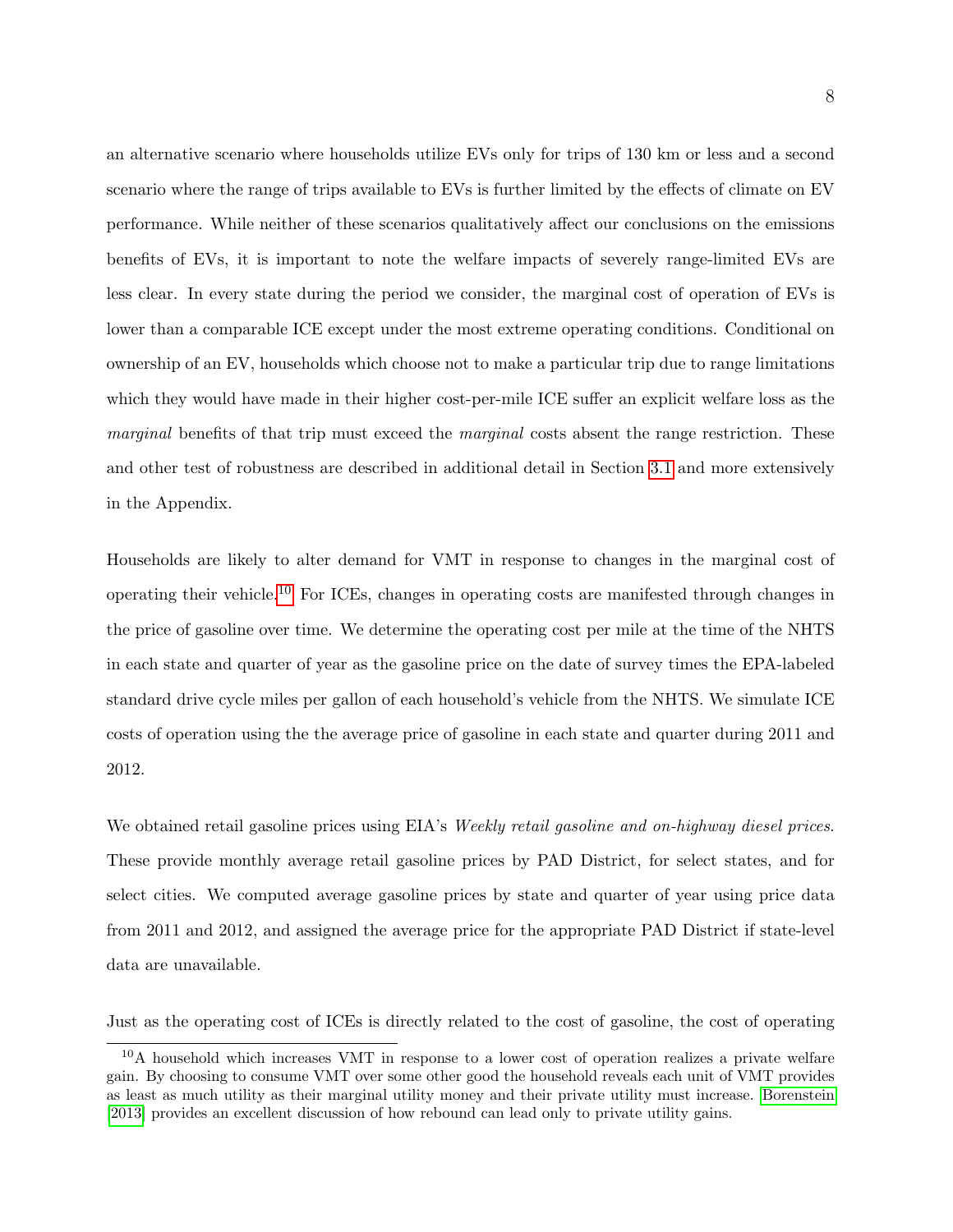an alternative scenario where households utilize EVs only for trips of 130 km or less and a second scenario where the range of trips available to EVs is further limited by the effects of climate on EV performance. While neither of these scenarios qualitatively affect our conclusions on the emissions benefits of EVs, it is important to note the welfare impacts of severely range-limited EVs are less clear. In every state during the period we consider, the marginal cost of operation of EVs is lower than a comparable ICE except under the most extreme operating conditions. Conditional on ownership of an EV, households which choose not to make a particular trip due to range limitations which they would have made in their higher cost-per-mile ICE suffer an explicit welfare loss as the *marginal* benefits of that trip must exceed the *marginal* costs absent the range restriction. These and other test of robustness are described in additional detail in Section 3.1 and more extensively in the Appendix.

Households are likely to alter demand for VMT in response to changes in the marginal cost of operating their vehicle.[10] For ICEs, changes in operating costs are manifested through changes in the price of gasoline over time. We determine the operating cost per mile at the time of the NHTS in each state and quarter of year as the gasoline price on the date of survey times the EPA-labeled standard drive cycle miles per gallon of each household's vehicle from the NHTS. We simulate ICE costs of operation using the the average price of gasoline in each state and quarter during 2011 and 2012.

We obtained retail gasoline prices using EIA's *Weekly retail gasoline and on-highway diesel prices*. These provide monthly average retail gasoline prices by PAD District, for select states, and for select cities. We computed average gasoline prices by state and quarter of year using price data from 2011 and 2012, and assigned the average price for the appropriate PAD District if state-level data are unavailable.

Just as the operating cost of ICEs is directly related to the cost of gasoline, the cost of operating

[10] A household which increases VMT in response to a lower cost of operation realizes a private welfare gain. By choosing to consume VMT over some other good the household reveals each unit of VMT provides as least as much utility as their marginal utility money and their private utility must increase. Borenstein (2013) provides an excellent discussion of how rebound can lead only to private utility gains.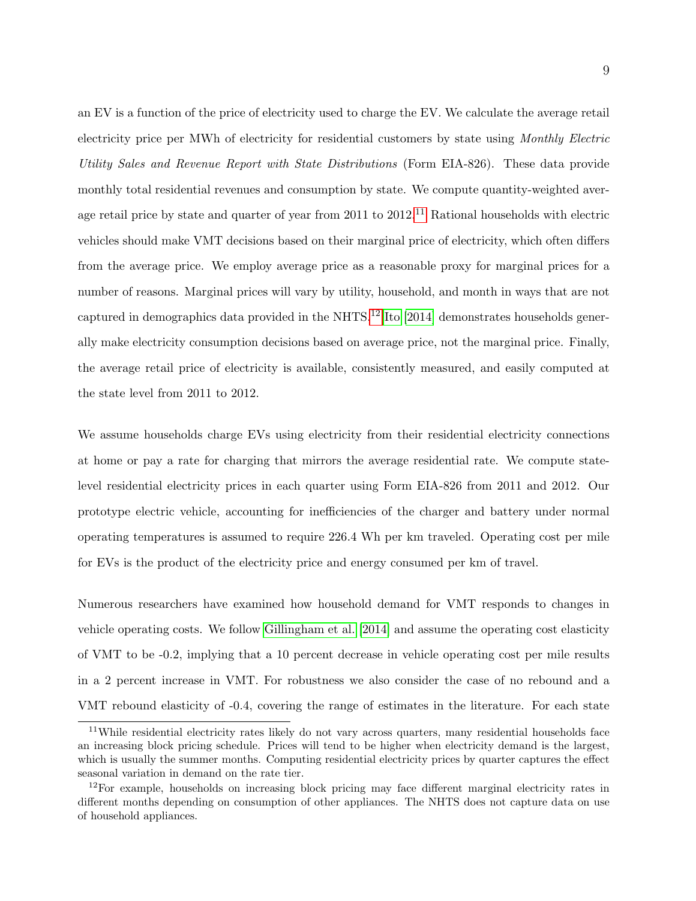an EV is a function of the price of electricity used to charge the EV. We calculate the average retail electricity price per MWh of electricity for residential customers by state using *Monthly Electric Utility Sales and Revenue Report with State Distributions* (Form EIA-826). These data provide monthly total residential revenues and consumption by state. We compute quantity-weighted average retail price by state and quarter of year from 2011 to 2012.[11] Rational households with electric vehicles should make VMT decisions based on their marginal price of electricity, which often differs from the average price. We employ average price as a reasonable proxy for marginal prices for a number of reasons. Marginal prices will vary by utility, household, and month in ways that are not captured in demographics data provided in the NHTS.[12] Ito [2014] demonstrates households generally make electricity consumption decisions based on average price, not the marginal price. Finally, the average retail price of electricity is available, consistently measured, and easily computed at the state level from 2011 to 2012.

We assume households charge EVs using electricity from their residential electricity connections at home or pay a rate for charging that mirrors the average residential rate. We compute state-level residential electricity prices in each quarter using Form EIA-826 from 2011 and 2012. Our prototype electric vehicle, accounting for inefficiencies of the charger and battery under normal operating temperatures is assumed to require 226.4 Wh per km traveled. Operating cost per mile for EVs is the product of the electricity price and energy consumed per km of travel.

Numerous researchers have examined how household demand for VMT responds to changes in vehicle operating costs. We follow Gillingham et al. [2014] and assume the operating cost elasticity of VMT to be -0.2, implying that a 10 percent decrease in vehicle operating cost per mile results in a 2 percent increase in VMT. For robustness we also consider the case of no rebound and a VMT rebound elasticity of -0.4, covering the range of estimates in the literature. For each state

[11] While residential electricity rates likely do not vary across quarters, many residential households face an increasing block pricing schedule. Prices will tend to be higher when electricity demand is the largest, which is usually the summer months. Computing residential electricity prices by quarter captures the effect seasonal variation in demand on the rate tier.

[12] For example, households on increasing block pricing may face different marginal electricity rates in different months depending on consumption of other appliances. The NHTS does not capture data on use of household appliances.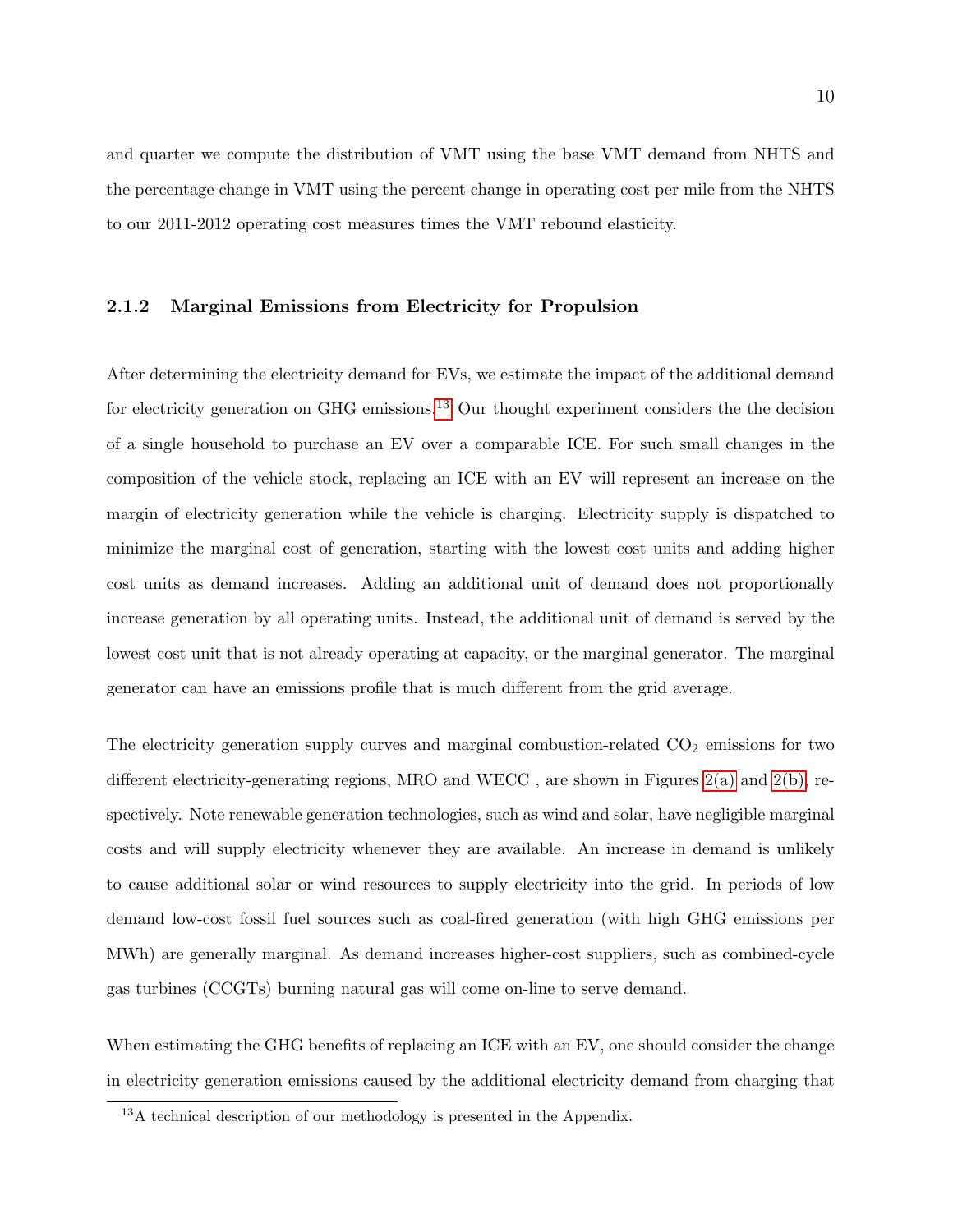and quarter we compute the distribution of VMT using the base VMT demand from NHTS and the percentage change in VMT using the percent change in operating cost per mile from the NHTS to our 2011-2012 operating cost measures times the VMT rebound elasticity.

### 2.1.2 Marginal Emissions from Electricity for Propulsion

After determining the electricity demand for EVs, we estimate the impact of the additional demand for electricity generation on GHG emissions.[13] Our thought experiment considers the the decision of a single household to purchase an EV over a comparable ICE. For such small changes in the composition of the vehicle stock, replacing an ICE with an EV will represent an increase on the margin of electricity generation while the vehicle is charging. Electricity supply is dispatched to minimize the marginal cost of generation, starting with the lowest cost units and adding higher cost units as demand increases. Adding an additional unit of demand does not proportionally increase generation by all operating units. Instead, the additional unit of demand is served by the lowest cost unit that is not already operating at capacity, or the marginal generator. The marginal generator can have an emissions profile that is much different from the grid average.

The electricity generation supply curves and marginal combustion-related $CO_2$ emissions for two different electricity-generating regions, MRO and WECC , are shown in Figures 2(a) and 2(b), respectively. Note renewable generation technologies, such as wind and solar, have negligible marginal costs and will supply electricity whenever they are available. An increase in demand is unlikely to cause additional solar or wind resources to supply electricity into the grid. In periods of low demand low-cost fossil fuel sources such as coal-fired generation (with high GHG emissions per MWh) are generally marginal. As demand increases higher-cost suppliers, such as combined-cycle gas turbines (CCGTs) burning natural gas will come on-line to serve demand.

When estimating the GHG benefits of replacing an ICE with an EV, one should consider the change in electricity generation emissions caused by the additional electricity demand from charging that

[13] A technical description of our methodology is presented in the Appendix.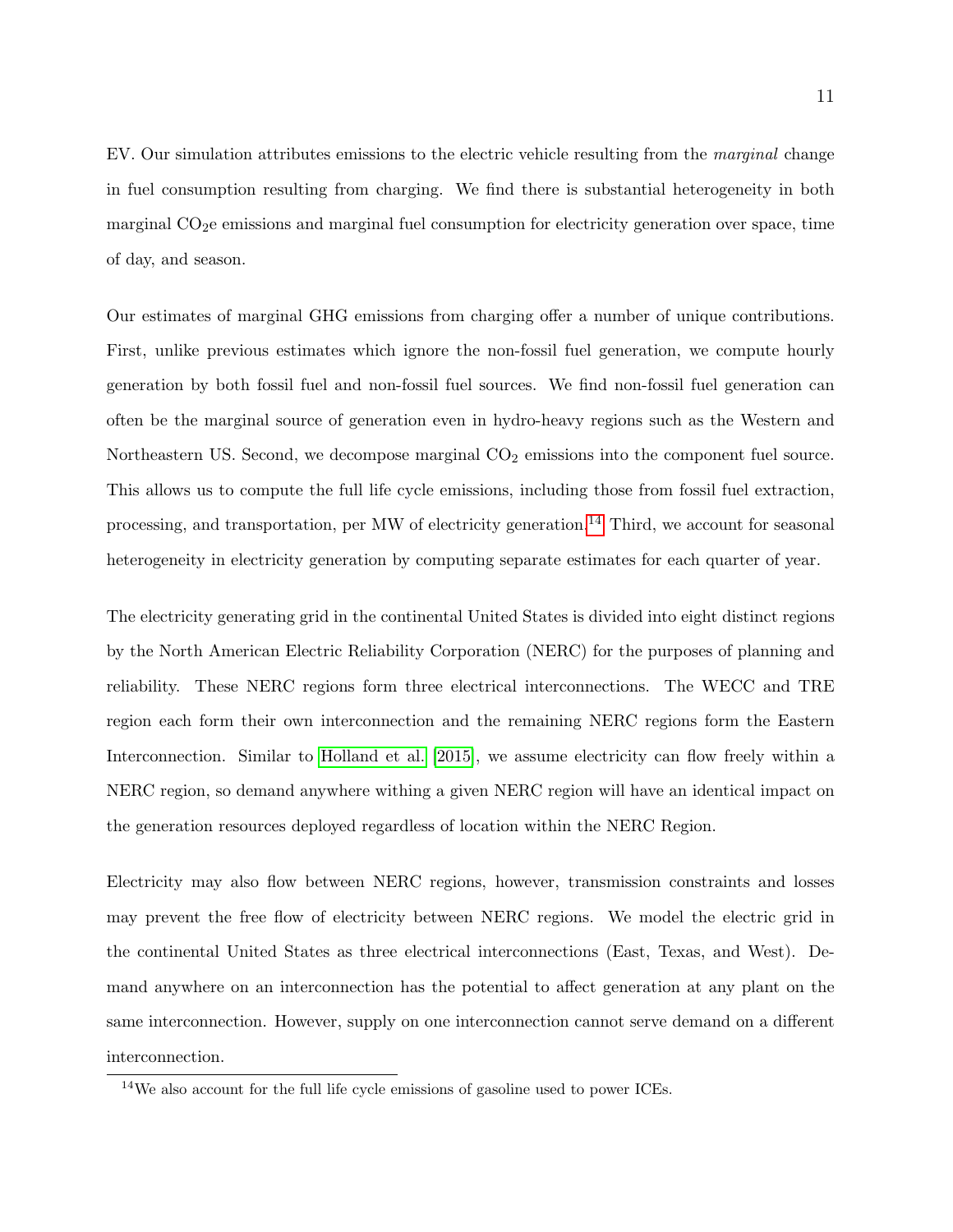EV. Our simulation attributes emissions to the electric vehicle resulting from the *marginal* change in fuel consumption resulting from charging. We find there is substantial heterogeneity in both marginal $CO_2$e emissions and marginal fuel consumption for electricity generation over space, time of day, and season.

Our estimates of marginal GHG emissions from charging offer a number of unique contributions. First, unlike previous estimates which ignore the non-fossil fuel generation, we compute hourly generation by both fossil fuel and non-fossil fuel sources. We find non-fossil fuel generation can often be the marginal source of generation even in hydro-heavy regions such as the Western and Northeastern US. Second, we decompose marginal $CO_2$ emissions into the component fuel source. This allows us to compute the full life cycle emissions, including those from fossil fuel extraction, processing, and transportation, per MW of electricity generation.[14] Third, we account for seasonal heterogeneity in electricity generation by computing separate estimates for each quarter of year.

The electricity generating grid in the continental United States is divided into eight distinct regions by the North American Electric Reliability Corporation (NERC) for the purposes of planning and reliability. These NERC regions form three electrical interconnections. The WECC and TRE region each form their own interconnection and the remaining NERC regions form the Eastern Interconnection. Similar to Holland et al. [2015], we assume electricity can flow freely within a NERC region, so demand anywhere withing a given NERC region will have an identical impact on the generation resources deployed regardless of location within the NERC Region.

Electricity may also flow between NERC regions, however, transmission constraints and losses may prevent the free flow of electricity between NERC regions. We model the electric grid in the continental United States as three electrical interconnections (East, Texas, and West). Demand anywhere on an interconnection has the potential to affect generation at any plant on the same interconnection. However, supply on one interconnection cannot serve demand on a different interconnection.

[14] We also account for the full life cycle emissions of gasoline used to power ICEs.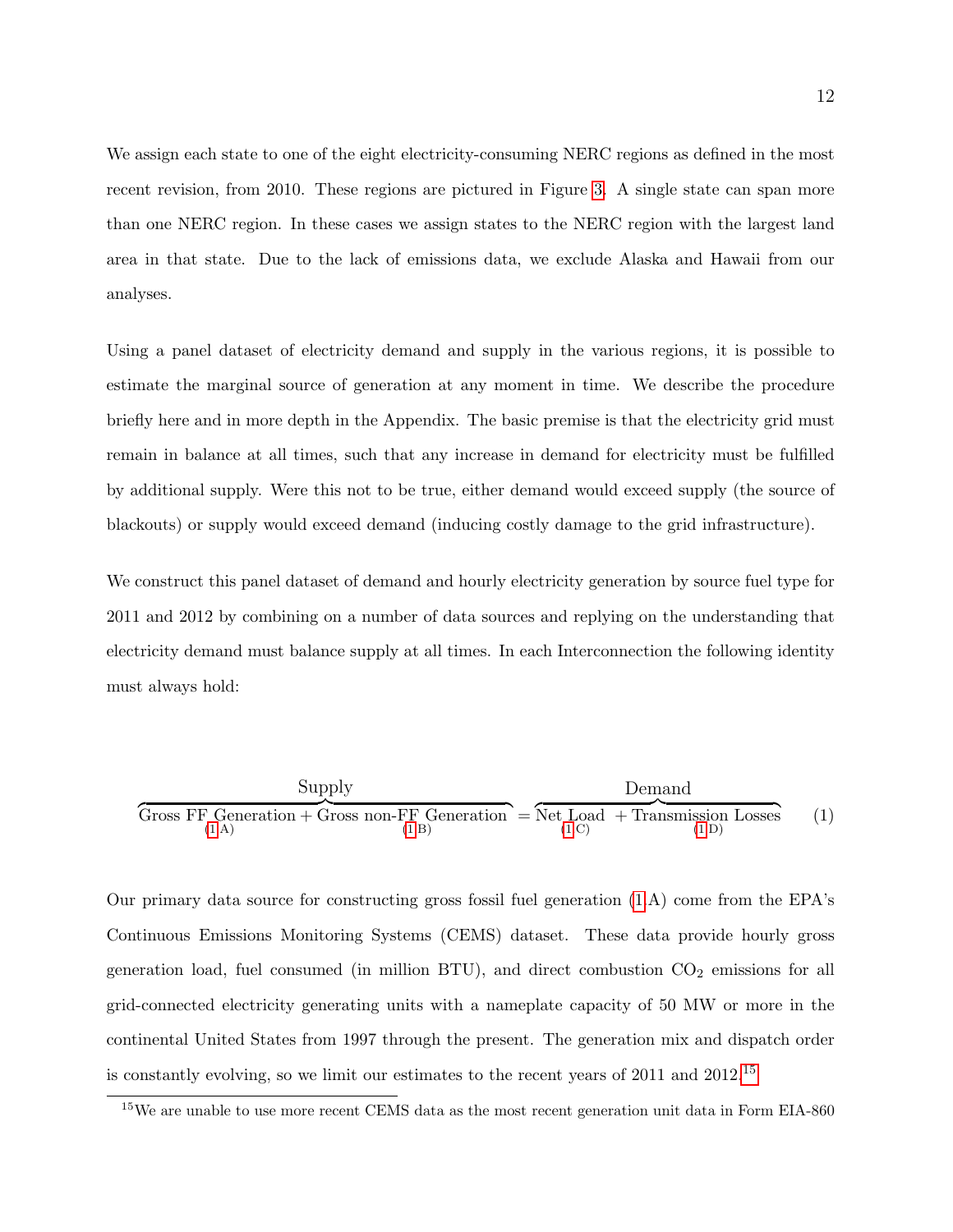We assign each state to one of the eight electricity-consuming NERC regions as defined in the most recent revision, from 2010. These regions are pictured in Figure 3. A single state can span more than one NERC region. In these cases we assign states to the NERC region with the largest land area in that state. Due to the lack of emissions data, we exclude Alaska and Hawaii from our analyses.

Using a panel dataset of electricity demand and supply in the various regions, it is possible to estimate the marginal source of generation at any moment in time. We describe the procedure briefly here and in more depth in the Appendix. The basic premise is that the electricity grid must remain in balance at all times, such that any increase in demand for electricity must be fulfilled by additional supply. Were this not to be true, either demand would exceed supply (the source of blackouts) or supply would exceed demand (inducing costly damage to the grid infrastructure).

We construct this panel dataset of demand and hourly electricity generation by source fuel type for 2011 and 2012 by combining on a number of data sources and replying on the understanding that electricity demand must balance supply at all times. In each Interconnection the following identity must always hold:

$$\overbrace{\underbrace{\text{Gross FF Generation}}_{(1\text{A})} + \underbrace{\text{Gross non-FF Generation}}_{(1\text{B})}}^{\text{Supply}} = \overbrace{\underbrace{\text{Net Load}}_{(1\text{C})} + \underbrace{\text{Transmission Losses}}_{(1\text{D})}}^{\text{Demand}} \tag{1}$$

Our primary data source for constructing gross fossil fuel generation (1A) come from the EPA's Continuous Emissions Monitoring Systems (CEMS) dataset. These data provide hourly gross generation load, fuel consumed (in million BTU), and direct combustion $CO_2$ emissions for all grid-connected electricity generating units with a nameplate capacity of 50 MW or more in the continental United States from 1997 through the present. The generation mix and dispatch order is constantly evolving, so we limit our estimates to the recent years of 2011 and 2012.[15]

[15] We are unable to use more recent CEMS data as the most recent generation unit data in Form EIA-860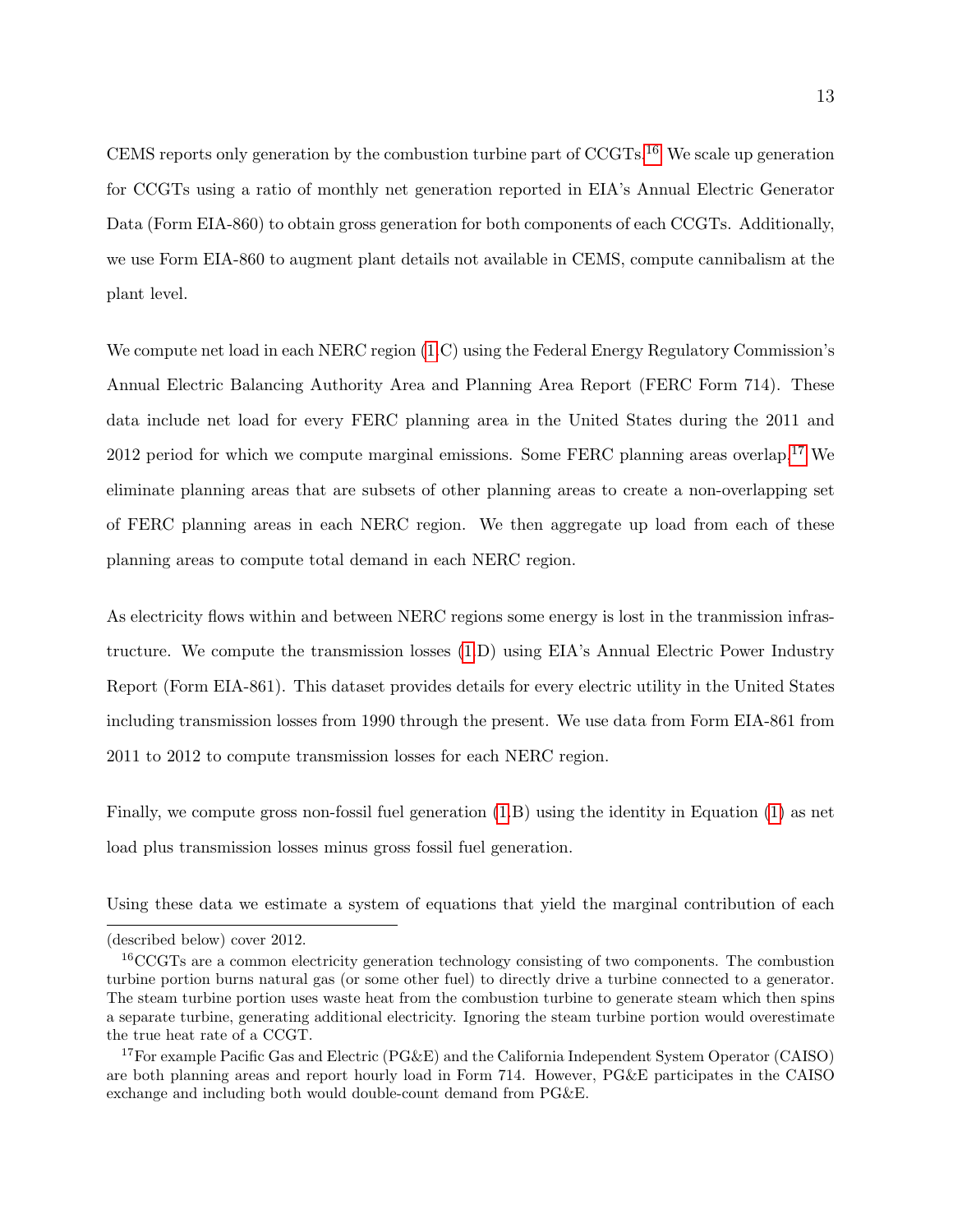CEMS reports only generation by the combustion turbine part of CCGTs.[16] We scale up generation for CCGTs using a ratio of monthly net generation reported in EIA's Annual Electric Generator Data (Form EIA-860) to obtain gross generation for both components of each CCGTs. Additionally, we use Form EIA-860 to augment plant details not available in CEMS, compute cannibalism at the plant level.

We compute net load in each NERC region (1.C) using the Federal Energy Regulatory Commission's Annual Electric Balancing Authority Area and Planning Area Report (FERC Form 714). These data include net load for every FERC planning area in the United States during the 2011 and 2012 period for which we compute marginal emissions. Some FERC planning areas overlap.[17] We eliminate planning areas that are subsets of other planning areas to create a non-overlapping set of FERC planning areas in each NERC region. We then aggregate up load from each of these planning areas to compute total demand in each NERC region.

As electricity flows within and between NERC regions some energy is lost in the tranmission infrastructure. We compute the transmission losses (1.D) using EIA's Annual Electric Power Industry Report (Form EIA-861). This dataset provides details for every electric utility in the United States including transmission losses from 1990 through the present. We use data from Form EIA-861 from 2011 to 2012 to compute transmission losses for each NERC region.

Finally, we compute gross non-fossil fuel generation (1.B) using the identity in Equation (1) as net load plus transmission losses minus gross fossil fuel generation.

Using these data we estimate a system of equations that yield the marginal contribution of each

(described below) cover 2012.

[16] CCGTs are a common electricity generation technology consisting of two components. The combustion turbine portion burns natural gas (or some other fuel) to directly drive a turbine connected to a generator. The steam turbine portion uses waste heat from the combustion turbine to generate steam which then spins a separate turbine, generating additional electricity. Ignoring the steam turbine portion would overestimate the true heat rate of a CCGT.

[17] For example Pacific Gas and Electric (PG&E) and the California Independent System Operator (CAISO) are both planning areas and report hourly load in Form 714. However, PG&E participates in the CAISO exchange and including both would double-count demand from PG&E.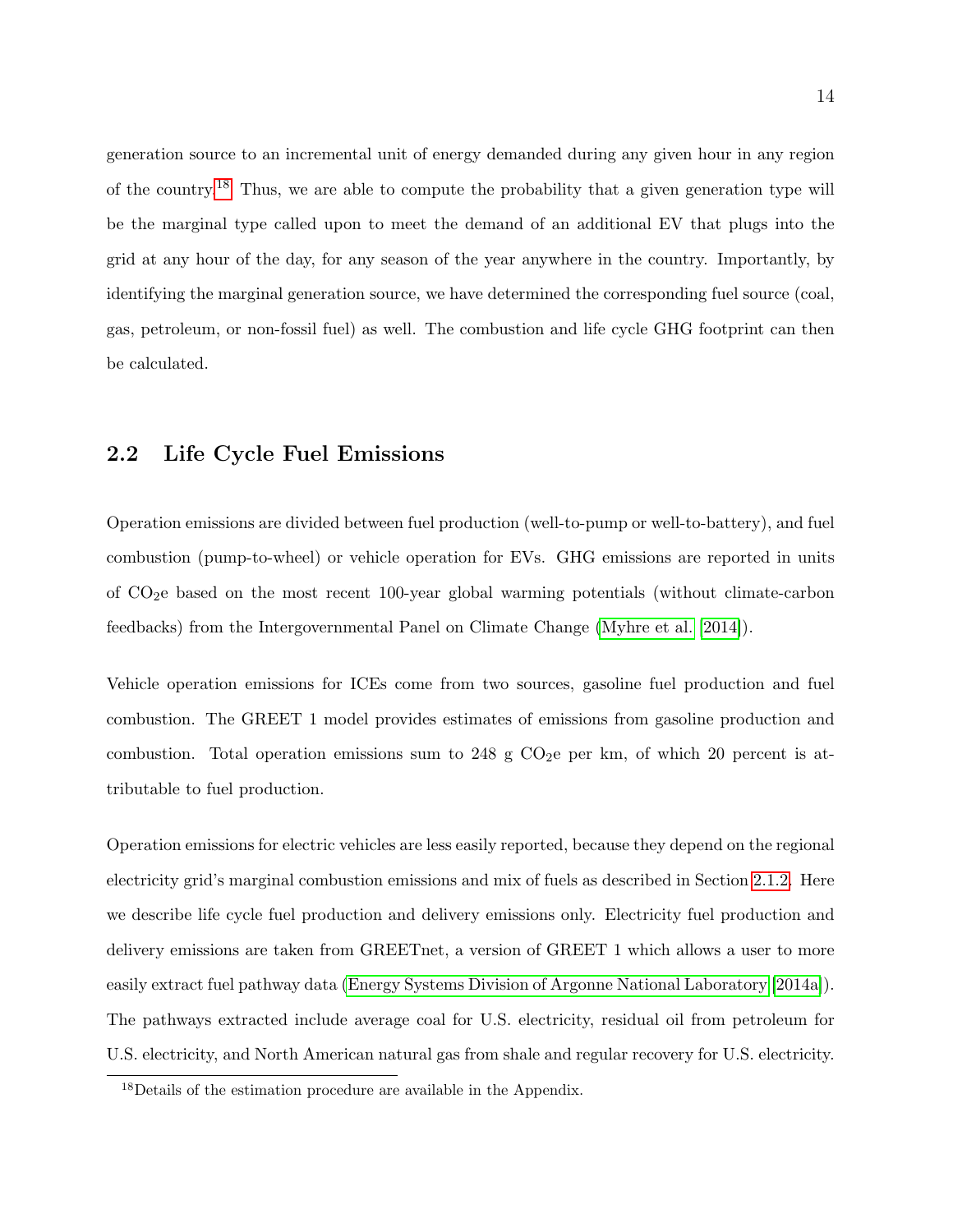generation source to an incremental unit of energy demanded during any given hour in any region of the country.[18] Thus, we are able to compute the probability that a given generation type will be the marginal type called upon to meet the demand of an additional EV that plugs into the grid at any hour of the day, for any season of the year anywhere in the country. Importantly, by identifying the marginal generation source, we have determined the corresponding fuel source (coal, gas, petroleum, or non-fossil fuel) as well. The combustion and life cycle GHG footprint can then be calculated.

## 2.2 Life Cycle Fuel Emissions

Operation emissions are divided between fuel production (well-to-pump or well-to-battery), and fuel combustion (pump-to-wheel) or vehicle operation for EVs. GHG emissions are reported in units of $CO_2$e based on the most recent 100-year global warming potentials (without climate-carbon feedbacks) from the Intergovernmental Panel on Climate Change (Myhre et al. [2014]).

Vehicle operation emissions for ICEs come from two sources, gasoline fuel production and fuel combustion. The GREET 1 model provides estimates of emissions from gasoline production and combustion. Total operation emissions sum to 248 g $CO_2$e per km, of which 20 percent is attributable to fuel production.

Operation emissions for electric vehicles are less easily reported, because they depend on the regional electricity grid's marginal combustion emissions and mix of fuels as described in Section 2.1.2. Here we describe life cycle fuel production and delivery emissions only. Electricity fuel production and delivery emissions are taken from GREETnet, a version of GREET 1 which allows a user to more easily extract fuel pathway data (Energy Systems Division of Argonne National Laboratory [2014a]). The pathways extracted include average coal for U.S. electricity, residual oil from petroleum for U.S. electricity, and North American natural gas from shale and regular recovery for U.S. electricity.

[18] Details of the estimation procedure are available in the Appendix.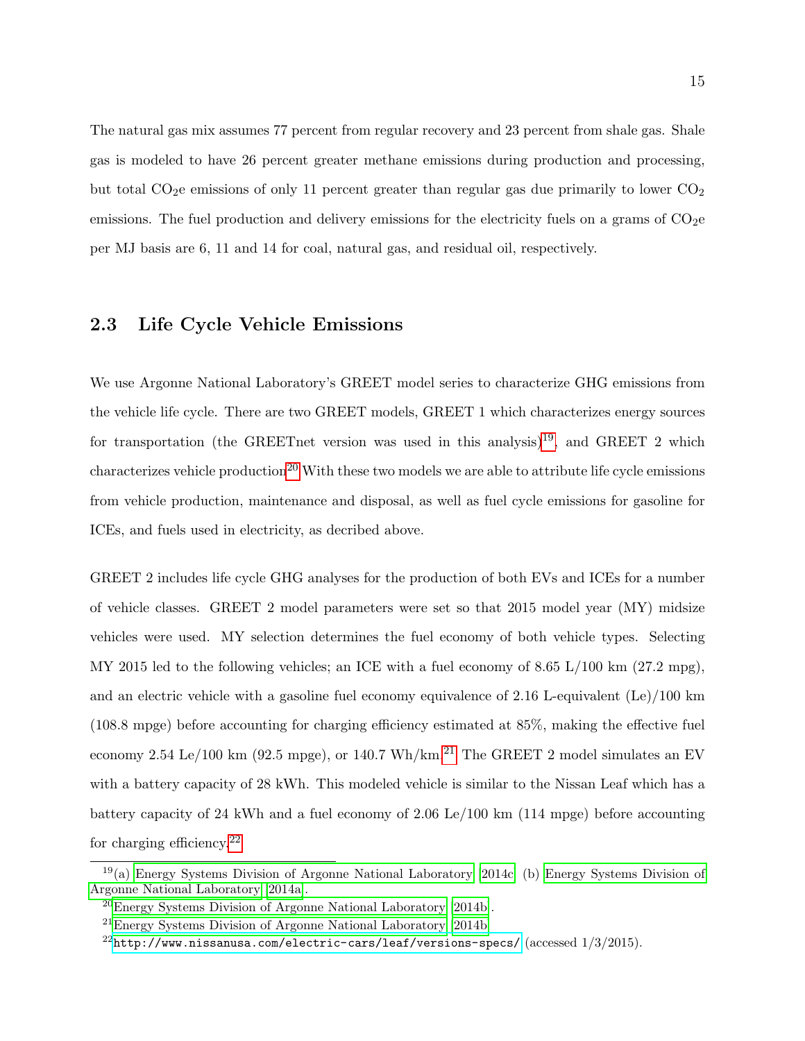The natural gas mix assumes 77 percent from regular recovery and 23 percent from shale gas. Shale gas is modeled to have 26 percent greater methane emissions during production and processing, but total $CO_2e$ emissions of only 11 percent greater than regular gas due primarily to lower $CO_2$ emissions. The fuel production and delivery emissions for the electricity fuels on a grams of $CO_2e$ per MJ basis are 6, 11 and 14 for coal, natural gas, and residual oil, respectively.

## 2.3 Life Cycle Vehicle Emissions

We use Argonne National Laboratory's GREET model series to characterize GHG emissions from the vehicle life cycle. There are two GREET models, GREET 1 which characterizes energy sources for transportation (the GREETnet version was used in this analysis)[19], and GREET 2 which characterizes vehicle production[20] With these two models we are able to attribute life cycle emissions from vehicle production, maintenance and disposal, as well as fuel cycle emissions for gasoline for ICEs, and fuels used in electricity, as decribed above.

GREET 2 includes life cycle GHG analyses for the production of both EVs and ICEs for a number of vehicle classes. GREET 2 model parameters were set so that 2015 model year (MY) midsize vehicles were used. MY selection determines the fuel economy of both vehicle types. Selecting MY 2015 led to the following vehicles; an ICE with a fuel economy of 8.65 L/100 km (27.2 mpg), and an electric vehicle with a gasoline fuel economy equivalence of 2.16 L-equivalent (Le)/100 km (108.8 mpge) before accounting for charging efficiency estimated at 85%, making the effective fuel economy 2.54 Le/100 km (92.5 mpge), or 140.7 Wh/km.[21] The GREET 2 model simulates an EV with a battery capacity of 28 kWh. This modeled vehicle is similar to the Nissan Leaf which has a battery capacity of 24 kWh and a fuel economy of 2.06 Le/100 km (114 mpge) before accounting for charging efficiency.[22]

---

[19] (a) Energy Systems Division of Argonne National Laboratory (2014c) (b) Energy Systems Division of Argonne National Laboratory (2014a).

[20] Energy Systems Division of Argonne National Laboratory (2014b).

[21] Energy Systems Division of Argonne National Laboratory (2014b)

[22] http://www.nissanusa.com/electric-cars/leaf/versions-specs/ (accessed 1/3/2015).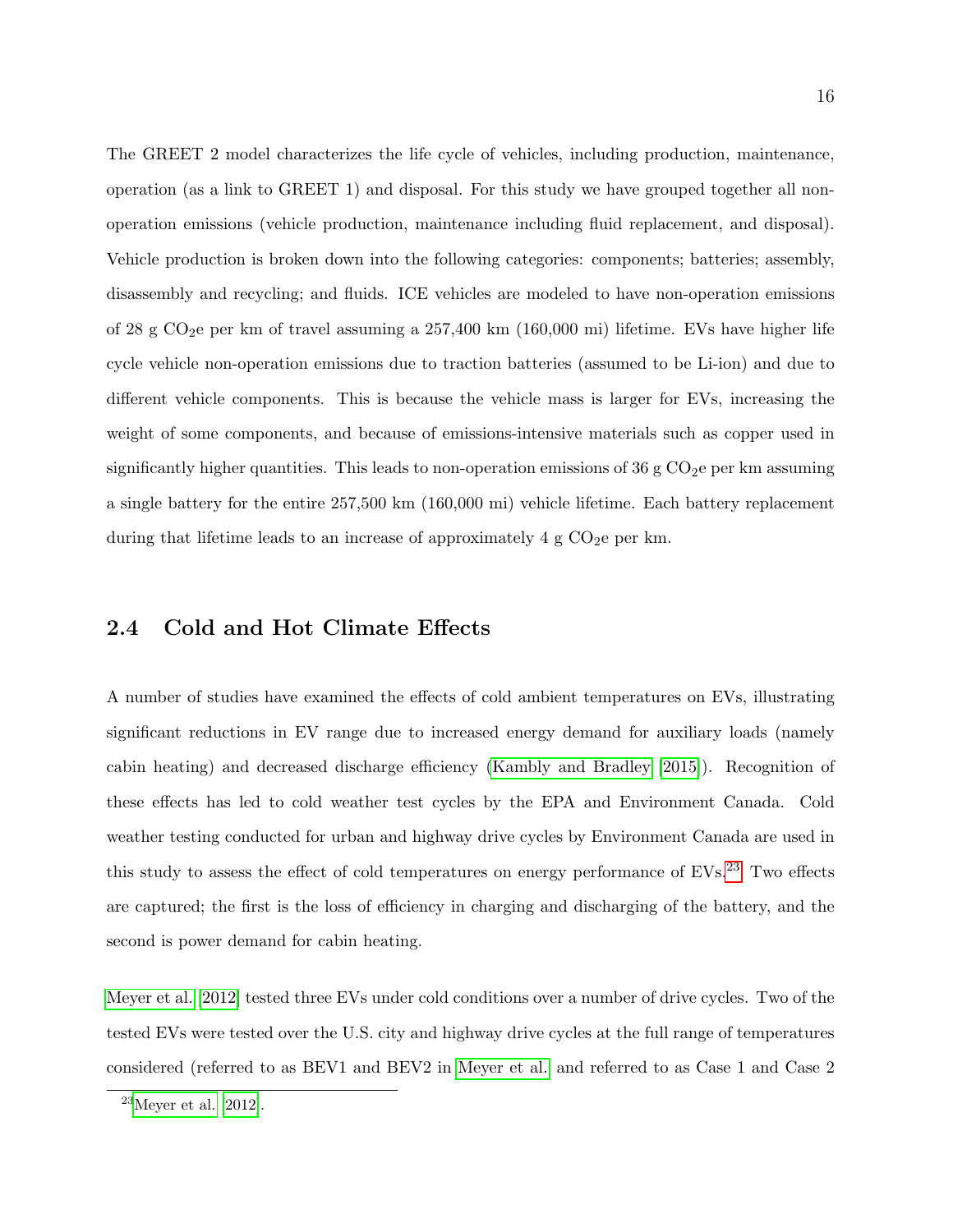The GREET 2 model characterizes the life cycle of vehicles, including production, maintenance, operation (as a link to GREET 1) and disposal. For this study we have grouped together all non-operation emissions (vehicle production, maintenance including fluid replacement, and disposal). Vehicle production is broken down into the following categories: components; batteries; assembly, disassembly and recycling; and fluids. ICE vehicles are modeled to have non-operation emissions of 28 g $CO_2$e per km of travel assuming a 257,400 km (160,000 mi) lifetime. EVs have higher life cycle vehicle non-operation emissions due to traction batteries (assumed to be Li-ion) and due to different vehicle components. This is because the vehicle mass is larger for EVs, increasing the weight of some components, and because of emissions-intensive materials such as copper used in significantly higher quantities. This leads to non-operation emissions of 36 g $CO_2$e per km assuming a single battery for the entire 257,500 km (160,000 mi) vehicle lifetime. Each battery replacement during that lifetime leads to an increase of approximately 4 g $CO_2$e per km.

## 2.4 Cold and Hot Climate Effects

A number of studies have examined the effects of cold ambient temperatures on EVs, illustrating significant reductions in EV range due to increased energy demand for auxiliary loads (namely cabin heating) and decreased discharge efficiency (Kambly and Bradley (2015)). Recognition of these effects has led to cold weather test cycles by the EPA and Environment Canada. Cold weather testing conducted for urban and highway drive cycles by Environment Canada are used in this study to assess the effect of cold temperatures on energy performance of EVs.[23] Two effects are captured; the first is the loss of efficiency in charging and discharging of the battery, and the second is power demand for cabin heating.

Meyer et al. (2012) tested three EVs under cold conditions over a number of drive cycles. Two of the tested EVs were tested over the U.S. city and highway drive cycles at the full range of temperatures considered (referred to as BEV1 and BEV2 in Meyer et al. and referred to as Case 1 and Case 2

[23] Meyer et al. (2012).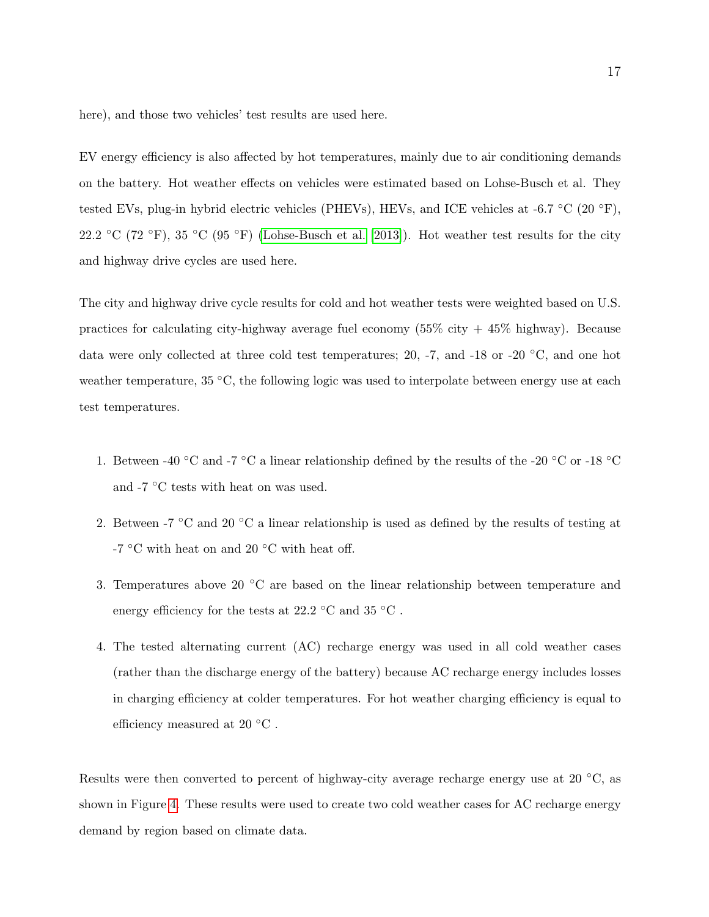here), and those two vehicles' test results are used here.

EV energy efficiency is also affected by hot temperatures, mainly due to air conditioning demands on the battery. Hot weather effects on vehicles were estimated based on Lohse-Busch et al. They tested EVs, plug-in hybrid electric vehicles (PHEVs), HEVs, and ICE vehicles at -6.7 °C (20 °F), 22.2 °C (72 °F), 35 °C (95 °F) (Lohse-Busch et al. [2013]). Hot weather test results for the city and highway drive cycles are used here.

The city and highway drive cycle results for cold and hot weather tests were weighted based on U.S. practices for calculating city-highway average fuel economy (55% city + 45% highway). Because data were only collected at three cold test temperatures; 20, -7, and -18 or -20 °C, and one hot weather temperature, 35 °C, the following logic was used to interpolate between energy use at each test temperatures.

1. Between -40 °C and -7 °C a linear relationship defined by the results of the -20 °C or -18 °C and -7 °C tests with heat on was used.
2. Between -7 °C and 20 °C a linear relationship is used as defined by the results of testing at -7 °C with heat on and 20 °C with heat off.
3. Temperatures above 20 °C are based on the linear relationship between temperature and energy efficiency for the tests at 22.2 °C and 35 °C .
4. The tested alternating current (AC) recharge energy was used in all cold weather cases (rather than the discharge energy of the battery) because AC recharge energy includes losses in charging efficiency at colder temperatures. For hot weather charging efficiency is equal to efficiency measured at 20 °C .

Results were then converted to percent of highway-city average recharge energy use at 20 °C, as shown in Figure 4. These results were used to create two cold weather cases for AC recharge energy demand by region based on climate data.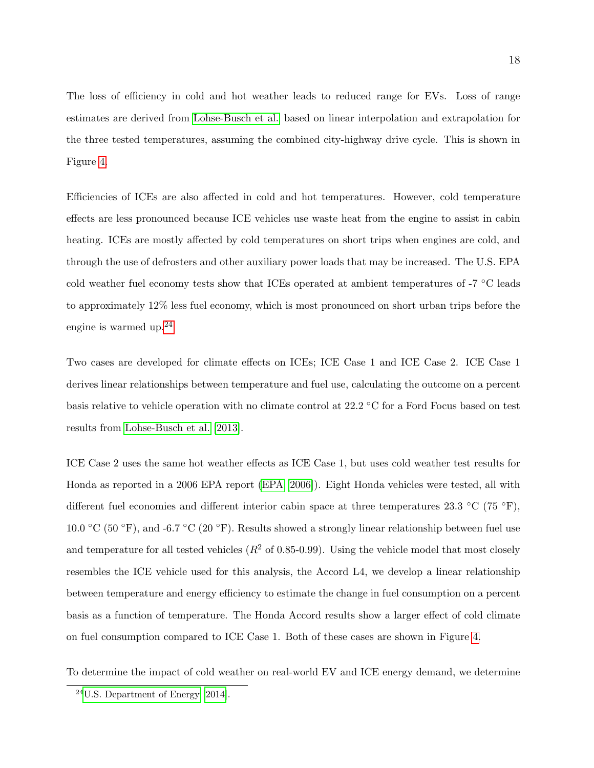The loss of efficiency in cold and hot weather leads to reduced range for EVs. Loss of range estimates are derived from Lohse-Busch et al. based on linear interpolation and extrapolation for the three tested temperatures, assuming the combined city-highway drive cycle. This is shown in Figure 4.

Efficiencies of ICEs are also affected in cold and hot temperatures. However, cold temperature effects are less pronounced because ICE vehicles use waste heat from the engine to assist in cabin heating. ICEs are mostly affected by cold temperatures on short trips when engines are cold, and through the use of defrosters and other auxiliary power loads that may be increased. The U.S. EPA cold weather fuel economy tests show that ICEs operated at ambient temperatures of -7 °C leads to approximately 12% less fuel economy, which is most pronounced on short urban trips before the engine is warmed up.[24]

Two cases are developed for climate effects on ICEs; ICE Case 1 and ICE Case 2. ICE Case 1 derives linear relationships between temperature and fuel use, calculating the outcome on a percent basis relative to vehicle operation with no climate control at 22.2 °C for a Ford Focus based on test results from Lohse-Busch et al. [2013].

ICE Case 2 uses the same hot weather effects as ICE Case 1, but uses cold weather test results for Honda as reported in a 2006 EPA report (EPA [2006]). Eight Honda vehicles were tested, all with different fuel economies and different interior cabin space at three temperatures 23.3 °C (75 °F), 10.0 °C (50 °F), and -6.7 °C (20 °F). Results showed a strongly linear relationship between fuel use and temperature for all tested vehicles ($R^2$ of 0.85-0.99). Using the vehicle model that most closely resembles the ICE vehicle used for this analysis, the Accord L4, we develop a linear relationship between temperature and energy efficiency to estimate the change in fuel consumption on a percent basis as a function of temperature. The Honda Accord results show a larger effect of cold climate on fuel consumption compared to ICE Case 1. Both of these cases are shown in Figure 4.

To determine the impact of cold weather on real-world EV and ICE energy demand, we determine

[24] U.S. Department of Energy [2014].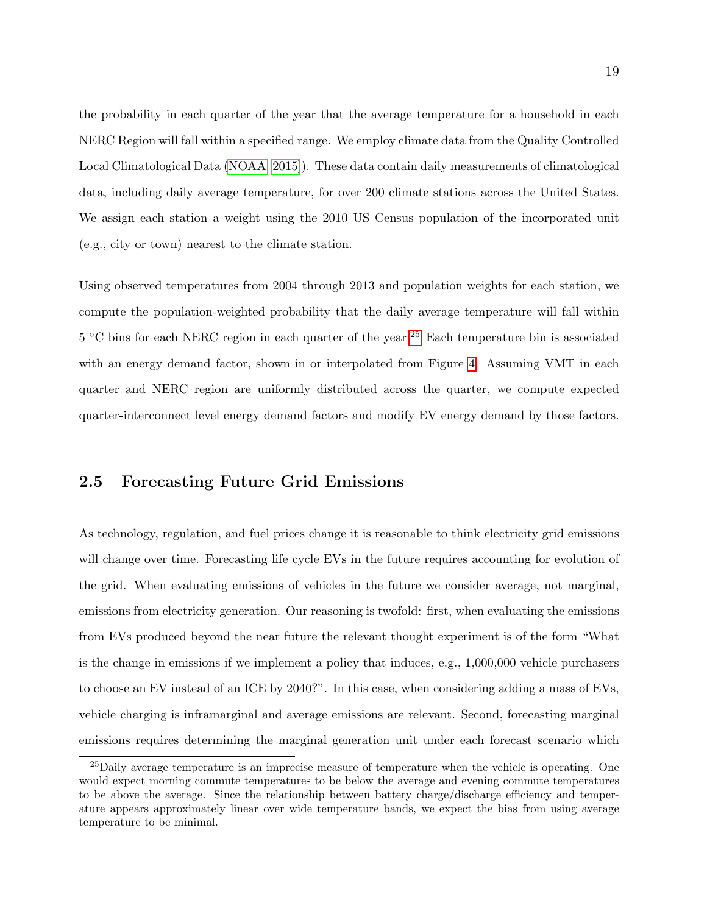the probability in each quarter of the year that the average temperature for a household in each NERC Region will fall within a specified range. We employ climate data from the Quality Controlled Local Climatological Data (NOAA [2015]). These data contain daily measurements of climatological data, including daily average temperature, for over 200 climate stations across the United States. We assign each station a weight using the 2010 US Census population of the incorporated unit (e.g., city or town) nearest to the climate station.

Using observed temperatures from 2004 through 2013 and population weights for each station, we compute the population-weighted probability that the daily average temperature will fall within 5 °C bins for each NERC region in each quarter of the year.[25] Each temperature bin is associated with an energy demand factor, shown in or interpolated from Figure 4. Assuming VMT in each quarter and NERC region are uniformly distributed across the quarter, we compute expected quarter-interconnect level energy demand factors and modify EV energy demand by those factors.

## 2.5 Forecasting Future Grid Emissions

As technology, regulation, and fuel prices change it is reasonable to think electricity grid emissions will change over time. Forecasting life cycle EVs in the future requires accounting for evolution of the grid. When evaluating emissions of vehicles in the future we consider average, not marginal, emissions from electricity generation. Our reasoning is twofold: first, when evaluating the emissions from EVs produced beyond the near future the relevant thought experiment is of the form "What is the change in emissions if we implement a policy that induces, e.g., 1,000,000 vehicle purchasers to choose an EV instead of an ICE by 2040?". In this case, when considering adding a mass of EVs, vehicle charging is inframarginal and average emissions are relevant. Second, forecasting marginal emissions requires determining the marginal generation unit under each forecast scenario which

[25] Daily average temperature is an imprecise measure of temperature when the vehicle is operating. One would expect morning commute temperatures to be below the average and evening commute temperatures to be above the average. Since the relationship between battery charge/discharge efficiency and temperature appears approximately linear over wide temperature bands, we expect the bias from using average temperature to be minimal.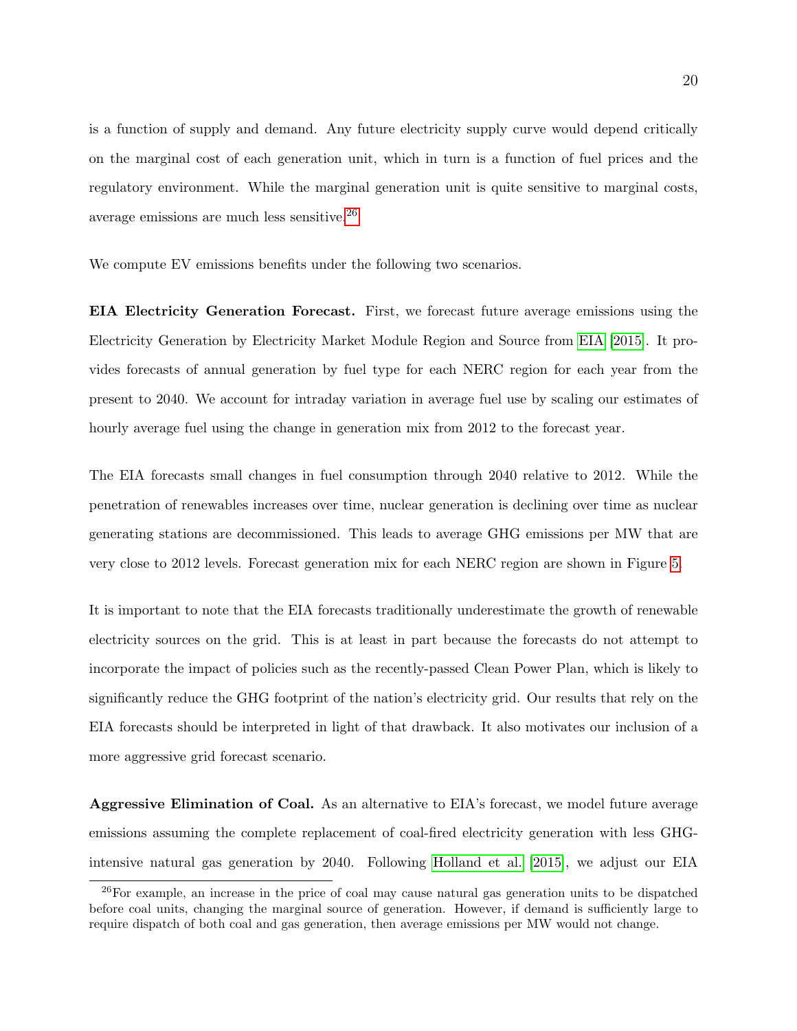is a function of supply and demand. Any future electricity supply curve would depend critically on the marginal cost of each generation unit, which in turn is a function of fuel prices and the regulatory environment. While the marginal generation unit is quite sensitive to marginal costs, average emissions are much less sensitive.[26]

We compute EV emissions benefits under the following two scenarios.

**EIA Electricity Generation Forecast.** First, we forecast future average emissions using the Electricity Generation by Electricity Market Module Region and Source from EIA [2015]. It provides forecasts of annual generation by fuel type for each NERC region for each year from the present to 2040. We account for intraday variation in average fuel use by scaling our estimates of hourly average fuel using the change in generation mix from 2012 to the forecast year.

The EIA forecasts small changes in fuel consumption through 2040 relative to 2012. While the penetration of renewables increases over time, nuclear generation is declining over time as nuclear generating stations are decommissioned. This leads to average GHG emissions per MW that are very close to 2012 levels. Forecast generation mix for each NERC region are shown in Figure 5.

It is important to note that the EIA forecasts traditionally underestimate the growth of renewable electricity sources on the grid. This is at least in part because the forecasts do not attempt to incorporate the impact of policies such as the recently-passed Clean Power Plan, which is likely to significantly reduce the GHG footprint of the nation's electricity grid. Our results that rely on the EIA forecasts should be interpreted in light of that drawback. It also motivates our inclusion of a more aggressive grid forecast scenario.

**Aggressive Elimination of Coal.** As an alternative to EIA's forecast, we model future average emissions assuming the complete replacement of coal-fired electricity generation with less GHG-intensive natural gas generation by 2040. Following Holland et al. [2015], we adjust our EIA

[26] For example, an increase in the price of coal may cause natural gas generation units to be dispatched before coal units, changing the marginal source of generation. However, if demand is sufficiently large to require dispatch of both coal and gas generation, then average emissions per MW would not change.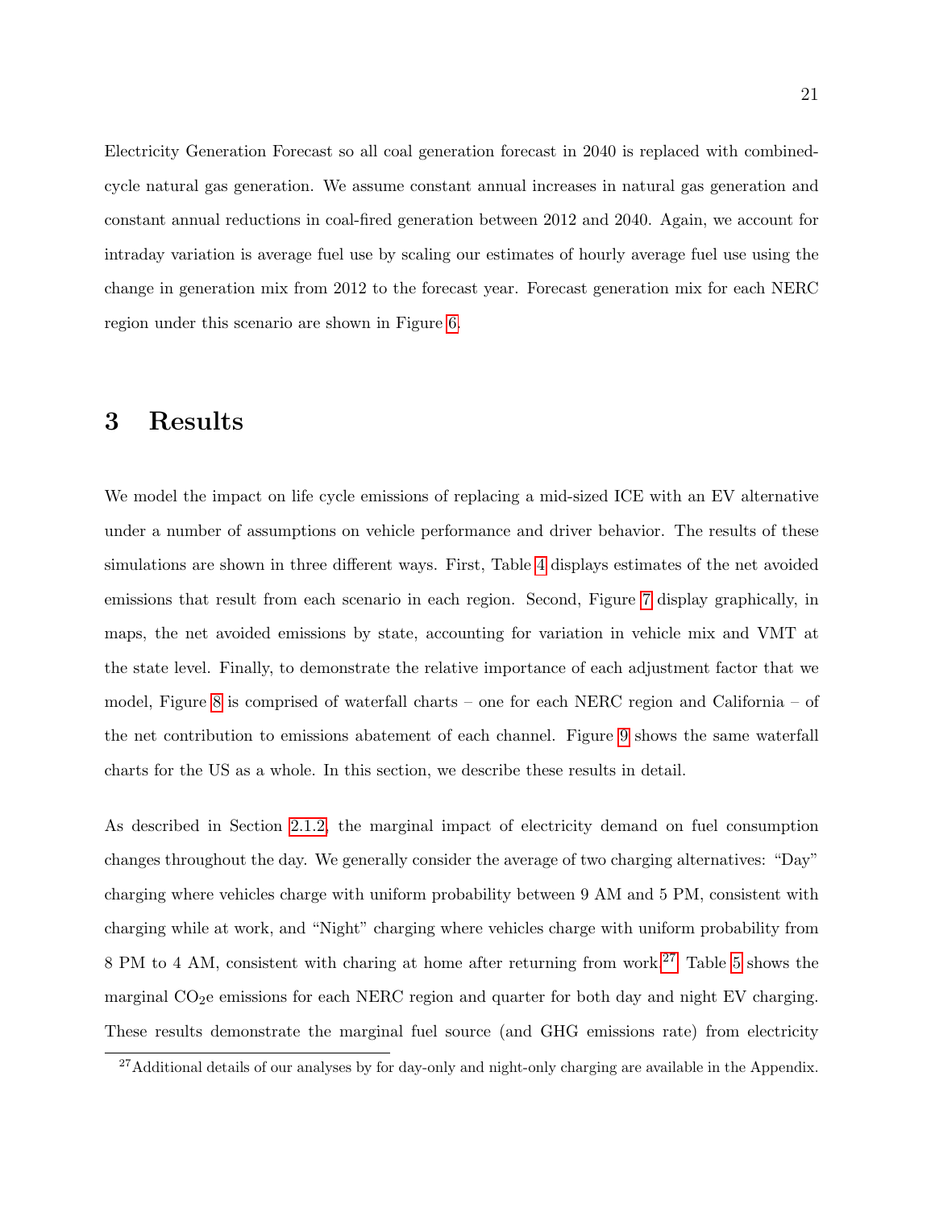Electricity Generation Forecast so all coal generation forecast in 2040 is replaced with combined-cycle natural gas generation. We assume constant annual increases in natural gas generation and constant annual reductions in coal-fired generation between 2012 and 2040. Again, we account for intraday variation is average fuel use by scaling our estimates of hourly average fuel use using the change in generation mix from 2012 to the forecast year. Forecast generation mix for each NERC region under this scenario are shown in Figure 6.

# 3 Results

We model the impact on life cycle emissions of replacing a mid-sized ICE with an EV alternative under a number of assumptions on vehicle performance and driver behavior. The results of these simulations are shown in three different ways. First, Table 4 displays estimates of the net avoided emissions that result from each scenario in each region. Second, Figure 7 display graphically, in maps, the net avoided emissions by state, accounting for variation in vehicle mix and VMT at the state level. Finally, to demonstrate the relative importance of each adjustment factor that we model, Figure 8 is comprised of waterfall charts – one for each NERC region and California – of the net contribution to emissions abatement of each channel. Figure 9 shows the same waterfall charts for the US as a whole. In this section, we describe these results in detail.

As described in Section 2.1.2, the marginal impact of electricity demand on fuel consumption changes throughout the day. We generally consider the average of two charging alternatives: "Day" charging where vehicles charge with uniform probability between 9 AM and 5 PM, consistent with charging while at work, and "Night" charging where vehicles charge with uniform probability from 8 PM to 4 AM, consistent with charing at home after returning from work.[27] Table 5 shows the marginal $CO_2$e emissions for each NERC region and quarter for both day and night EV charging. These results demonstrate the marginal fuel source (and GHG emissions rate) from electricity

[27] Additional details of our analyses by for day-only and night-only charging are available in the Appendix.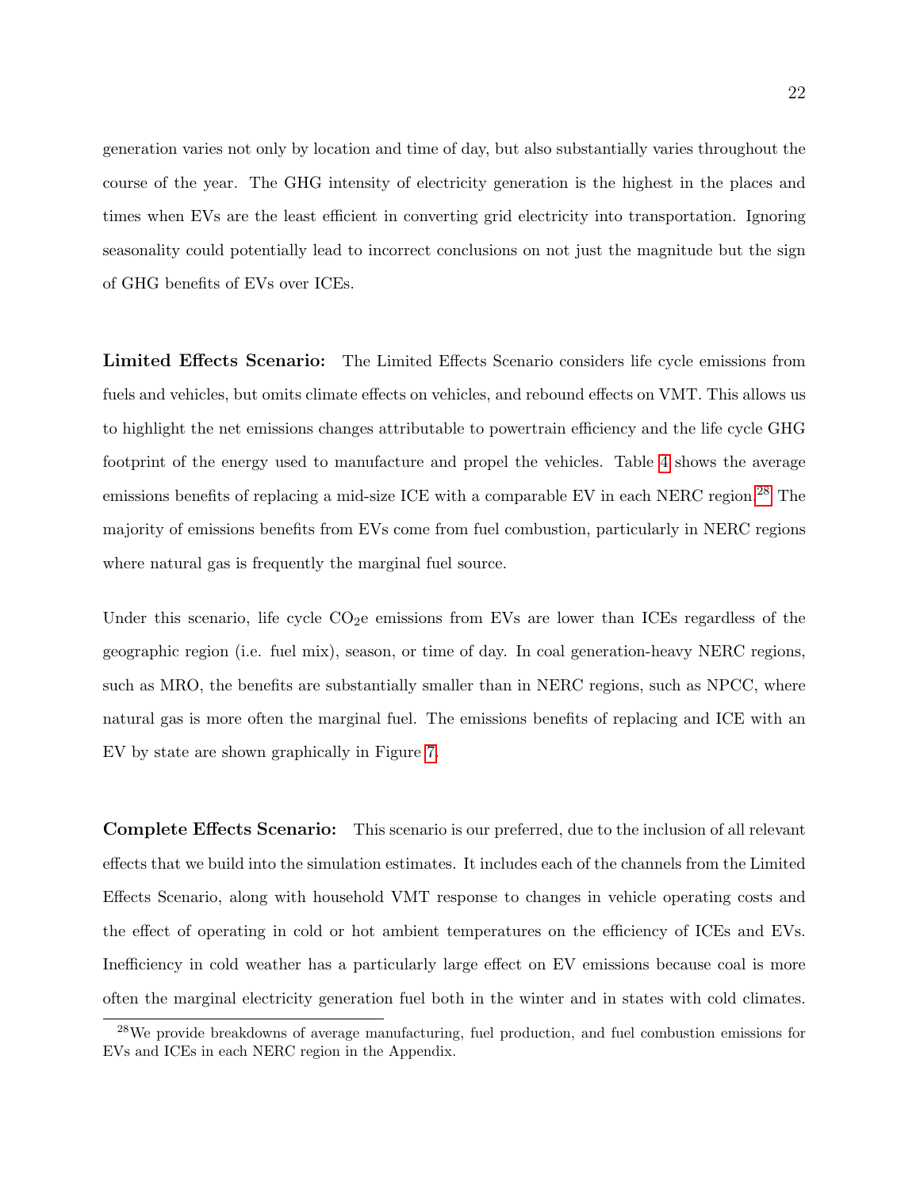generation varies not only by location and time of day, but also substantially varies throughout the course of the year. The GHG intensity of electricity generation is the highest in the places and times when EVs are the least efficient in converting grid electricity into transportation. Ignoring seasonality could potentially lead to incorrect conclusions on not just the magnitude but the sign of GHG benefits of EVs over ICEs.

**Limited Effects Scenario:** The Limited Effects Scenario considers life cycle emissions from fuels and vehicles, but omits climate effects on vehicles, and rebound effects on VMT. This allows us to highlight the net emissions changes attributable to powertrain efficiency and the life cycle GHG footprint of the energy used to manufacture and propel the vehicles. Table 4 shows the average emissions benefits of replacing a mid-size ICE with a comparable EV in each NERC region.[28] The majority of emissions benefits from EVs come from fuel combustion, particularly in NERC regions where natural gas is frequently the marginal fuel source.

Under this scenario, life cycle $CO_2$e emissions from EVs are lower than ICEs regardless of the geographic region (i.e. fuel mix), season, or time of day. In coal generation-heavy NERC regions, such as MRO, the benefits are substantially smaller than in NERC regions, such as NPCC, where natural gas is more often the marginal fuel. The emissions benefits of replacing and ICE with an EV by state are shown graphically in Figure 7.

**Complete Effects Scenario:** This scenario is our preferred, due to the inclusion of all relevant effects that we build into the simulation estimates. It includes each of the channels from the Limited Effects Scenario, along with household VMT response to changes in vehicle operating costs and the effect of operating in cold or hot ambient temperatures on the efficiency of ICEs and EVs. Inefficiency in cold weather has a particularly large effect on EV emissions because coal is more often the marginal electricity generation fuel both in the winter and in states with cold climates.

[28] We provide breakdowns of average manufacturing, fuel production, and fuel combustion emissions for EVs and ICEs in each NERC region in the Appendix.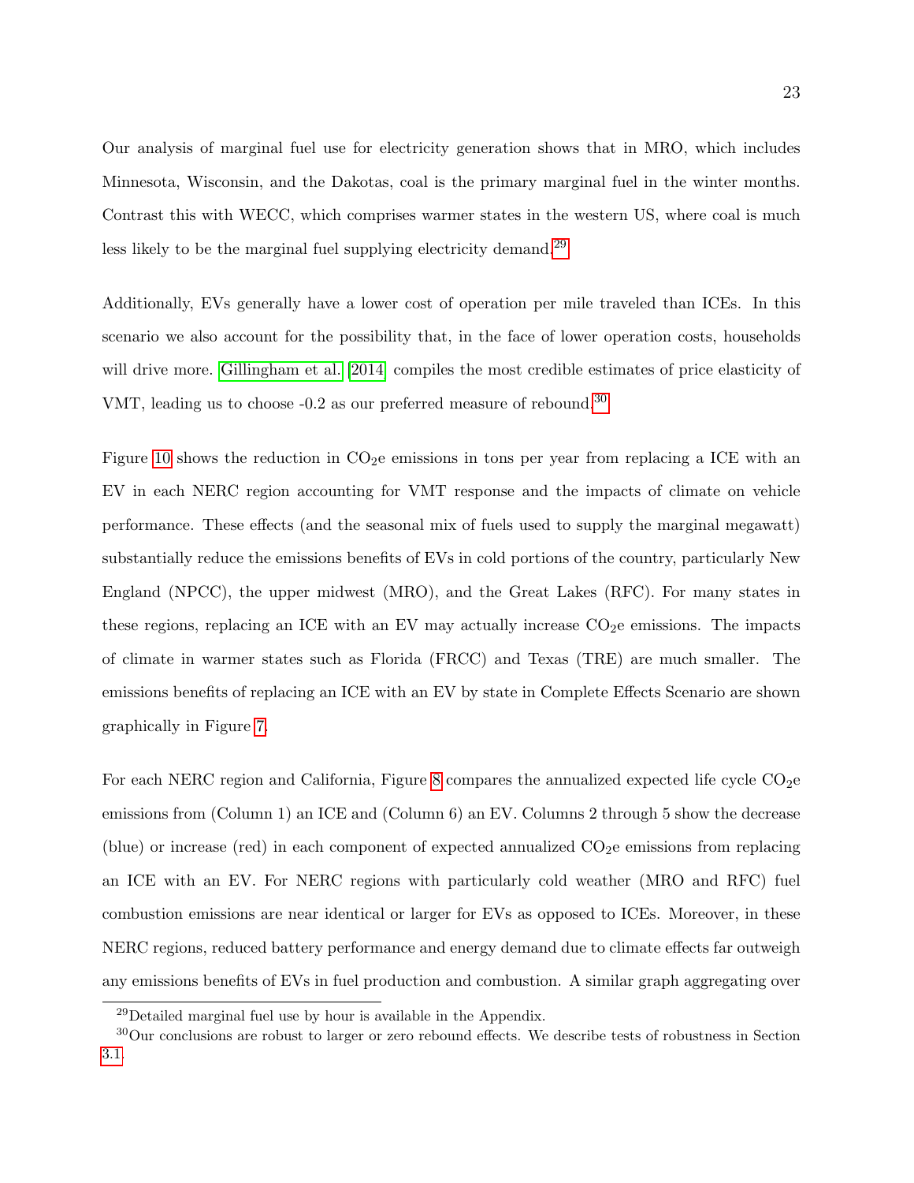Our analysis of marginal fuel use for electricity generation shows that in MRO, which includes Minnesota, Wisconsin, and the Dakotas, coal is the primary marginal fuel in the winter months. Contrast this with WECC, which comprises warmer states in the western US, where coal is much less likely to be the marginal fuel supplying electricity demand.[29]

Additionally, EVs generally have a lower cost of operation per mile traveled than ICEs. In this scenario we also account for the possibility that, in the face of lower operation costs, households will drive more. Gillingham et al. [2014] compiles the most credible estimates of price elasticity of VMT, leading us to choose -0.2 as our preferred measure of rebound.[30]

Figure 10 shows the reduction in $CO_2$e emissions in tons per year from replacing a ICE with an EV in each NERC region accounting for VMT response and the impacts of climate on vehicle performance. These effects (and the seasonal mix of fuels used to supply the marginal megawatt) substantially reduce the emissions benefits of EVs in cold portions of the country, particularly New England (NPCC), the upper midwest (MRO), and the Great Lakes (RFC). For many states in these regions, replacing an ICE with an EV may actually increase $CO_2$e emissions. The impacts of climate in warmer states such as Florida (FRCC) and Texas (TRE) are much smaller. The emissions benefits of replacing an ICE with an EV by state in Complete Effects Scenario are shown graphically in Figure 7.

For each NERC region and California, Figure 8 compares the annualized expected life cycle $CO_2$e emissions from (Column 1) an ICE and (Column 6) an EV. Columns 2 through 5 show the decrease (blue) or increase (red) in each component of expected annualized $CO_2$e emissions from replacing an ICE with an EV. For NERC regions with particularly cold weather (MRO and RFC) fuel combustion emissions are near identical or larger for EVs as opposed to ICEs. Moreover, in these NERC regions, reduced battery performance and energy demand due to climate effects far outweigh any emissions benefits of EVs in fuel production and combustion. A similar graph aggregating over

[29] Detailed marginal fuel use by hour is available in the Appendix.

[30] Our conclusions are robust to larger or zero rebound effects. We describe tests of robustness in Section 3.1.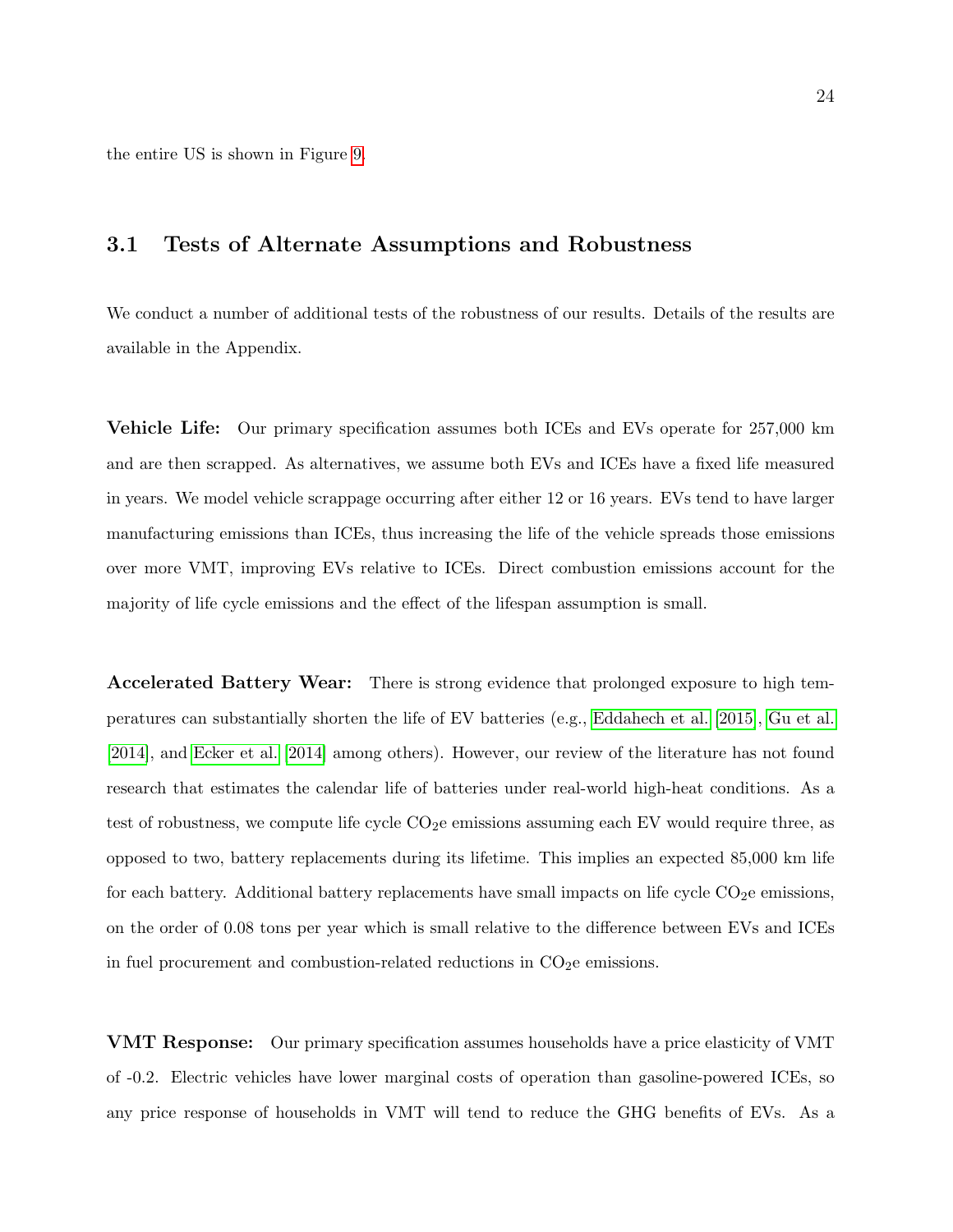the entire US is shown in Figure 9.

## 3.1 Tests of Alternate Assumptions and Robustness

We conduct a number of additional tests of the robustness of our results. Details of the results are available in the Appendix.

**Vehicle Life:** Our primary specification assumes both ICEs and EVs operate for 257,000 km and are then scrapped. As alternatives, we assume both EVs and ICEs have a fixed life measured in years. We model vehicle scrappage occurring after either 12 or 16 years. EVs tend to have larger manufacturing emissions than ICEs, thus increasing the life of the vehicle spreads those emissions over more VMT, improving EVs relative to ICEs. Direct combustion emissions account for the majority of life cycle emissions and the effect of the lifespan assumption is small.

**Accelerated Battery Wear:** There is strong evidence that prolonged exposure to high temperatures can substantially shorten the life of EV batteries (e.g., Eddahech et al. [2015], Gu et al. [2014], and Ecker et al. [2014] among others). However, our review of the literature has not found research that estimates the calendar life of batteries under real-world high-heat conditions. As a test of robustness, we compute life cycle $CO_2$e emissions assuming each EV would require three, as opposed to two, battery replacements during its lifetime. This implies an expected 85,000 km life for each battery. Additional battery replacements have small impacts on life cycle $CO_2$e emissions, on the order of 0.08 tons per year which is small relative to the difference between EVs and ICEs in fuel procurement and combustion-related reductions in $CO_2$e emissions.

**VMT Response:** Our primary specification assumes households have a price elasticity of VMT of -0.2. Electric vehicles have lower marginal costs of operation than gasoline-powered ICEs, so any price response of households in VMT will tend to reduce the GHG benefits of EVs. As a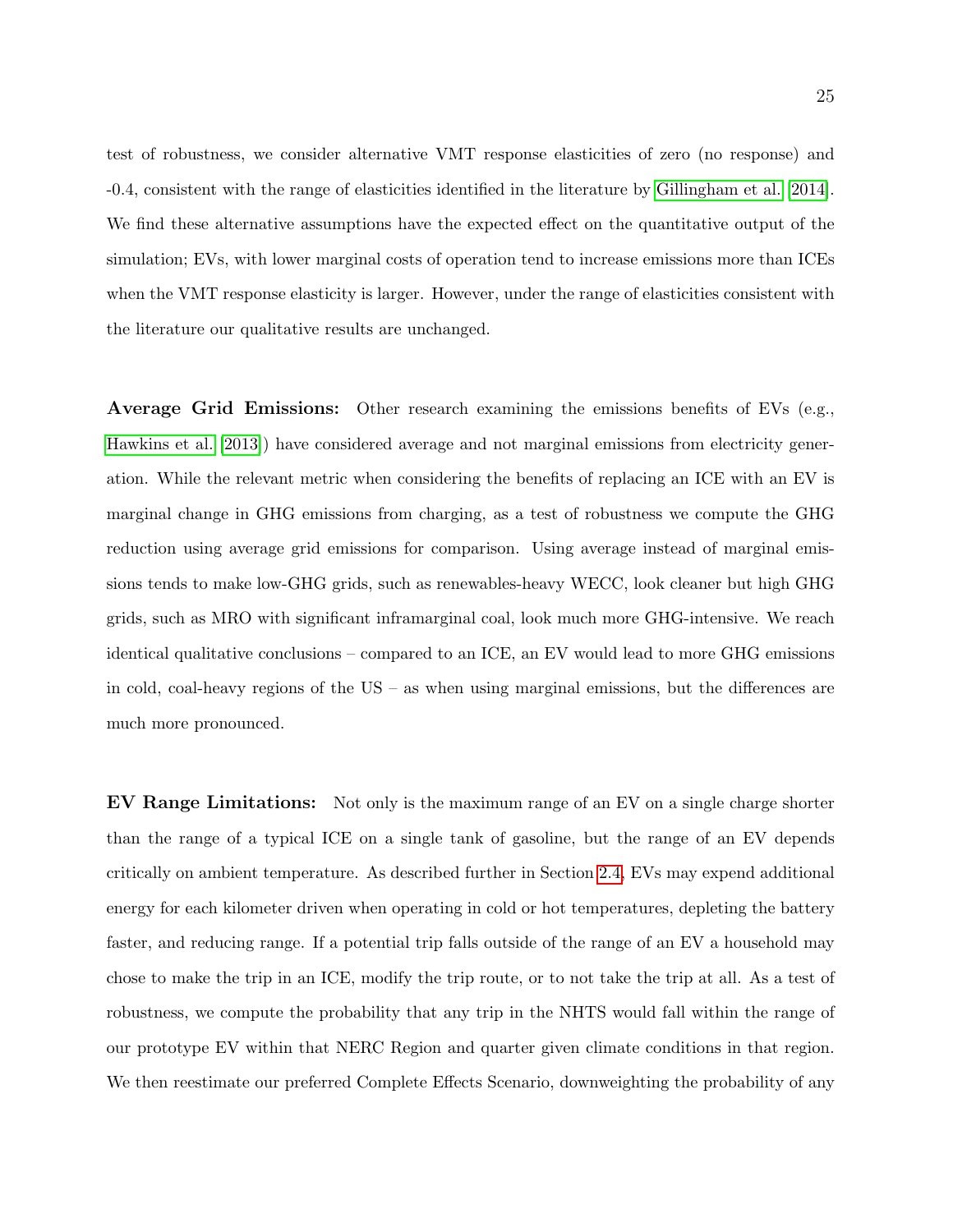test of robustness, we consider alternative VMT response elasticities of zero (no response) and -0.4, consistent with the range of elasticities identified in the literature by Gillingham et al. (2014). We find these alternative assumptions have the expected effect on the quantitative output of the simulation; EVs, with lower marginal costs of operation tend to increase emissions more than ICEs when the VMT response elasticity is larger. However, under the range of elasticities consistent with the literature our qualitative results are unchanged.

**Average Grid Emissions:** Other research examining the emissions benefits of EVs (e.g., Hawkins et al. (2013)) have considered average and not marginal emissions from electricity generation. While the relevant metric when considering the benefits of replacing an ICE with an EV is marginal change in GHG emissions from charging, as a test of robustness we compute the GHG reduction using average grid emissions for comparison. Using average instead of marginal emissions tends to make low-GHG grids, such as renewables-heavy WECC, look cleaner but high GHG grids, such as MRO with significant inframarginal coal, look much more GHG-intensive. We reach identical qualitative conclusions – compared to an ICE, an EV would lead to more GHG emissions in cold, coal-heavy regions of the US – as when using marginal emissions, but the differences are much more pronounced.

**EV Range Limitations:** Not only is the maximum range of an EV on a single charge shorter than the range of a typical ICE on a single tank of gasoline, but the range of an EV depends critically on ambient temperature. As described further in Section 2.4, EVs may expend additional energy for each kilometer driven when operating in cold or hot temperatures, depleting the battery faster, and reducing range. If a potential trip falls outside of the range of an EV a household may chose to make the trip in an ICE, modify the trip route, or to not take the trip at all. As a test of robustness, we compute the probability that any trip in the NHTS would fall within the range of our prototype EV within that NERC Region and quarter given climate conditions in that region. We then reestimate our preferred Complete Effects Scenario, downweighting the probability of any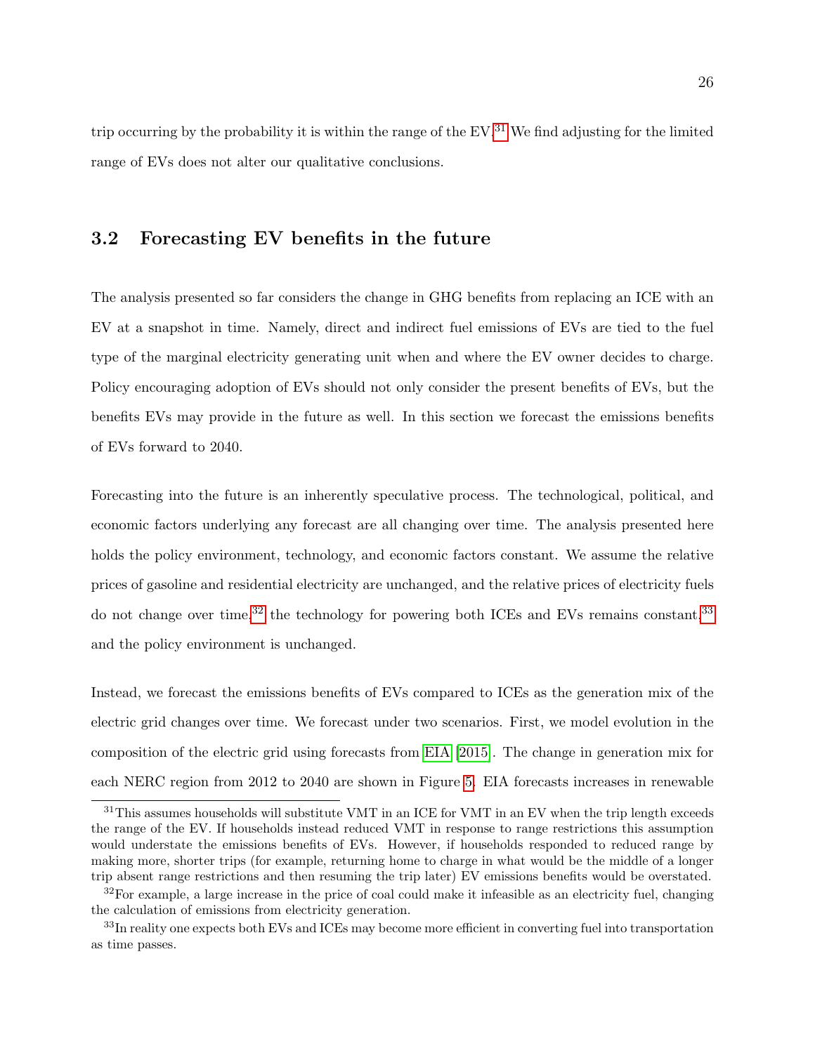trip occurring by the probability it is within the range of the EV.[31] We find adjusting for the limited range of EVs does not alter our qualitative conclusions.

## 3.2 Forecasting EV benefits in the future

The analysis presented so far considers the change in GHG benefits from replacing an ICE with an EV at a snapshot in time. Namely, direct and indirect fuel emissions of EVs are tied to the fuel type of the marginal electricity generating unit when and where the EV owner decides to charge. Policy encouraging adoption of EVs should not only consider the present benefits of EVs, but the benefits EVs may provide in the future as well. In this section we forecast the emissions benefits of EVs forward to 2040.

Forecasting into the future is an inherently speculative process. The technological, political, and economic factors underlying any forecast are all changing over time. The analysis presented here holds the policy environment, technology, and economic factors constant. We assume the relative prices of gasoline and residential electricity are unchanged, and the relative prices of electricity fuels do not change over time,[32] the technology for powering both ICEs and EVs remains constant,[33] and the policy environment is unchanged.

Instead, we forecast the emissions benefits of EVs compared to ICEs as the generation mix of the electric grid changes over time. We forecast under two scenarios. First, we model evolution in the composition of the electric grid using forecasts from EIA [2015]. The change in generation mix for each NERC region from 2012 to 2040 are shown in Figure 5. EIA forecasts increases in renewable

---

[31] This assumes households will substitute VMT in an ICE for VMT in an EV when the trip length exceeds the range of the EV. If households instead reduced VMT in response to range restrictions this assumption would understate the emissions benefits of EVs. However, if households responded to reduced range by making more, shorter trips (for example, returning home to charge in what would be the middle of a longer trip absent range restrictions and then resuming the trip later) EV emissions benefits would be overstated.

[32] For example, a large increase in the price of coal could make it infeasible as an electricity fuel, changing the calculation of emissions from electricity generation.

[33] In reality one expects both EVs and ICEs may become more efficient in converting fuel into transportation as time passes.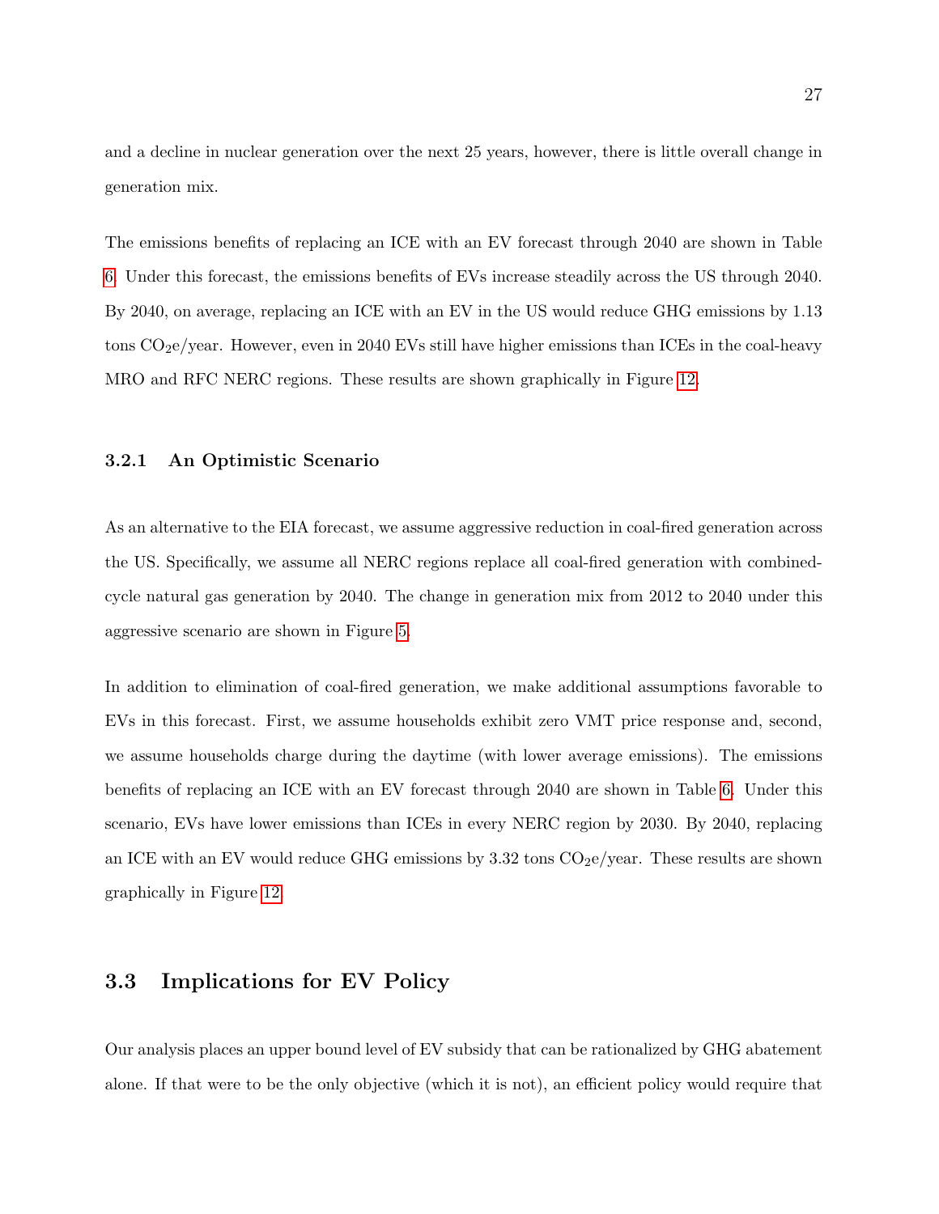and a decline in nuclear generation over the next 25 years, however, there is little overall change in generation mix.

The emissions benefits of replacing an ICE with an EV forecast through 2040 are shown in Table 6. Under this forecast, the emissions benefits of EVs increase steadily across the US through 2040. By 2040, on average, replacing an ICE with an EV in the US would reduce GHG emissions by 1.13 tons $CO_2$e/year. However, even in 2040 EVs still have higher emissions than ICEs in the coal-heavy MRO and RFC NERC regions. These results are shown graphically in Figure 12.

### 3.2.1 An Optimistic Scenario

As an alternative to the EIA forecast, we assume aggressive reduction in coal-fired generation across the US. Specifically, we assume all NERC regions replace all coal-fired generation with combined-cycle natural gas generation by 2040. The change in generation mix from 2012 to 2040 under this aggressive scenario are shown in Figure 5.

In addition to elimination of coal-fired generation, we make additional assumptions favorable to EVs in this forecast. First, we assume households exhibit zero VMT price response and, second, we assume households charge during the daytime (with lower average emissions). The emissions benefits of replacing an ICE with an EV forecast through 2040 are shown in Table 6. Under this scenario, EVs have lower emissions than ICEs in every NERC region by 2030. By 2040, replacing an ICE with an EV would reduce GHG emissions by 3.32 tons $CO_2$e/year. These results are shown graphically in Figure 12.

## 3.3 Implications for EV Policy

Our analysis places an upper bound level of EV subsidy that can be rationalized by GHG abatement alone. If that were to be the only objective (which it is not), an efficient policy would require that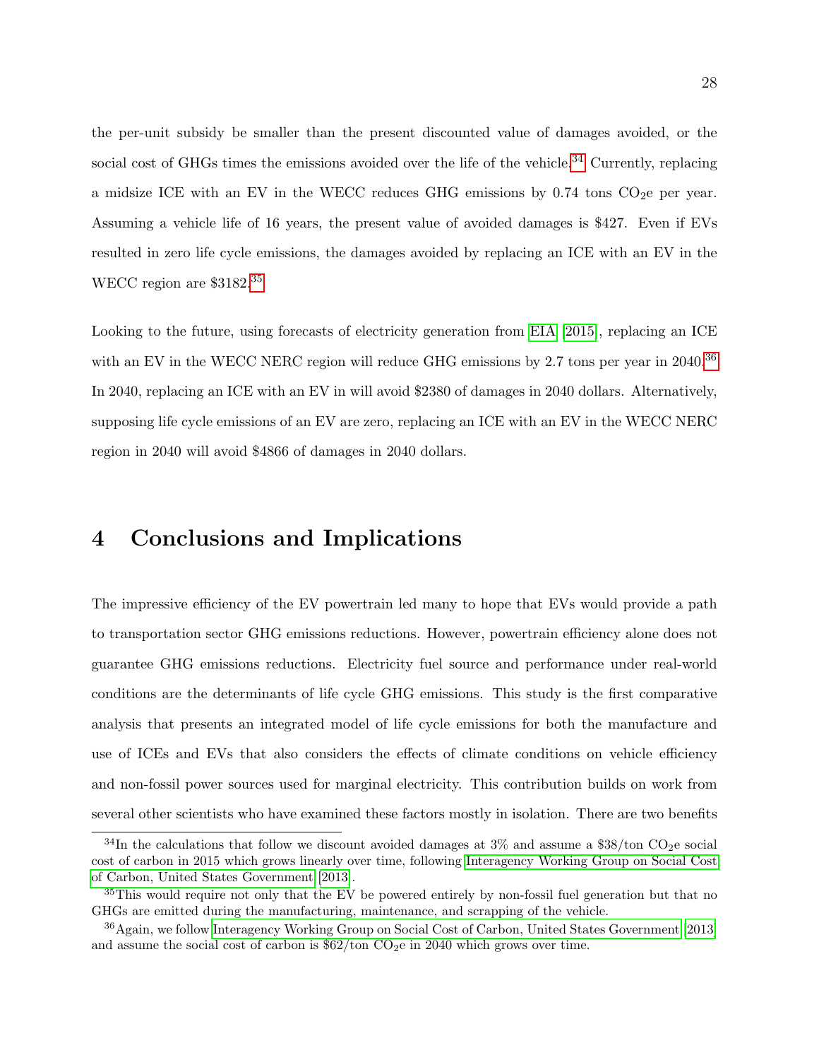the per-unit subsidy be smaller than the present discounted value of damages avoided, or the social cost of GHGs times the emissions avoided over the life of the vehicle.[34] Currently, replacing a midsize ICE with an EV in the WECC reduces GHG emissions by 0.74 tons $CO_2$e per year. Assuming a vehicle life of 16 years, the present value of avoided damages is $427. Even if EVs resulted in zero life cycle emissions, the damages avoided by replacing an ICE with an EV in the WECC region are $3182.[35]

Looking to the future, using forecasts of electricity generation from EIA [2015], replacing an ICE with an EV in the WECC NERC region will reduce GHG emissions by 2.7 tons per year in 2040.[36] In 2040, replacing an ICE with an EV in will avoid $2380 of damages in 2040 dollars. Alternatively, supposing life cycle emissions of an EV are zero, replacing an ICE with an EV in the WECC NERC region in 2040 will avoid $4866 of damages in 2040 dollars.

# 4 Conclusions and Implications

The impressive efficiency of the EV powertrain led many to hope that EVs would provide a path to transportation sector GHG emissions reductions. However, powertrain efficiency alone does not guarantee GHG emissions reductions. Electricity fuel source and performance under real-world conditions are the determinants of life cycle GHG emissions. This study is the first comparative analysis that presents an integrated model of life cycle emissions for both the manufacture and use of ICEs and EVs that also considers the effects of climate conditions on vehicle efficiency and non-fossil power sources used for marginal electricity. This contribution builds on work from several other scientists who have examined these factors mostly in isolation. There are two benefits

---

[34] In the calculations that follow we discount avoided damages at 3% and assume a $38/ton $CO_2$e social cost of carbon in 2015 which grows linearly over time, following Interagency Working Group on Social Cost of Carbon, United States Government [2013].

[35] This would require not only that the EV be powered entirely by non-fossil fuel generation but that no GHGs are emitted during the manufacturing, maintenance, and scrapping of the vehicle.

[36] Again, we follow Interagency Working Group on Social Cost of Carbon, United States Government [2013] and assume the social cost of carbon is $62/ton $CO_2$e in 2040 which grows over time.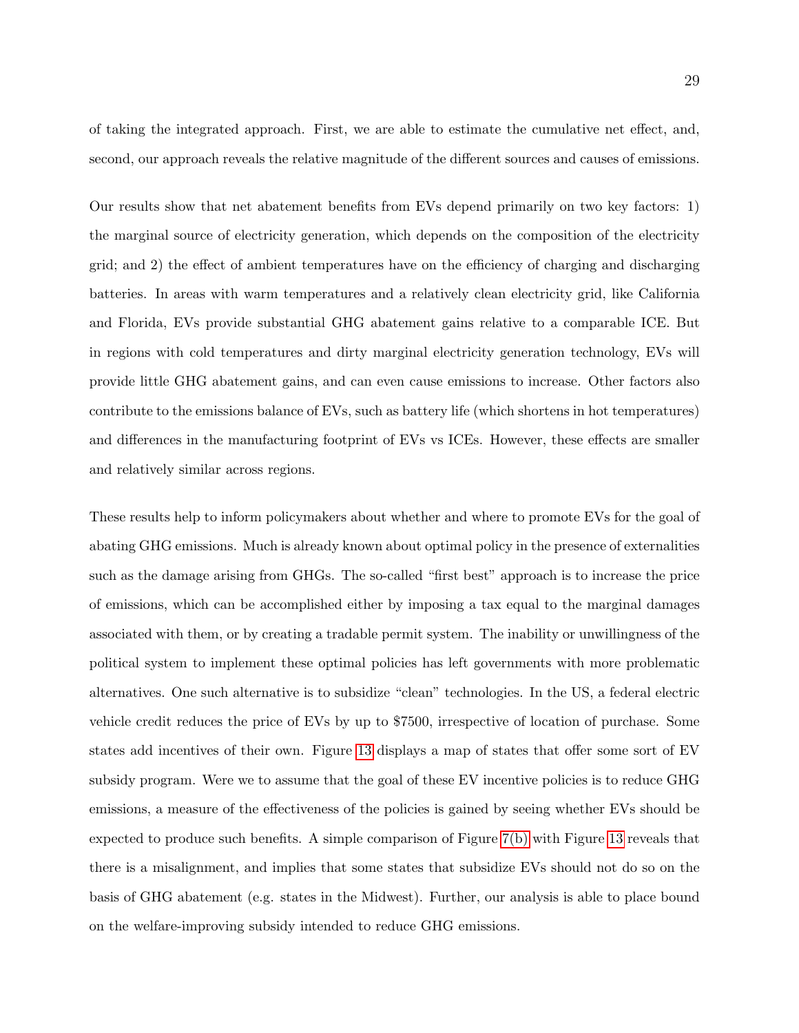of taking the integrated approach. First, we are able to estimate the cumulative net effect, and, second, our approach reveals the relative magnitude of the different sources and causes of emissions.

Our results show that net abatement benefits from EVs depend primarily on two key factors: 1) the marginal source of electricity generation, which depends on the composition of the electricity grid; and 2) the effect of ambient temperatures have on the efficiency of charging and discharging batteries. In areas with warm temperatures and a relatively clean electricity grid, like California and Florida, EVs provide substantial GHG abatement gains relative to a comparable ICE. But in regions with cold temperatures and dirty marginal electricity generation technology, EVs will provide little GHG abatement gains, and can even cause emissions to increase. Other factors also contribute to the emissions balance of EVs, such as battery life (which shortens in hot temperatures) and differences in the manufacturing footprint of EVs vs ICEs. However, these effects are smaller and relatively similar across regions.

These results help to inform policymakers about whether and where to promote EVs for the goal of abating GHG emissions. Much is already known about optimal policy in the presence of externalities such as the damage arising from GHGs. The so-called "first best" approach is to increase the price of emissions, which can be accomplished either by imposing a tax equal to the marginal damages associated with them, or by creating a tradable permit system. The inability or unwillingness of the political system to implement these optimal policies has left governments with more problematic alternatives. One such alternative is to subsidize "clean" technologies. In the US, a federal electric vehicle credit reduces the price of EVs by up to $7500, irrespective of location of purchase. Some states add incentives of their own. Figure 13 displays a map of states that offer some sort of EV subsidy program. Were we to assume that the goal of these EV incentive policies is to reduce GHG emissions, a measure of the effectiveness of the policies is gained by seeing whether EVs should be expected to produce such benefits. A simple comparison of Figure 7(b) with Figure 13 reveals that there is a misalignment, and implies that some states that subsidize EVs should not do so on the basis of GHG abatement (e.g. states in the Midwest). Further, our analysis is able to place bound on the welfare-improving subsidy intended to reduce GHG emissions.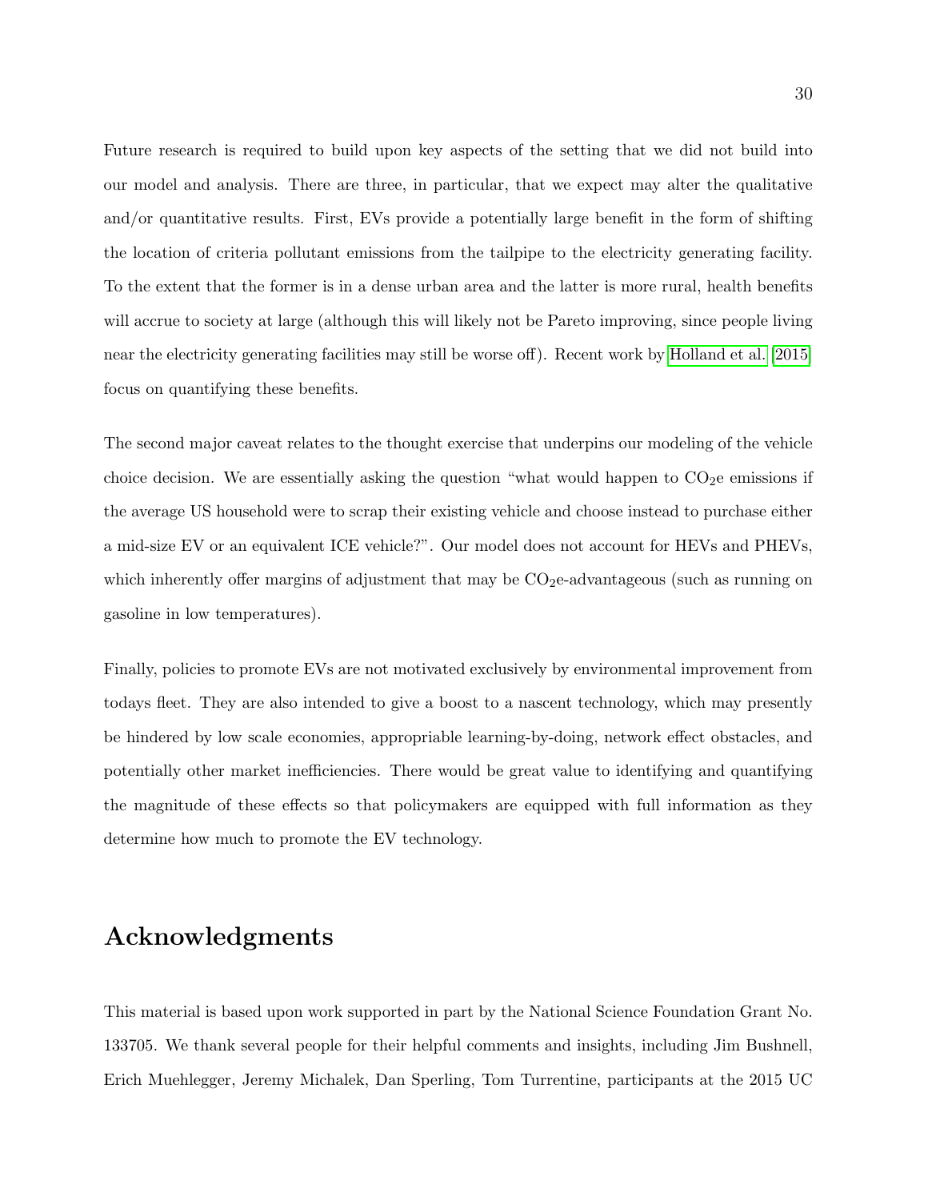Future research is required to build upon key aspects of the setting that we did not build into our model and analysis. There are three, in particular, that we expect may alter the qualitative and/or quantitative results. First, EVs provide a potentially large benefit in the form of shifting the location of criteria pollutant emissions from the tailpipe to the electricity generating facility. To the extent that the former is in a dense urban area and the latter is more rural, health benefits will accrue to society at large (although this will likely not be Pareto improving, since people living near the electricity generating facilities may still be worse off). Recent work by Holland et al. [2015] focus on quantifying these benefits.

The second major caveat relates to the thought exercise that underpins our modeling of the vehicle choice decision. We are essentially asking the question "what would happen to $CO_2$e emissions if the average US household were to scrap their existing vehicle and choose instead to purchase either a mid-size EV or an equivalent ICE vehicle?". Our model does not account for HEVs and PHEVs, which inherently offer margins of adjustment that may be $CO_2$e-advantageous (such as running on gasoline in low temperatures).

Finally, policies to promote EVs are not motivated exclusively by environmental improvement from todays fleet. They are also intended to give a boost to a nascent technology, which may presently be hindered by low scale economies, appropriable learning-by-doing, network effect obstacles, and potentially other market inefficiencies. There would be great value to identifying and quantifying the magnitude of these effects so that policymakers are equipped with full information as they determine how much to promote the EV technology.

## Acknowledgments

This material is based upon work supported in part by the National Science Foundation Grant No. 133705. We thank several people for their helpful comments and insights, including Jim Bushnell, Erich Muehlegger, Jeremy Michalek, Dan Sperling, Tom Turrentine, participants at the 2015 UC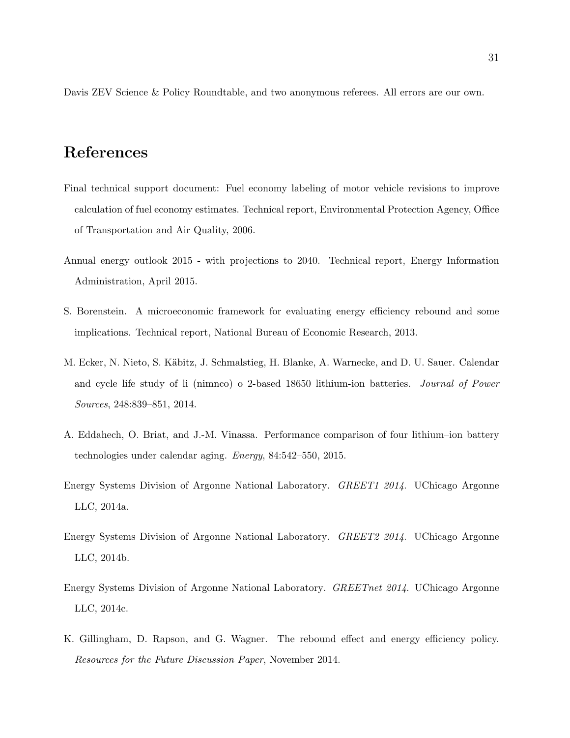Davis ZEV Science & Policy Roundtable, and two anonymous referees. All errors are our own.

# References

Final technical support document: Fuel economy labeling of motor vehicle revisions to improve calculation of fuel economy estimates. Technical report, Environmental Protection Agency, Office of Transportation and Air Quality, 2006.

Annual energy outlook 2015 - with projections to 2040. Technical report, Energy Information Administration, April 2015.

S. Borenstein. A microeconomic framework for evaluating energy efficiency rebound and some implications. Technical report, National Bureau of Economic Research, 2013.

M. Ecker, N. Nieto, S. Käbitz, J. Schmalstieg, H. Blanke, A. Warnecke, and D. U. Sauer. Calendar and cycle life study of li (nimnco) o 2-based 18650 lithium-ion batteries. *Journal of Power Sources*, 248:839–851, 2014.

A. Eddahech, O. Briat, and J.-M. Vinassa. Performance comparison of four lithium–ion battery technologies under calendar aging. *Energy*, 84:542–550, 2015.

Energy Systems Division of Argonne National Laboratory. *GREET1 2014*. UChicago Argonne LLC, 2014a.

Energy Systems Division of Argonne National Laboratory. *GREET2 2014*. UChicago Argonne LLC, 2014b.

Energy Systems Division of Argonne National Laboratory. *GREETnet 2014*. UChicago Argonne LLC, 2014c.

K. Gillingham, D. Rapson, and G. Wagner. The rebound effect and energy efficiency policy. *Resources for the Future Discussion Paper*, November 2014.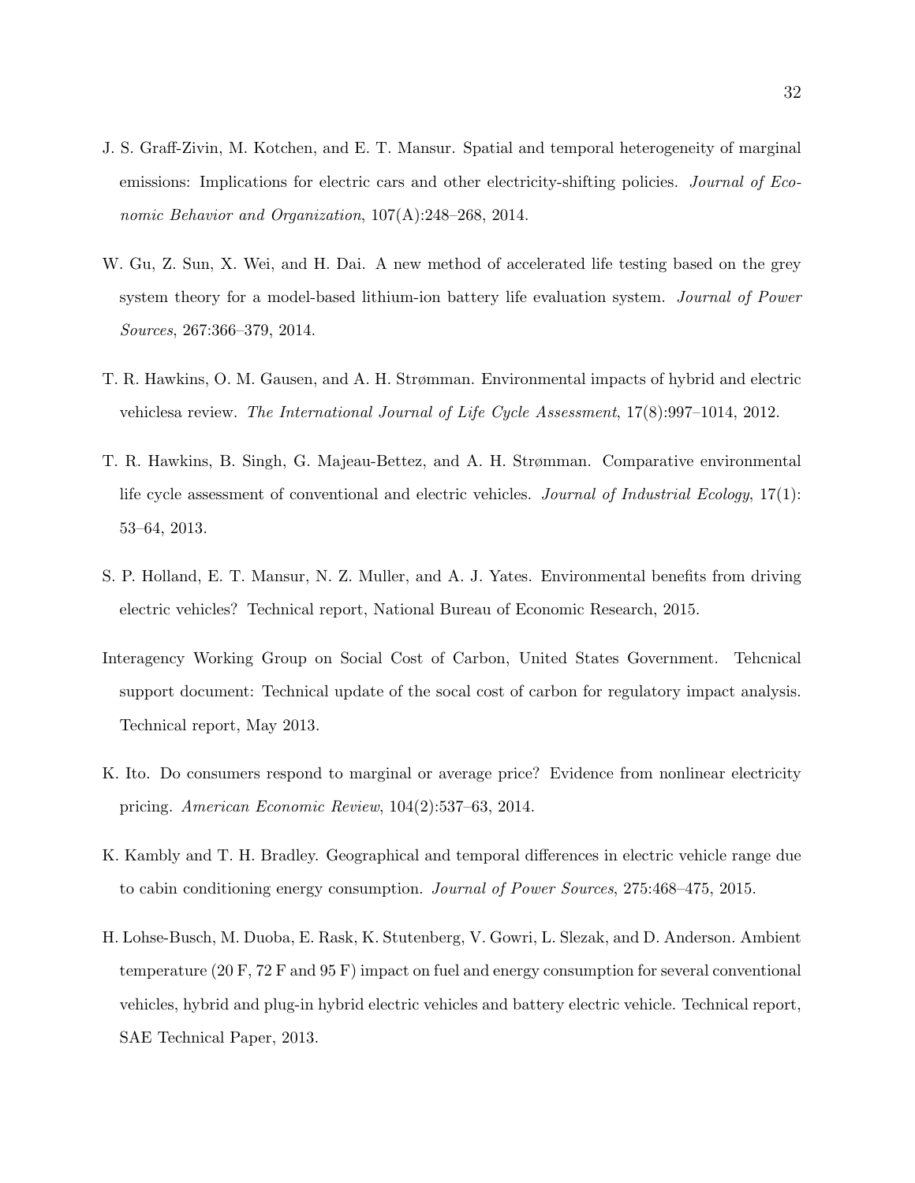J. S. Graff-Zivin, M. Kotchen, and E. T. Mansur. Spatial and temporal heterogeneity of marginal emissions: Implications for electric cars and other electricity-shifting policies. *Journal of Economic Behavior and Organization*, 107(A):248–268, 2014.

W. Gu, Z. Sun, X. Wei, and H. Dai. A new method of accelerated life testing based on the grey system theory for a model-based lithium-ion battery life evaluation system. *Journal of Power Sources*, 267:366–379, 2014.

T. R. Hawkins, O. M. Gausen, and A. H. Strømman. Environmental impacts of hybrid and electric vehiclesa review. *The International Journal of Life Cycle Assessment*, 17(8):997–1014, 2012.

T. R. Hawkins, B. Singh, G. Majeau-Bettez, and A. H. Strømman. Comparative environmental life cycle assessment of conventional and electric vehicles. *Journal of Industrial Ecology*, 17(1): 53–64, 2013.

S. P. Holland, E. T. Mansur, N. Z. Muller, and A. J. Yates. Environmental benefits from driving electric vehicles? Technical report, National Bureau of Economic Research, 2015.

Interagency Working Group on Social Cost of Carbon, United States Government. Tehcnical support document: Technical update of the socal cost of carbon for regulatory impact analysis. Technical report, May 2013.

K. Ito. Do consumers respond to marginal or average price? Evidence from nonlinear electricity pricing. *American Economic Review*, 104(2):537–63, 2014.

K. Kambly and T. H. Bradley. Geographical and temporal differences in electric vehicle range due to cabin conditioning energy consumption. *Journal of Power Sources*, 275:468–475, 2015.

H. Lohse-Busch, M. Duoba, E. Rask, K. Stutenberg, V. Gowri, L. Slezak, and D. Anderson. Ambient temperature (20 F, 72 F and 95 F) impact on fuel and energy consumption for several conventional vehicles, hybrid and plug-in hybrid electric vehicles and battery electric vehicle. Technical report, SAE Technical Paper, 2013.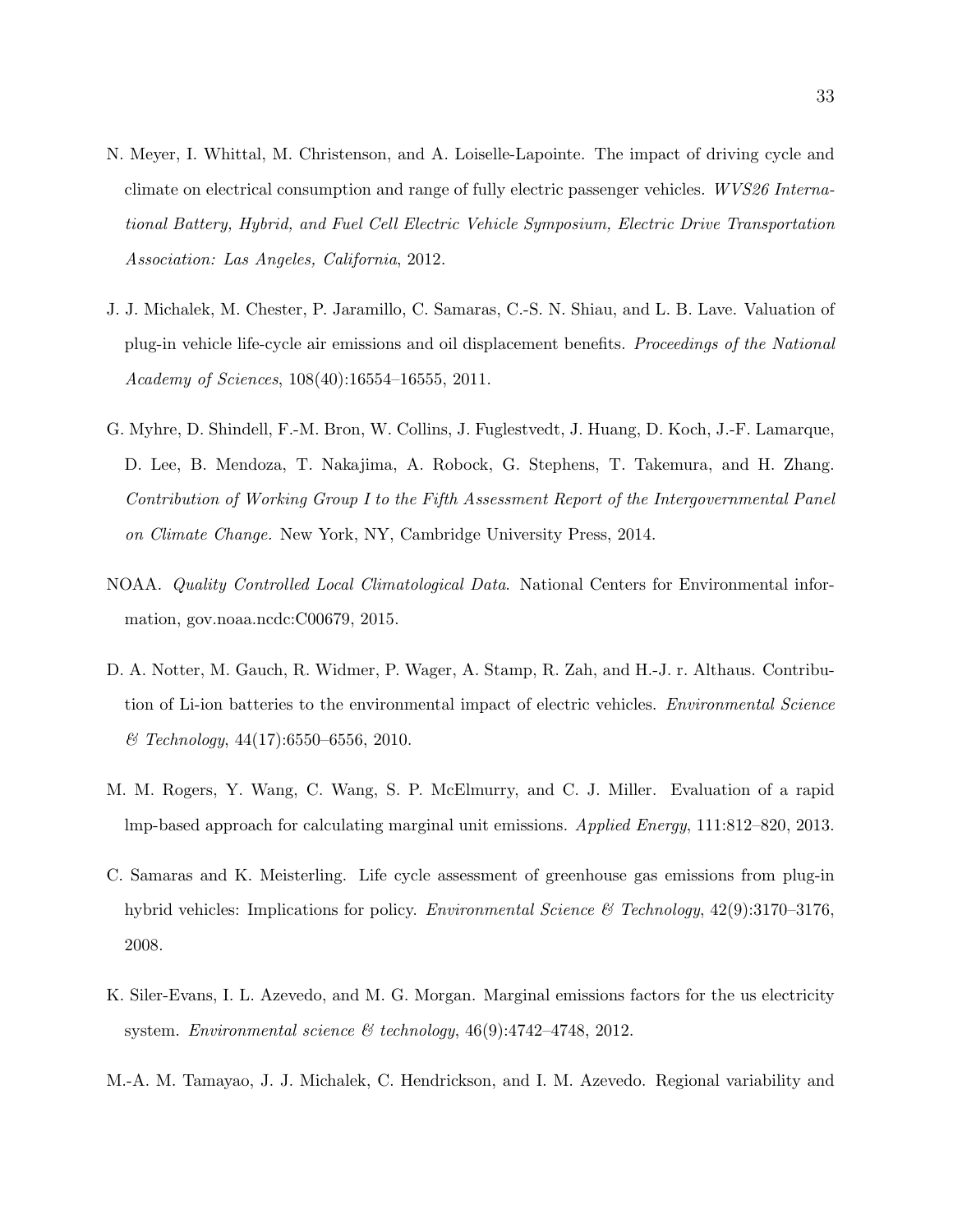N. Meyer, I. Whittal, M. Christenson, and A. Loiselle-Lapointe. The impact of driving cycle and climate on electrical consumption and range of fully electric passenger vehicles. *WVS26 International Battery, Hybrid, and Fuel Cell Electric Vehicle Symposium, Electric Drive Transportation Association: Las Angeles, California*, 2012.

J. J. Michalek, M. Chester, P. Jaramillo, C. Samaras, C.-S. N. Shiau, and L. B. Lave. Valuation of plug-in vehicle life-cycle air emissions and oil displacement benefits. *Proceedings of the National Academy of Sciences*, 108(40):16554–16555, 2011.

G. Myhre, D. Shindell, F.-M. Bron, W. Collins, J. Fuglestvedt, J. Huang, D. Koch, J.-F. Lamarque, D. Lee, B. Mendoza, T. Nakajima, A. Robock, G. Stephens, T. Takemura, and H. Zhang. *Contribution of Working Group I to the Fifth Assessment Report of the Intergovernmental Panel on Climate Change.* New York, NY, Cambridge University Press, 2014.

NOAA. *Quality Controlled Local Climatological Data*. National Centers for Environmental information, gov.noaa.ncdc:C00679, 2015.

D. A. Notter, M. Gauch, R. Widmer, P. Wager, A. Stamp, R. Zah, and H.-J. r. Althaus. Contribution of Li-ion batteries to the environmental impact of electric vehicles. *Environmental Science & Technology*, 44(17):6550–6556, 2010.

M. M. Rogers, Y. Wang, C. Wang, S. P. McElmurry, and C. J. Miller. Evaluation of a rapid lmp-based approach for calculating marginal unit emissions. *Applied Energy*, 111:812–820, 2013.

C. Samaras and K. Meisterling. Life cycle assessment of greenhouse gas emissions from plug-in hybrid vehicles: Implications for policy. *Environmental Science & Technology*, 42(9):3170–3176, 2008.

K. Siler-Evans, I. L. Azevedo, and M. G. Morgan. Marginal emissions factors for the us electricity system. *Environmental science & technology*, 46(9):4742–4748, 2012.

M.-A. M. Tamayao, J. J. Michalek, C. Hendrickson, and I. M. Azevedo. Regional variability and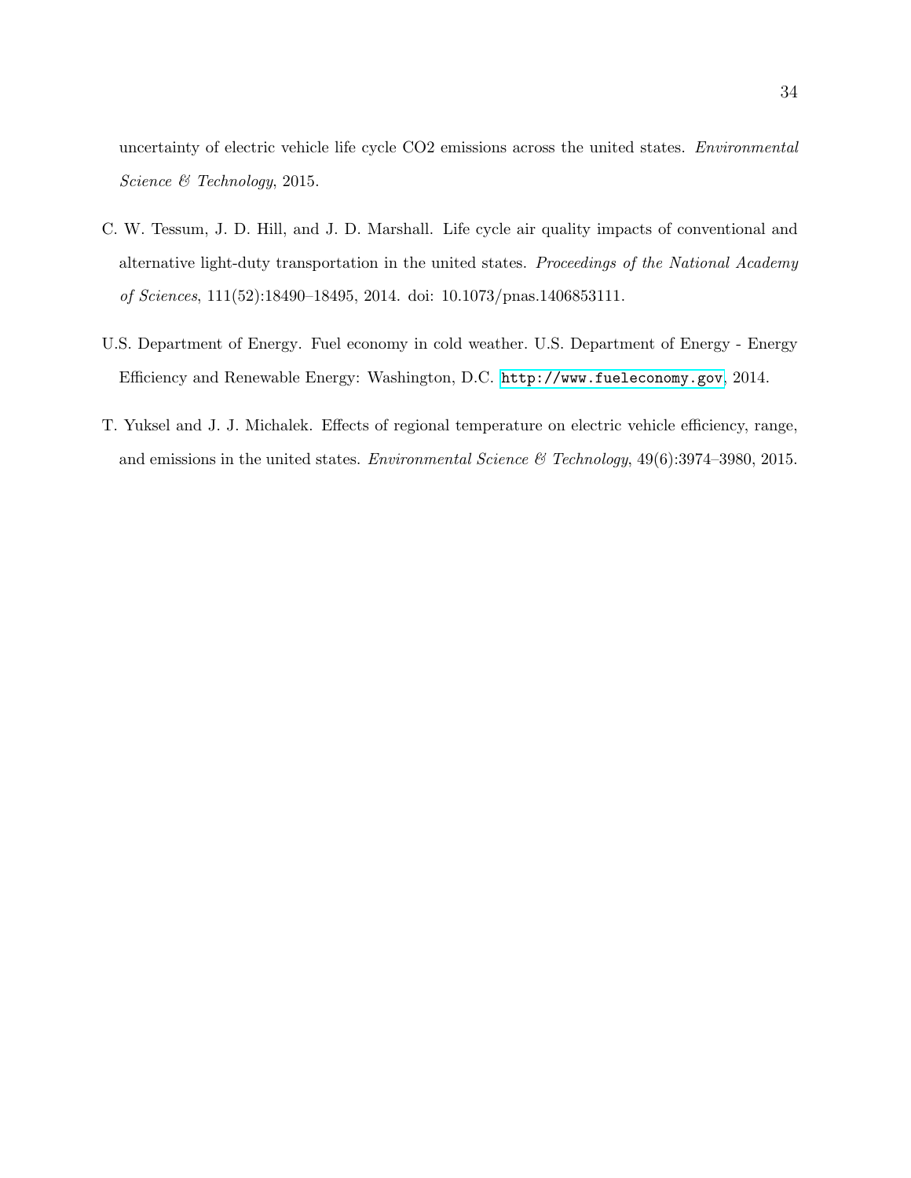uncertainty of electric vehicle life cycle CO2 emissions across the united states. *Environmental Science & Technology*, 2015.

C. W. Tessum, J. D. Hill, and J. D. Marshall. Life cycle air quality impacts of conventional and alternative light-duty transportation in the united states. *Proceedings of the National Academy of Sciences*, 111(52):18490–18495, 2014. doi: 10.1073/pnas.1406853111.

U.S. Department of Energy. Fuel economy in cold weather. U.S. Department of Energy - Energy Efficiency and Renewable Energy: Washington, D.C. http://www.fueleconomy.gov, 2014.

T. Yuksel and J. J. Michalek. Effects of regional temperature on electric vehicle efficiency, range, and emissions in the united states. *Environmental Science & Technology*, 49(6):3974–3980, 2015.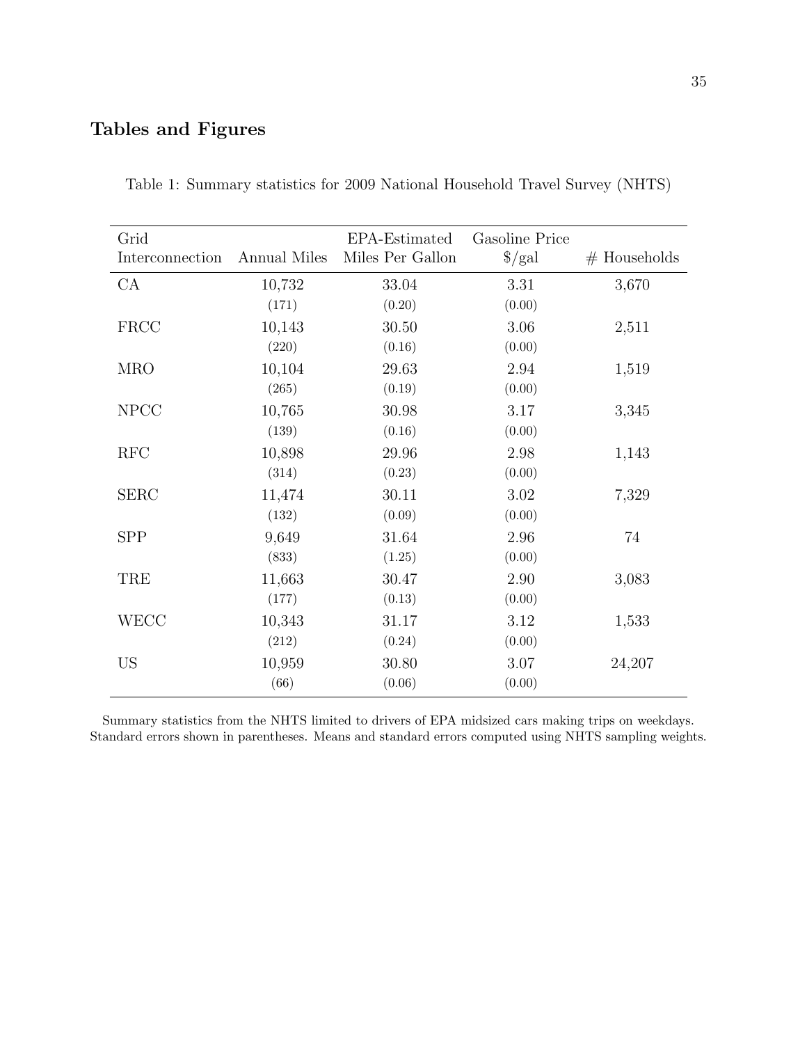## Tables and Figures

Table 1: Summary statistics for 2009 National Household Travel Survey (NHTS)

| Grid Interconnection | Annual Miles | EPA-Estimated Miles Per Gallon | Gasoline Price $/gal | # Households |
|---|---|---|---|---|
| CA | 10,732 | 33.04 | 3.31 | 3,670 |
| | (171) | (0.20) | (0.00) | |
| FRCC | 10,143 | 30.50 | 3.06 | 2,511 |
| | (220) | (0.16) | (0.00) | |
| MRO | 10,104 | 29.63 | 2.94 | 1,519 |
| | (265) | (0.19) | (0.00) | |
| NPCC | 10,765 | 30.98 | 3.17 | 3,345 |
| | (139) | (0.16) | (0.00) | |
| RFC | 10,898 | 29.96 | 2.98 | 1,143 |
| | (314) | (0.23) | (0.00) | |
| SERC | 11,474 | 30.11 | 3.02 | 7,329 |
| | (132) | (0.09) | (0.00) | |
| SPP | 9,649 | 31.64 | 2.96 | 74 |
| | (833) | (1.25) | (0.00) | |
| TRE | 11,663 | 30.47 | 2.90 | 3,083 |
| | (177) | (0.13) | (0.00) | |
| WECC | 10,343 | 31.17 | 3.12 | 1,533 |
| | (212) | (0.24) | (0.00) | |
| US | 10,959 | 30.80 | 3.07 | 24,207 |
| | (66) | (0.06) | (0.00) | |

Summary statistics from the NHTS limited to drivers of EPA midsized cars making trips on weekdays. Standard errors shown in parentheses. Means and standard errors computed using NHTS sampling weights.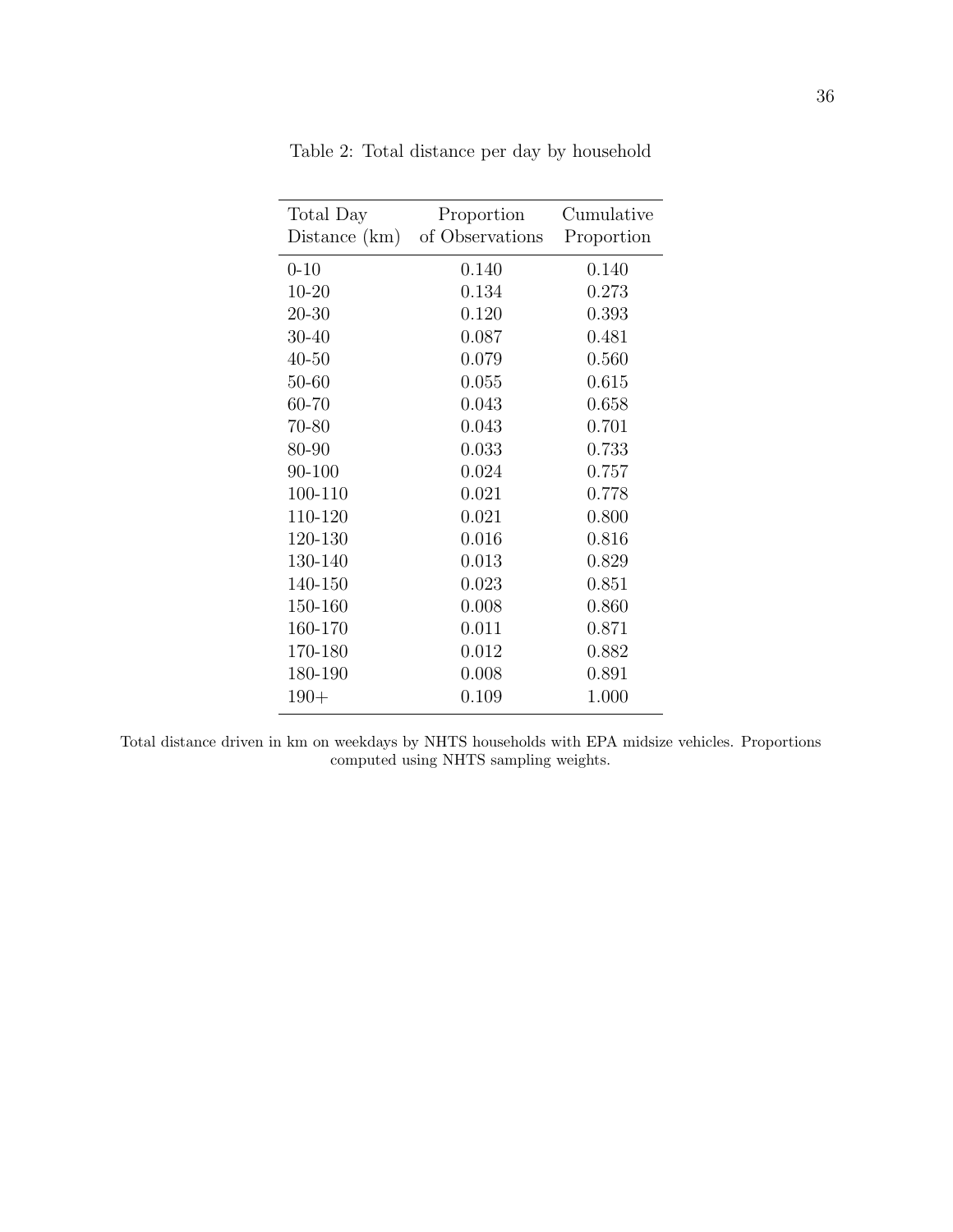Table 2: Total distance per day by household

| Total Day Distance (km) | Proportion of Observations | Cumulative Proportion |
|---|---|---|
| 0-10 | 0.140 | 0.140 |
| 10-20 | 0.134 | 0.273 |
| 20-30 | 0.120 | 0.393 |
| 30-40 | 0.087 | 0.481 |
| 40-50 | 0.079 | 0.560 |
| 50-60 | 0.055 | 0.615 |
| 60-70 | 0.043 | 0.658 |
| 70-80 | 0.043 | 0.701 |
| 80-90 | 0.033 | 0.733 |
| 90-100 | 0.024 | 0.757 |
| 100-110 | 0.021 | 0.778 |
| 110-120 | 0.021 | 0.800 |
| 120-130 | 0.016 | 0.816 |
| 130-140 | 0.013 | 0.829 |
| 140-150 | 0.023 | 0.851 |
| 150-160 | 0.008 | 0.860 |
| 160-170 | 0.011 | 0.871 |
| 170-180 | 0.012 | 0.882 |
| 180-190 | 0.008 | 0.891 |
| 190+ | 0.109 | 1.000 |

Total distance driven in km on weekdays by NHTS households with EPA midsize vehicles. Proportions computed using NHTS sampling weights.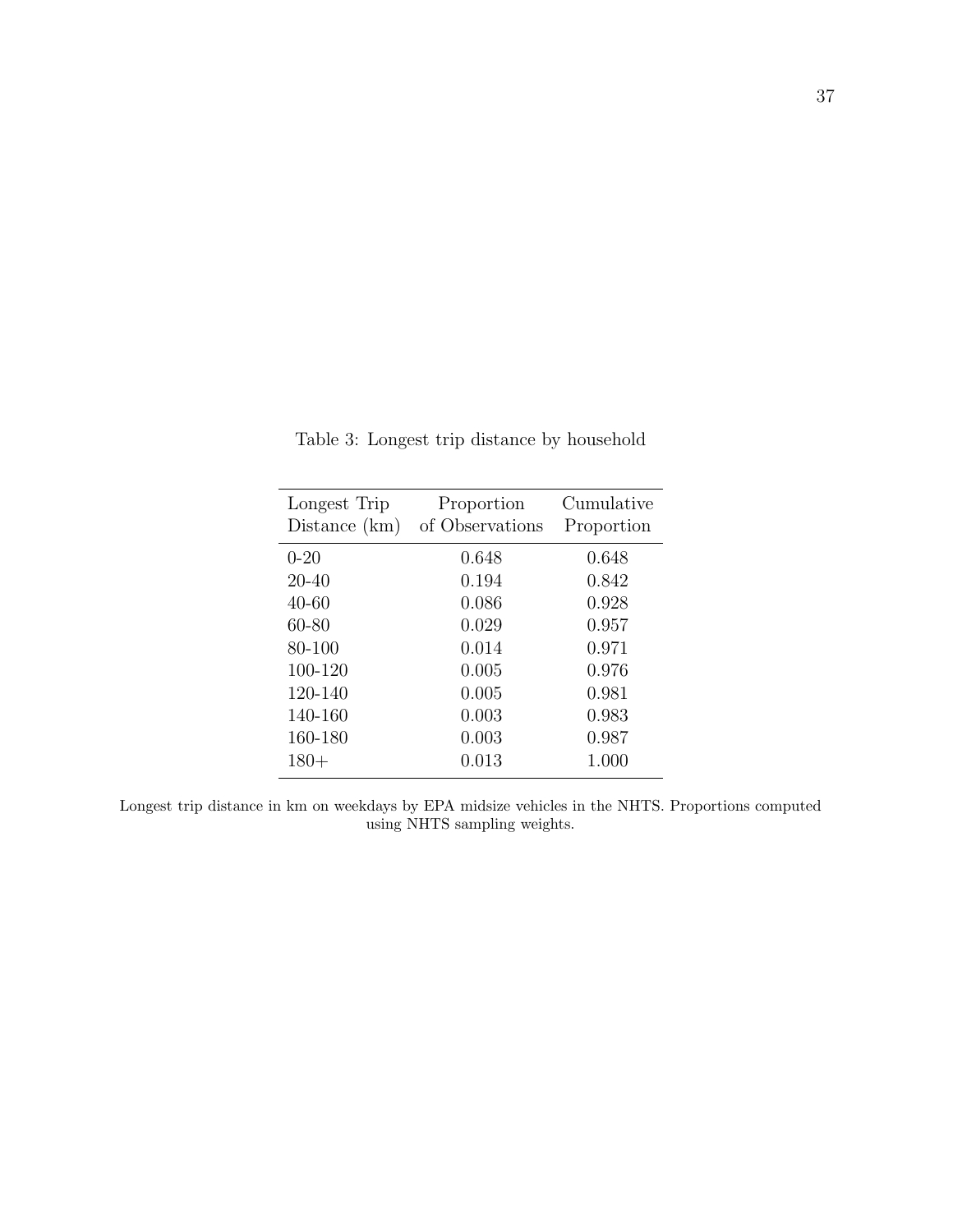Table 3: Longest trip distance by household

| Longest Trip Distance (km) | Proportion of Observations | Cumulative Proportion |
|---|---|---|
| 0-20 | 0.648 | 0.648 |
| 20-40 | 0.194 | 0.842 |
| 40-60 | 0.086 | 0.928 |
| 60-80 | 0.029 | 0.957 |
| 80-100 | 0.014 | 0.971 |
| 100-120 | 0.005 | 0.976 |
| 120-140 | 0.005 | 0.981 |
| 140-160 | 0.003 | 0.983 |
| 160-180 | 0.003 | 0.987 |
| 180+ | 0.013 | 1.000 |

Longest trip distance in km on weekdays by EPA midsize vehicles in the NHTS. Proportions computed using NHTS sampling weights.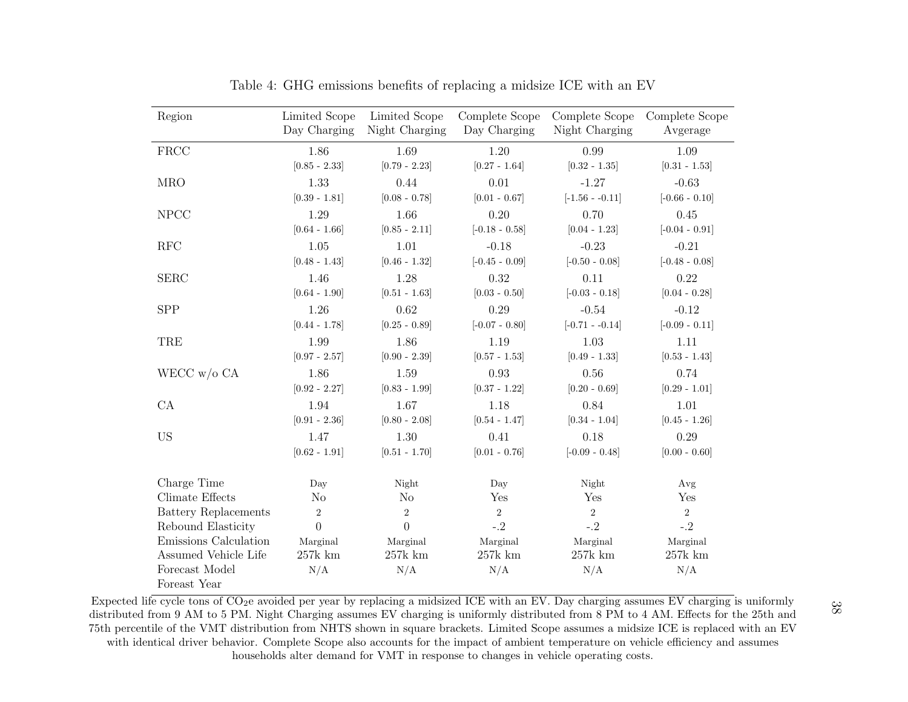Table 4: GHG emissions benefits of replacing a midsize ICE with an EV

| Region | Limited Scope Day Charging | Limited Scope Night Charging | Complete Scope Day Charging | Complete Scope Night Charging | Complete Scope Avgerage |
|---|---|---|---|---|---|
| FRCC | 1.86 | 1.69 | 1.20 | 0.99 | 1.09 |
| | [0.85 - 2.33] | [0.79 - 2.23] | [0.27 - 1.64] | [0.32 - 1.35] | [0.31 - 1.53] |
| MRO | 1.33 | 0.44 | 0.01 | -1.27 | -0.63 |
| | [0.39 - 1.81] | [0.08 - 0.78] | [0.01 - 0.67] | [-1.56 - -0.11] | [-0.66 - 0.10] |
| NPCC | 1.29 | 1.66 | 0.20 | 0.70 | 0.45 |
| | [0.64 - 1.66] | [0.85 - 2.11] | [-0.18 - 0.58] | [0.04 - 1.23] | [-0.04 - 0.91] |
| RFC | 1.05 | 1.01 | -0.18 | -0.23 | -0.21 |
| | [0.48 - 1.43] | [0.46 - 1.32] | [-0.45 - 0.09] | [-0.50 - 0.08] | [-0.48 - 0.08] |
| SERC | 1.46 | 1.28 | 0.32 | 0.11 | 0.22 |
| | [0.64 - 1.90] | [0.51 - 1.63] | [0.03 - 0.50] | [-0.03 - 0.18] | [0.04 - 0.28] |
| SPP | 1.26 | 0.62 | 0.29 | -0.54 | -0.12 |
| | [0.44 - 1.78] | [0.25 - 0.89] | [-0.07 - 0.80] | [-0.71 - -0.14] | [-0.09 - 0.11] |
| TRE | 1.99 | 1.86 | 1.19 | 1.03 | 1.11 |
| | [0.97 - 2.57] | [0.90 - 2.39] | [0.57 - 1.53] | [0.49 - 1.33] | [0.53 - 1.43] |
| WECC w/o CA | 1.86 | 1.59 | 0.93 | 0.56 | 0.74 |
| | [0.92 - 2.27] | [0.83 - 1.99] | [0.37 - 1.22] | [0.20 - 0.69] | [0.29 - 1.01] |
| CA | 1.94 | 1.67 | 1.18 | 0.84 | 1.01 |
| | [0.91 - 2.36] | [0.80 - 2.08] | [0.54 - 1.47] | [0.34 - 1.04] | [0.45 - 1.26] |
| US | 1.47 | 1.30 | 0.41 | 0.18 | 0.29 |
| | [0.62 - 1.91] | [0.51 - 1.70] | [0.01 - 0.76] | [-0.09 - 0.48] | [0.00 - 0.60] |
| Charge Time | Day | Night | Day | Night | Avg |
| Climate Effects | No | No | Yes | Yes | Yes |
| Battery Replacements | 2 | 2 | 2 | 2 | 2 |
| Rebound Elasticity | 0 | 0 | -.2 | -.2 | -.2 |
| Emissions Calculation | Marginal | Marginal | Marginal | Marginal | Marginal |
| Assumed Vehicle Life | 257k km | 257k km | 257k km | 257k km | 257k km |
| Forecast Model | N/A | N/A | N/A | N/A | N/A |
| Foreast Year | | | | | |

Expected life cycle tons of $CO_2e$ avoided per year by replacing a midsized ICE with an EV. Day charging assumes EV charging is uniformly distributed from 9 AM to 5 PM. Night Charging assumes EV charging is uniformly distributed from 8 PM to 4 AM. Effects for the 25th and 75th percentile of the VMT distribution from NHTS shown in square brackets. Limited Scope assumes a midsize ICE is replaced with an EV with identical driver behavior. Complete Scope also accounts for the impact of ambient temperature on vehicle efficiency and assumes households alter demand for VMT in response to changes in vehicle operating costs.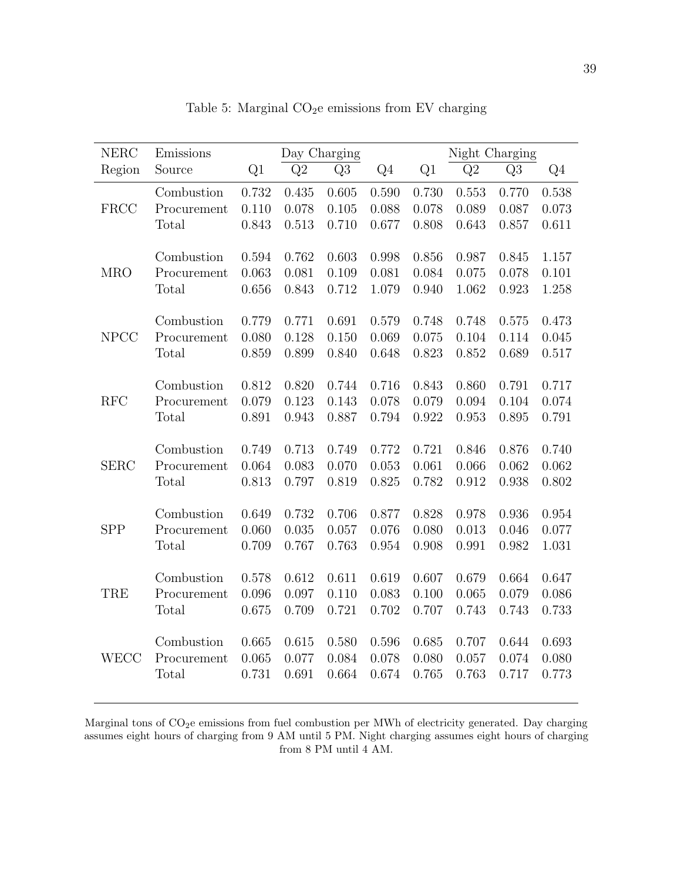Table 5: Marginal $CO_2$e emissions from EV charging

| NERC Region | Emissions Source | Day Charging Q1 | Q2 | Q3 | Q4 | Night Charging Q1 | Q2 | Q3 | Q4 |
|---|---|---|---|---|---|---|---|---|---|
| FRCC | Combustion | 0.732 | 0.435 | 0.605 | 0.590 | 0.730 | 0.553 | 0.770 | 0.538 |
| | Procurement | 0.110 | 0.078 | 0.105 | 0.088 | 0.078 | 0.089 | 0.087 | 0.073 |
| | Total | 0.843 | 0.513 | 0.710 | 0.677 | 0.808 | 0.643 | 0.857 | 0.611 |
| MRO | Combustion | 0.594 | 0.762 | 0.603 | 0.998 | 0.856 | 0.987 | 0.845 | 1.157 |
| | Procurement | 0.063 | 0.081 | 0.109 | 0.081 | 0.084 | 0.075 | 0.078 | 0.101 |
| | Total | 0.656 | 0.843 | 0.712 | 1.079 | 0.940 | 1.062 | 0.923 | 1.258 |
| NPCC | Combustion | 0.779 | 0.771 | 0.691 | 0.579 | 0.748 | 0.748 | 0.575 | 0.473 |
| | Procurement | 0.080 | 0.128 | 0.150 | 0.069 | 0.075 | 0.104 | 0.114 | 0.045 |
| | Total | 0.859 | 0.899 | 0.840 | 0.648 | 0.823 | 0.852 | 0.689 | 0.517 |
| RFC | Combustion | 0.812 | 0.820 | 0.744 | 0.716 | 0.843 | 0.860 | 0.791 | 0.717 |
| | Procurement | 0.079 | 0.123 | 0.143 | 0.078 | 0.079 | 0.094 | 0.104 | 0.074 |
| | Total | 0.891 | 0.943 | 0.887 | 0.794 | 0.922 | 0.953 | 0.895 | 0.791 |
| SERC | Combustion | 0.749 | 0.713 | 0.749 | 0.772 | 0.721 | 0.846 | 0.876 | 0.740 |
| | Procurement | 0.064 | 0.083 | 0.070 | 0.053 | 0.061 | 0.066 | 0.062 | 0.062 |
| | Total | 0.813 | 0.797 | 0.819 | 0.825 | 0.782 | 0.912 | 0.938 | 0.802 |
| SPP | Combustion | 0.649 | 0.732 | 0.706 | 0.877 | 0.828 | 0.978 | 0.936 | 0.954 |
| | Procurement | 0.060 | 0.035 | 0.057 | 0.076 | 0.080 | 0.013 | 0.046 | 0.077 |
| | Total | 0.709 | 0.767 | 0.763 | 0.954 | 0.908 | 0.991 | 0.982 | 1.031 |
| TRE | Combustion | 0.578 | 0.612 | 0.611 | 0.619 | 0.607 | 0.679 | 0.664 | 0.647 |
| | Procurement | 0.096 | 0.097 | 0.110 | 0.083 | 0.100 | 0.065 | 0.079 | 0.086 |
| | Total | 0.675 | 0.709 | 0.721 | 0.702 | 0.707 | 0.743 | 0.743 | 0.733 |
| WECC | Combustion | 0.665 | 0.615 | 0.580 | 0.596 | 0.685 | 0.707 | 0.644 | 0.693 |
| | Procurement | 0.065 | 0.077 | 0.084 | 0.078 | 0.080 | 0.057 | 0.074 | 0.080 |
| | Total | 0.731 | 0.691 | 0.664 | 0.674 | 0.765 | 0.763 | 0.717 | 0.773 |

Marginal tons of $CO_2$e emissions from fuel combustion per MWh of electricity generated. Day charging assumes eight hours of charging from 9 AM until 5 PM. Night charging assumes eight hours of charging from 8 PM until 4 AM.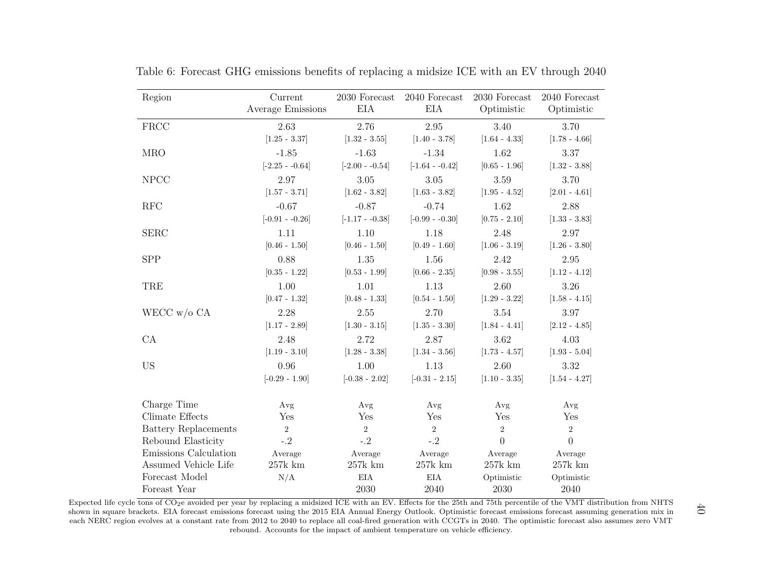Table 6: Forecast GHG emissions benefits of replacing a midsize ICE with an EV through 2040

| Region | Current Average Emissions | 2030 Forecast EIA | 2040 Forecast EIA | 2030 Forecast Optimistic | 2040 Forecast Optimistic |
|---|---|---|---|---|---|
| FRCC | 2.63 | 2.76 | 2.95 | 3.40 | 3.70 |
| | [1.25 - 3.37] | [1.32 - 3.55] | [1.40 - 3.78] | [1.64 - 4.33] | [1.78 - 4.66] |
| MRO | -1.85 | -1.63 | -1.34 | 1.62 | 3.37 |
| | [-2.25 - -0.64] | [-2.00 - -0.54] | [-1.64 - -0.42] | [0.65 - 1.96] | [1.32 - 3.88] |
| NPCC | 2.97 | 3.05 | 3.05 | 3.59 | 3.70 |
| | [1.57 - 3.71] | [1.62 - 3.82] | [1.63 - 3.82] | [1.95 - 4.52] | [2.01 - 4.61] |
| RFC | -0.67 | -0.87 | -0.74 | 1.62 | 2.88 |
| | [-0.91 - -0.26] | [-1.17 - -0.38] | [-0.99 - -0.30] | [0.75 - 2.10] | [1.33 - 3.83] |
| SERC | 1.11 | 1.10 | 1.18 | 2.48 | 2.97 |
| | [0.46 - 1.50] | [0.46 - 1.50] | [0.49 - 1.60] | [1.06 - 3.19] | [1.26 - 3.80] |
| SPP | 0.88 | 1.35 | 1.56 | 2.42 | 2.95 |
| | [0.35 - 1.22] | [0.53 - 1.99] | [0.66 - 2.35] | [0.98 - 3.55] | [1.12 - 4.12] |
| TRE | 1.00 | 1.01 | 1.13 | 2.60 | 3.26 |
| | [0.47 - 1.32] | [0.48 - 1.33] | [0.54 - 1.50] | [1.29 - 3.22] | [1.58 - 4.15] |
| WECC w/o CA | 2.28 | 2.55 | 2.70 | 3.54 | 3.97 |
| | [1.17 - 2.89] | [1.30 - 3.15] | [1.35 - 3.30] | [1.84 - 4.41] | [2.12 - 4.85] |
| CA | 2.48 | 2.72 | 2.87 | 3.62 | 4.03 |
| | [1.19 - 3.10] | [1.28 - 3.38] | [1.34 - 3.56] | [1.73 - 4.57] | [1.93 - 5.04] |
| US | 0.96 | 1.00 | 1.13 | 2.60 | 3.32 |
| | [-0.29 - 1.90] | [-0.38 - 2.02] | [-0.31 - 2.15] | [1.10 - 3.35] | [1.54 - 4.27] |
| Charge Time | Avg | Avg | Avg | Avg | Avg |
| Climate Effects | Yes | Yes | Yes | Yes | Yes |
| Battery Replacements | 2 | 2 | 2 | 2 | 2 |
| Rebound Elasticity | -.2 | -.2 | -.2 | 0 | 0 |
| Emissions Calculation | Average | Average | Average | Average | Average |
| Assumed Vehicle Life | 257k km | 257k km | 257k km | 257k km | 257k km |
| Forecast Model | N/A | EIA | EIA | Optimistic | Optimistic |
| Foreast Year | | 2030 | 2040 | 2030 | 2040 |

Expected life cycle tons of $CO_2e$ avoided per year by replacing a midsized ICE with an EV. Effects for the 25th and 75th percentile of the VMT distribution from NHTS shown in square brackets. EIA forecast emissions forecast using the 2015 EIA Annual Energy Outlook. Optimistic forecast emissions forecast assuming generation mix in each NERC region evolves at a constant rate from 2012 to 2040 to replace all coal-fired generation with CCGTs in 2040. The optimistic forecast also assumes zero VMT rebound. Accounts for the impact of ambient temperature on vehicle efficiency.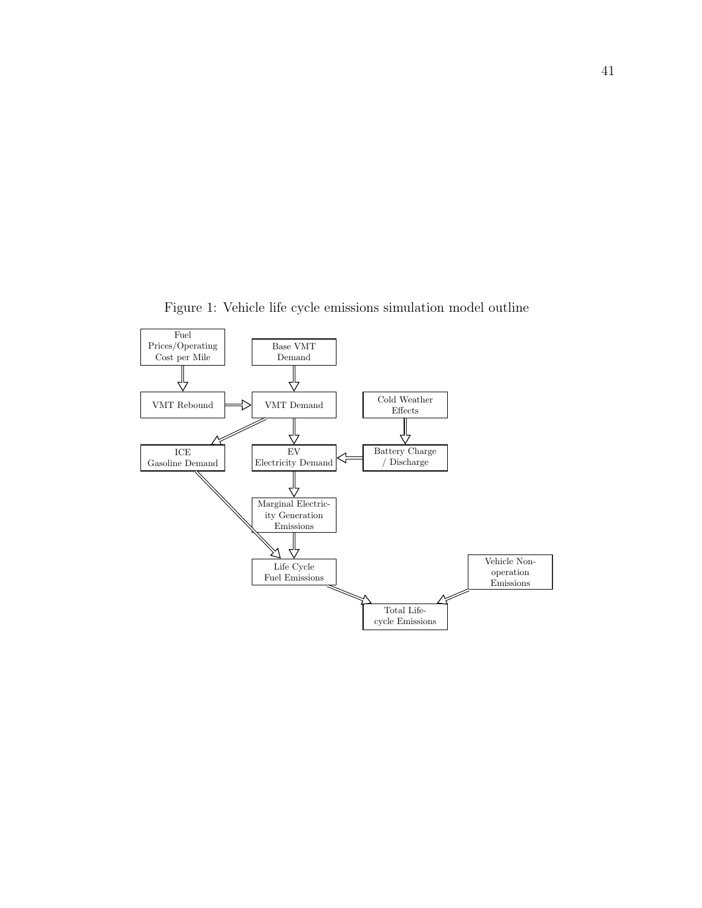Figure 1: Vehicle life cycle emissions simulation model outline

Fuel Prices/Operating Cost per Mile

Base VMT Demand

VMT Rebound

VMT Demand

Cold Weather Effects

ICE Gasoline Demand

EV Electricity Demand

Battery Charge / Discharge

Marginal Electricity Generation Emissions

Life Cycle Fuel Emissions

Vehicle Non-operation Emissions

Total Lifecycle Emissions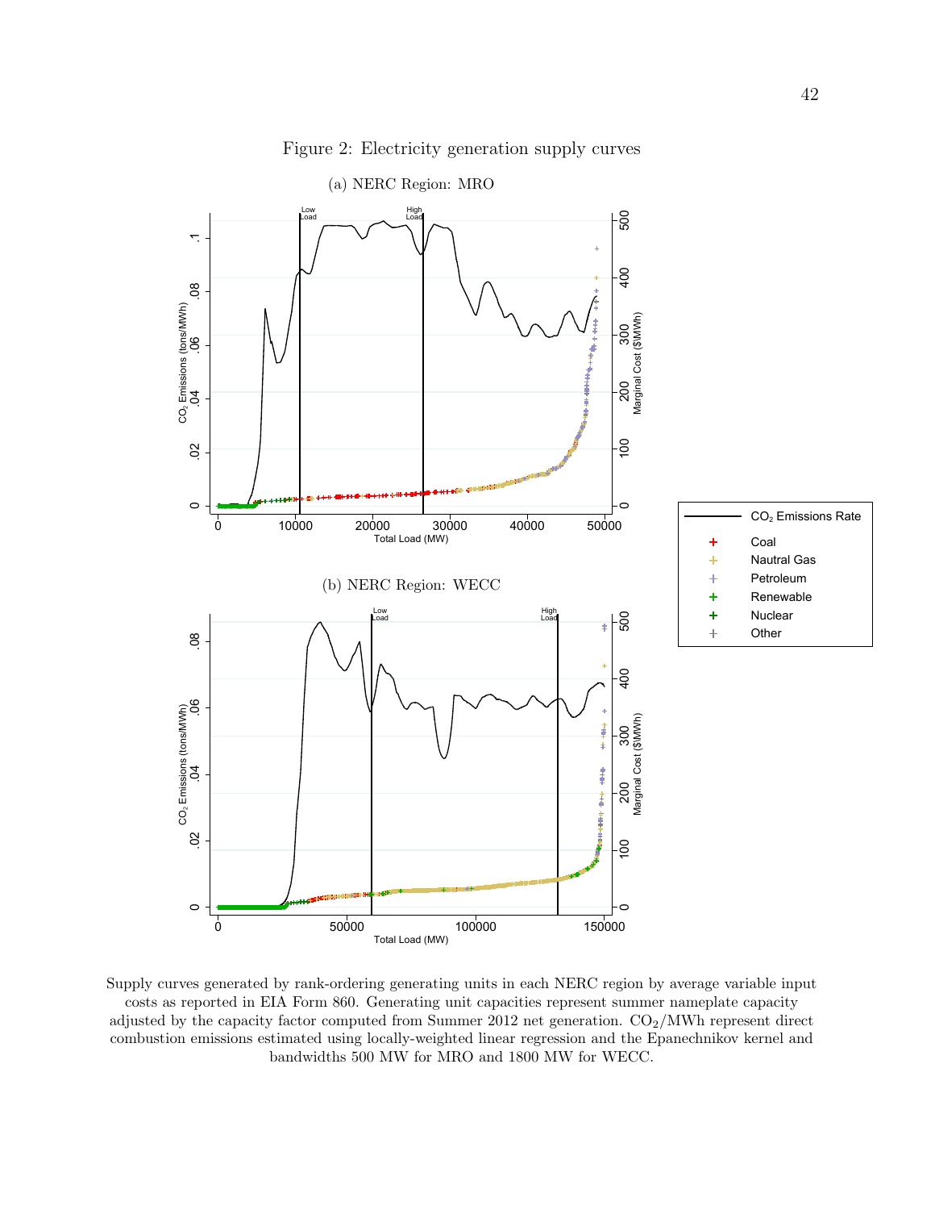Figure 2: Electricity generation supply curves

(a) NERC Region: MRO

(b) NERC Region: WECC

Supply curves generated by rank-ordering generating units in each NERC region by average variable input costs as reported in EIA Form 860. Generating unit capacities represent summer nameplate capacity adjusted by the capacity factor computed from Summer 2012 net generation. $CO_2$/MWh represent direct combustion emissions estimated using locally-weighted linear regression and the Epanechnikov kernel and bandwidths 500 MW for MRO and 1800 MW for WECC.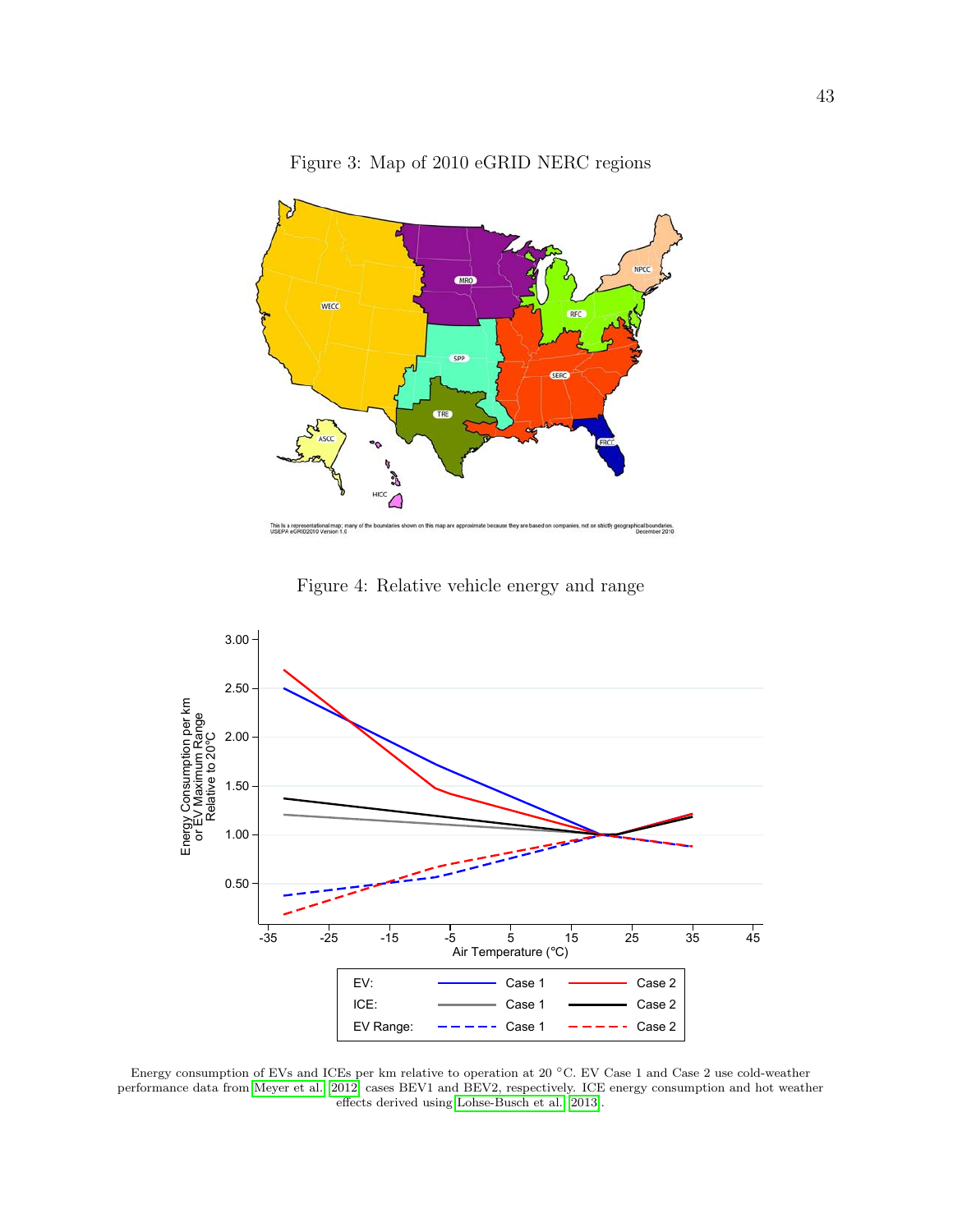Figure 3: Map of 2010 eGRID NERC regions

This is a representational map; many of the boundaries shown on this map are approximate because they are based on companies, not on strictly geographical boundaries.
USEPA eGRID2010 Version 1.0 December 2010

Figure 4: Relative vehicle energy and range

Energy consumption of EVs and ICEs per km relative to operation at 20 °C. EV Case 1 and Case 2 use cold-weather performance data from Meyer et al. 2012 cases BEV1 and BEV2, respectively. ICE energy consumption and hot weather effects derived using Lohse-Busch et al. 2013.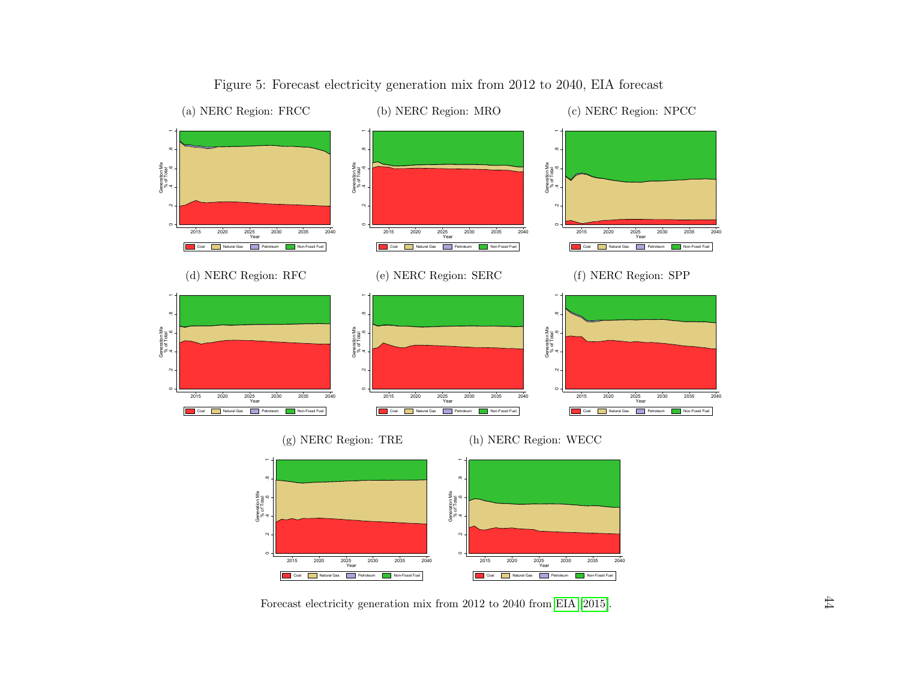Figure 5: Forecast electricity generation mix from 2012 to 2040, EIA forecast

(a) NERC Region: FRCC

(b) NERC Region: MRO

(c) NERC Region: NPCC

(d) NERC Region: RFC

(e) NERC Region: SERC

(f) NERC Region: SPP

(g) NERC Region: TRE

(h) NERC Region: WECC

Forecast electricity generation mix from 2012 to 2040 from EIA (2015).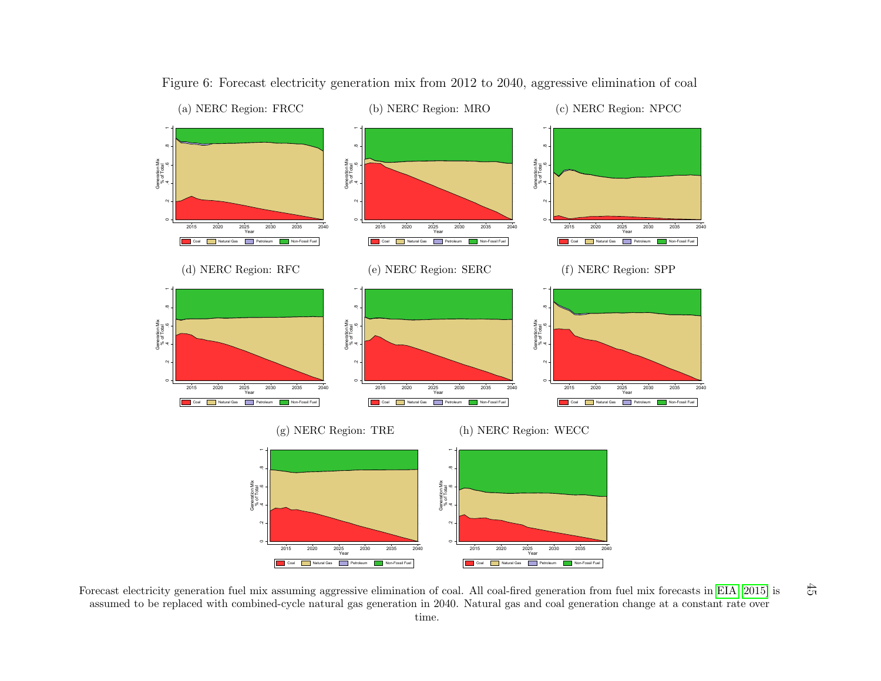Figure 6: Forecast electricity generation mix from 2012 to 2040, aggressive elimination of coal

(a) NERC Region: FRCC

(b) NERC Region: MRO

(c) NERC Region: NPCC

(d) NERC Region: RFC

(e) NERC Region: SERC

(f) NERC Region: SPP

(g) NERC Region: TRE

(h) NERC Region: WECC

Forecast electricity generation fuel mix assuming aggressive elimination of coal. All coal-fired generation from fuel mix forecasts in EIA [2015] is assumed to be replaced with combined-cycle natural gas generation in 2040. Natural gas and coal generation change at a constant rate over time.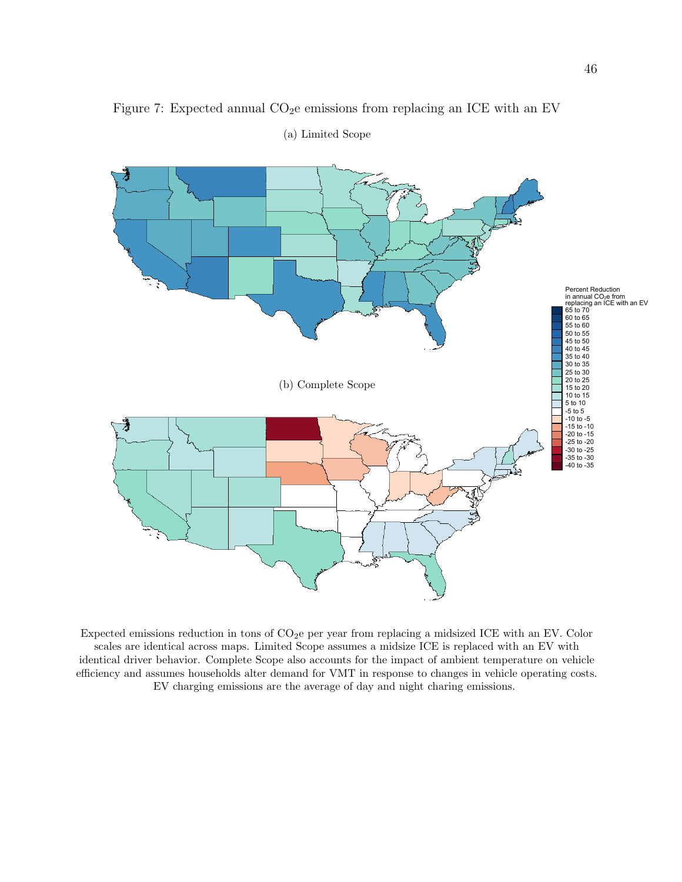Figure 7: Expected annual $CO_2$e emissions from replacing an ICE with an EV

(a) Limited Scope

(b) Complete Scope

Expected emissions reduction in tons of $CO_2$e per year from replacing a midsized ICE with an EV. Color scales are identical across maps. Limited Scope assumes a midsize ICE is replaced with an EV with identical driver behavior. Complete Scope also accounts for the impact of ambient temperature on vehicle efficiency and assumes households alter demand for VMT in response to changes in vehicle operating costs. EV charging emissions are the average of day and night charing emissions.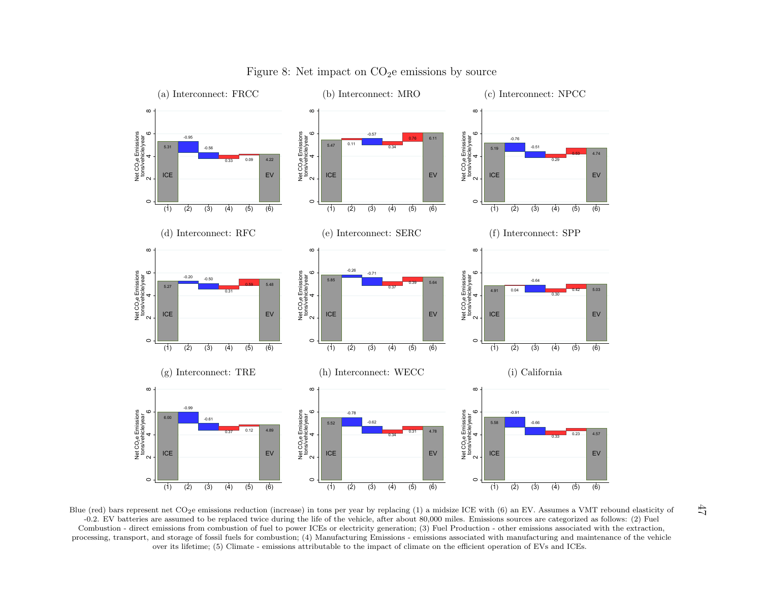# Figure 8: Net impact on $CO_2$e emissions by source

(a) Interconnect: FRCC

(b) Interconnect: MRO

(c) Interconnect: NPCC

(d) Interconnect: RFC

(e) Interconnect: SERC

(f) Interconnect: SPP

(g) Interconnect: TRE

(h) Interconnect: WECC

(i) California

Blue (red) bars represent net $CO_2$e emissions reduction (increase) in tons per year by replacing (1) a midsize ICE with (6) an EV. Assumes a VMT rebound elasticity of -0.2. EV batteries are assumed to be replaced twice during the life of the vehicle, after about 80,000 miles. Emissions sources are categorized as follows: (2) Fuel Combustion - direct emissions from combustion of fuel to power ICEs or electricity generation; (3) Fuel Production - other emissions associated with the extraction, processing, transport, and storage of fossil fuels for combustion; (4) Manufacturing Emissions - emissions associated with manufacturing and maintenance of the vehicle over its lifetime; (5) Climate - emissions attributable to the impact of climate on the efficient operation of EVs and ICEs.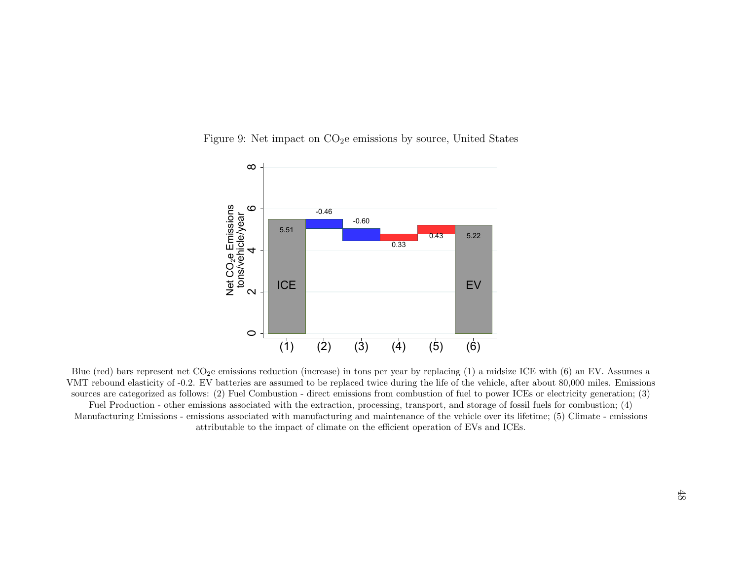Figure 9: Net impact on $CO_2$e emissions by source, United States

Blue (red) bars represent net $CO_2$e emissions reduction (increase) in tons per year by replacing (1) a midsize ICE with (6) an EV. Assumes a VMT rebound elasticity of -0.2. EV batteries are assumed to be replaced twice during the life of the vehicle, after about 80,000 miles. Emissions sources are categorized as follows: (2) Fuel Combustion - direct emissions from combustion of fuel to power ICEs or electricity generation; (3) Fuel Production - other emissions associated with the extraction, processing, transport, and storage of fossil fuels for combustion; (4) Manufacturing Emissions - emissions associated with manufacturing and maintenance of the vehicle over its lifetime; (5) Climate - emissions attributable to the impact of climate on the efficient operation of EVs and ICEs.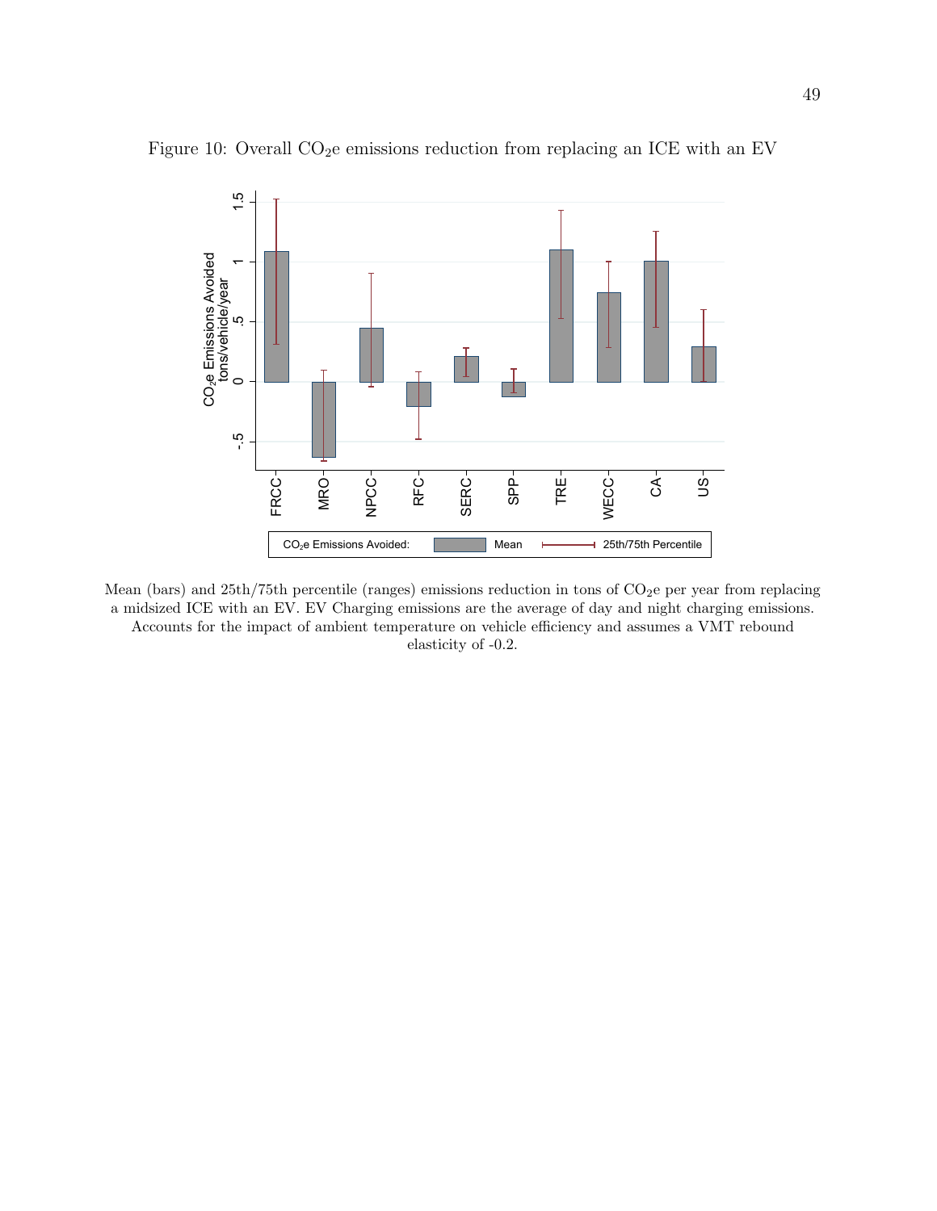Figure 10: Overall $CO_2$e emissions reduction from replacing an ICE with an EV

Mean (bars) and 25th/75th percentile (ranges) emissions reduction in tons of $CO_2$e per year from replacing a midsized ICE with an EV. EV Charging emissions are the average of day and night charging emissions. Accounts for the impact of ambient temperature on vehicle efficiency and assumes a VMT rebound elasticity of -0.2.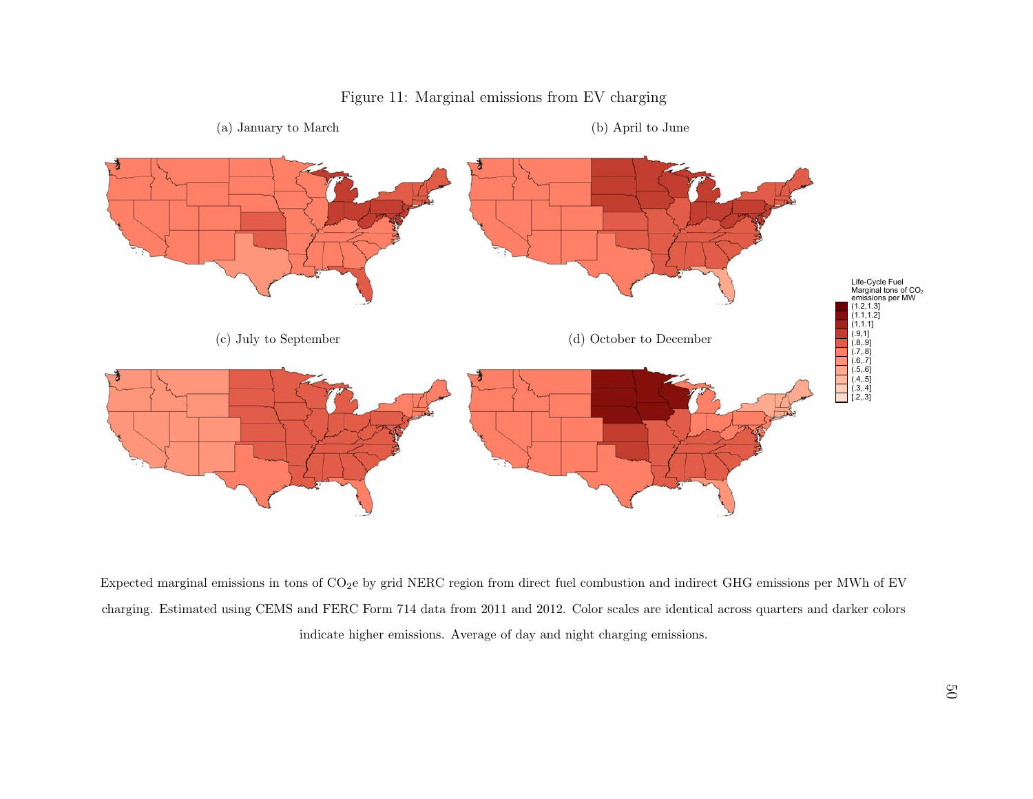Figure 11: Marginal emissions from EV charging

(a) January to March

(b) April to June

(c) July to September

(d) October to December

Life-Cycle Fuel Marginal tons of $CO_2$ emissions per MW
(1.2,1.3]
(1.1,1.2]
(1,1.1]
(.9,1]
(.8,.9]
(.7,.8]
(.6,.7]
(.5,.6]
(.4,.5]
(.3,.4]
[.2,.3]

Expected marginal emissions in tons of $CO_2e$ by grid NERC region from direct fuel combustion and indirect GHG emissions per MWh of EV charging. Estimated using CEMS and FERC Form 714 data from 2011 and 2012. Color scales are identical across quarters and darker colors indicate higher emissions. Average of day and night charging emissions.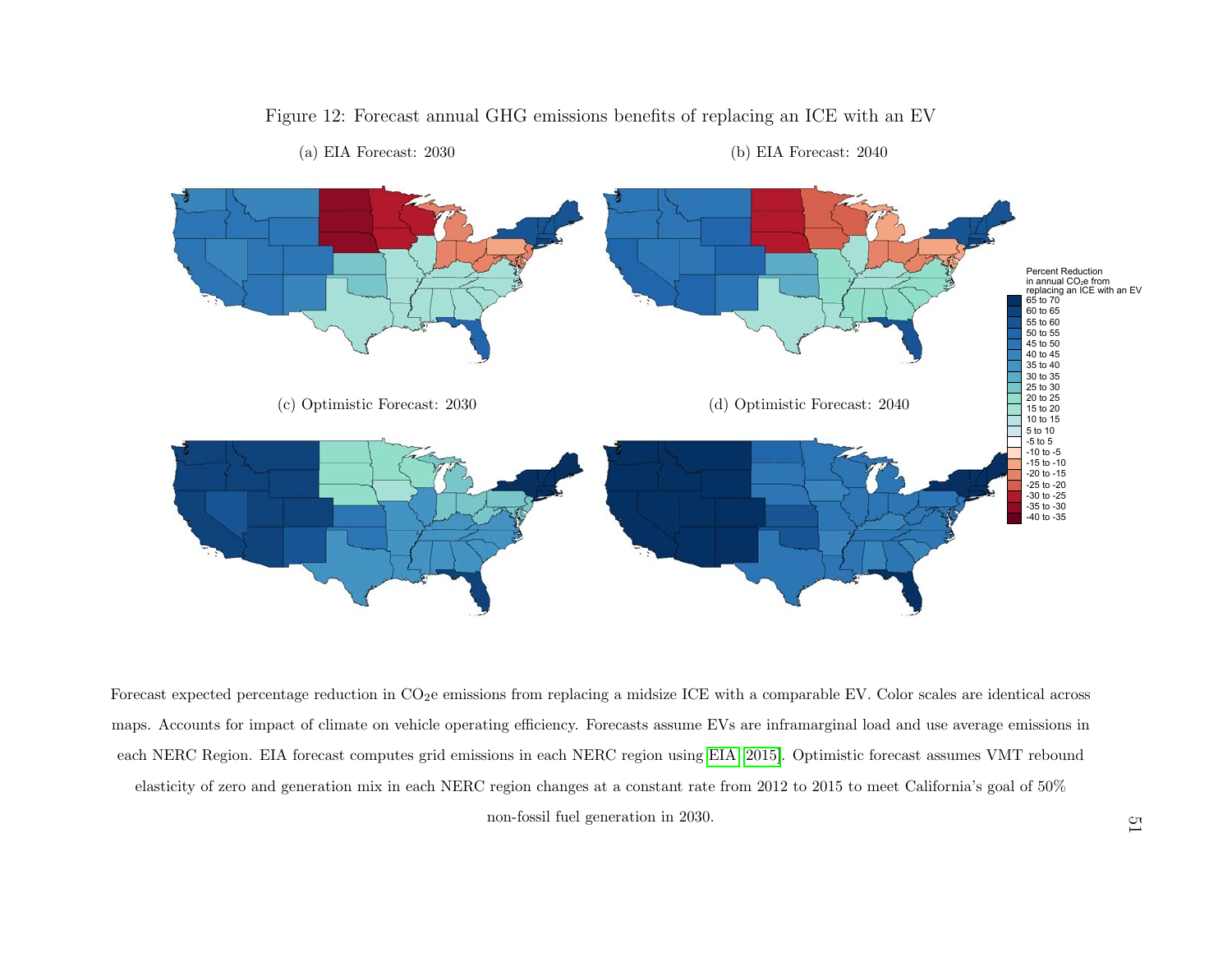Figure 12: Forecast annual GHG emissions benefits of replacing an ICE with an EV

(a) EIA Forecast: 2030

(b) EIA Forecast: 2040

(c) Optimistic Forecast: 2030

(d) Optimistic Forecast: 2040

Forecast expected percentage reduction in $CO_2e$ emissions from replacing a midsize ICE with a comparable EV. Color scales are identical across maps. Accounts for impact of climate on vehicle operating efficiency. Forecasts assume EVs are inframarginal load and use average emissions in each NERC Region. EIA forecast computes grid emissions in each NERC region using EIA [2015]. Optimistic forecast assumes VMT rebound elasticity of zero and generation mix in each NERC region changes at a constant rate from 2012 to 2015 to meet California's goal of 50% non-fossil fuel generation in 2030.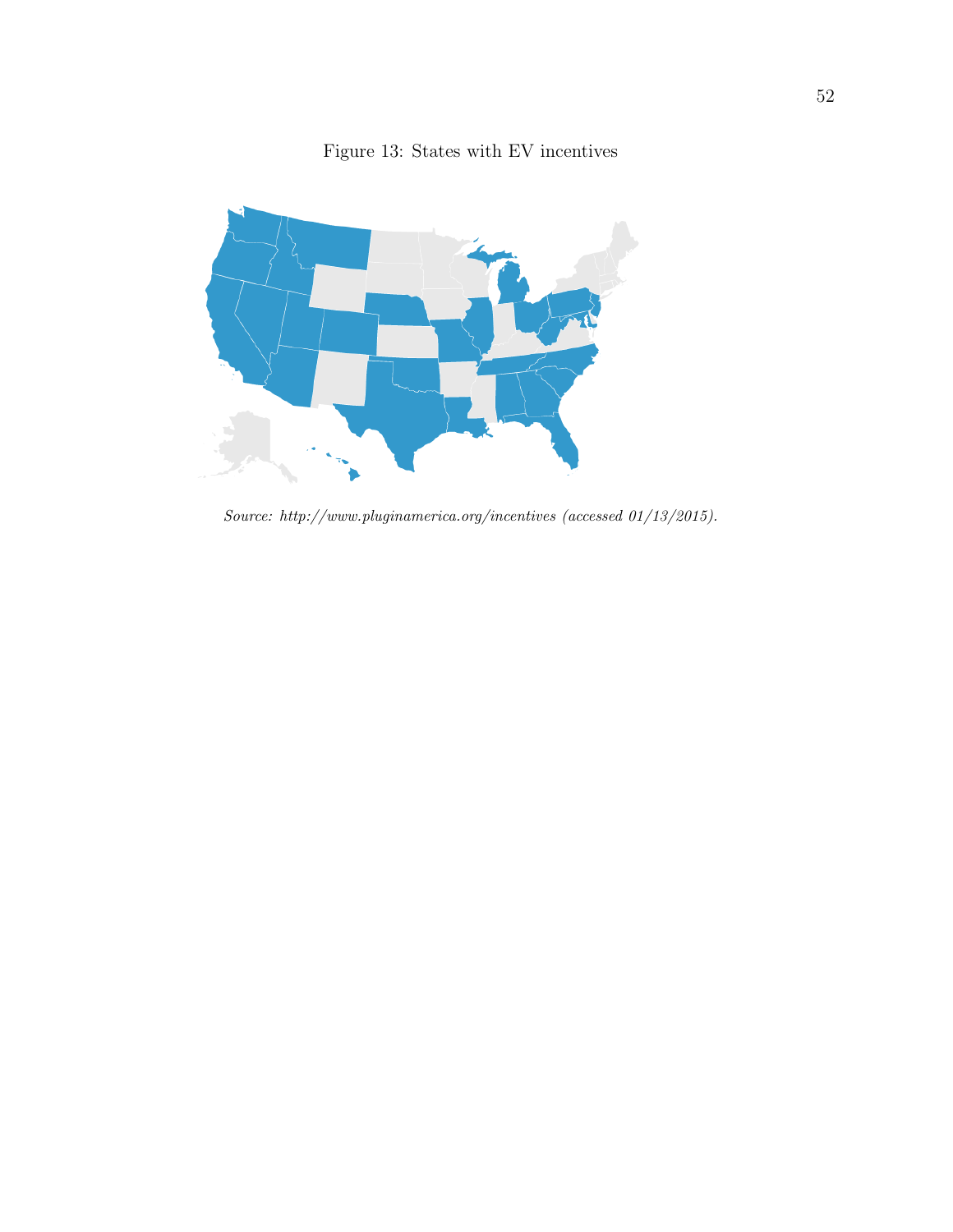Figure 13: States with EV incentives

*Source: http://www.pluginamerica.org/incentives (accessed 01/13/2015).*